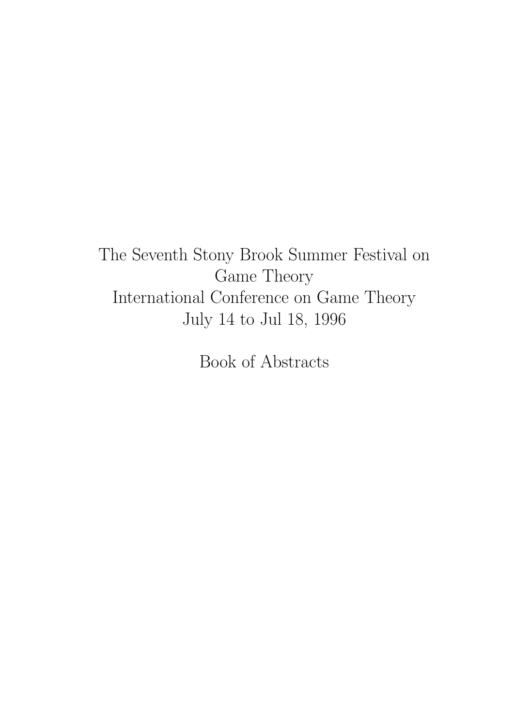# The Seventh Stony Brook Summer Festival on Game Theory

# International Conference on Game Theory

July 14 to Jul 18, 1996

Book of Abstracts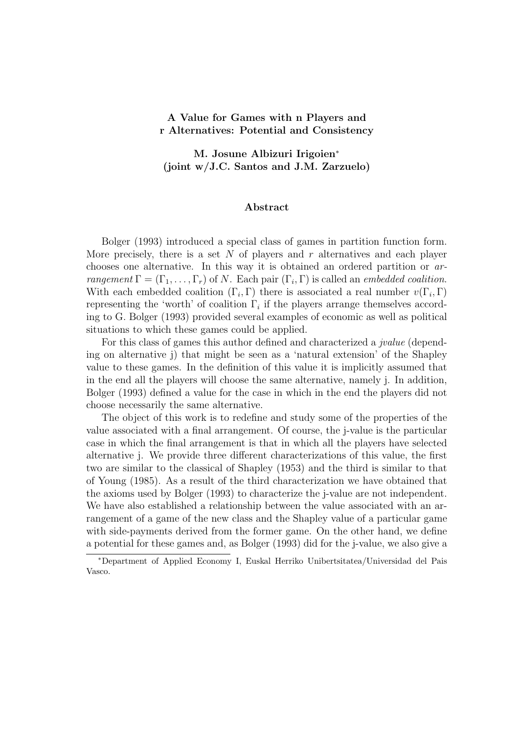**A Value for Games with n Players and r Alternatives: Potential and Consistency**

**M. Josune Albizuri Irigoien[*]**
**(joint w/J.C. Santos and J.M. Zarzuelo)**

**Abstract**

Bolger (1993) introduced a special class of games in partition function form. More precisely, there is a set $N$ of players and $r$ alternatives and each player chooses one alternative. In this way it is obtained an ordered partition or *arrangement* $\Gamma = (\Gamma_1, \ldots, \Gamma_r)$ of $N$. Each pair $(\Gamma_i, \Gamma)$ is called an *embedded coalition*. With each embedded coalition $(\Gamma_i, \Gamma)$ there is associated a real number $v(\Gamma_i, \Gamma)$ representing the 'worth' of coalition $\Gamma_i$ if the players arrange themselves according to G. Bolger (1993) provided several examples of economic as well as political situations to which these games could be applied.

For this class of games this author defined and characterized a *jvalue* (depending on alternative j) that might be seen as a 'natural extension' of the Shapley value to these games. In the definition of this value it is implicitly assumed that in the end all the players will choose the same alternative, namely j. In addition, Bolger (1993) defined a value for the case in which in the end the players did not choose necessarily the same alternative.

The object of this work is to redefine and study some of the properties of the value associated with a final arrangement. Of course, the j-value is the particular case in which the final arrangement is that in which all the players have selected alternative j. We provide three different characterizations of this value, the first two are similar to the classical of Shapley (1953) and the third is similar to that of Young (1985). As a result of the third characterization we have obtained that the axioms used by Bolger (1993) to characterize the j-value are not independent. We have also established a relationship between the value associated with an arrangement of a game of the new class and the Shapley value of a particular game with side-payments derived from the former game. On the other hand, we define a potential for these games and, as Bolger (1993) did for the j-value, we also give a

[*] Department of Applied Economy I, Euskal Herriko Unibertsitatea/Universidad del Pais Vasco.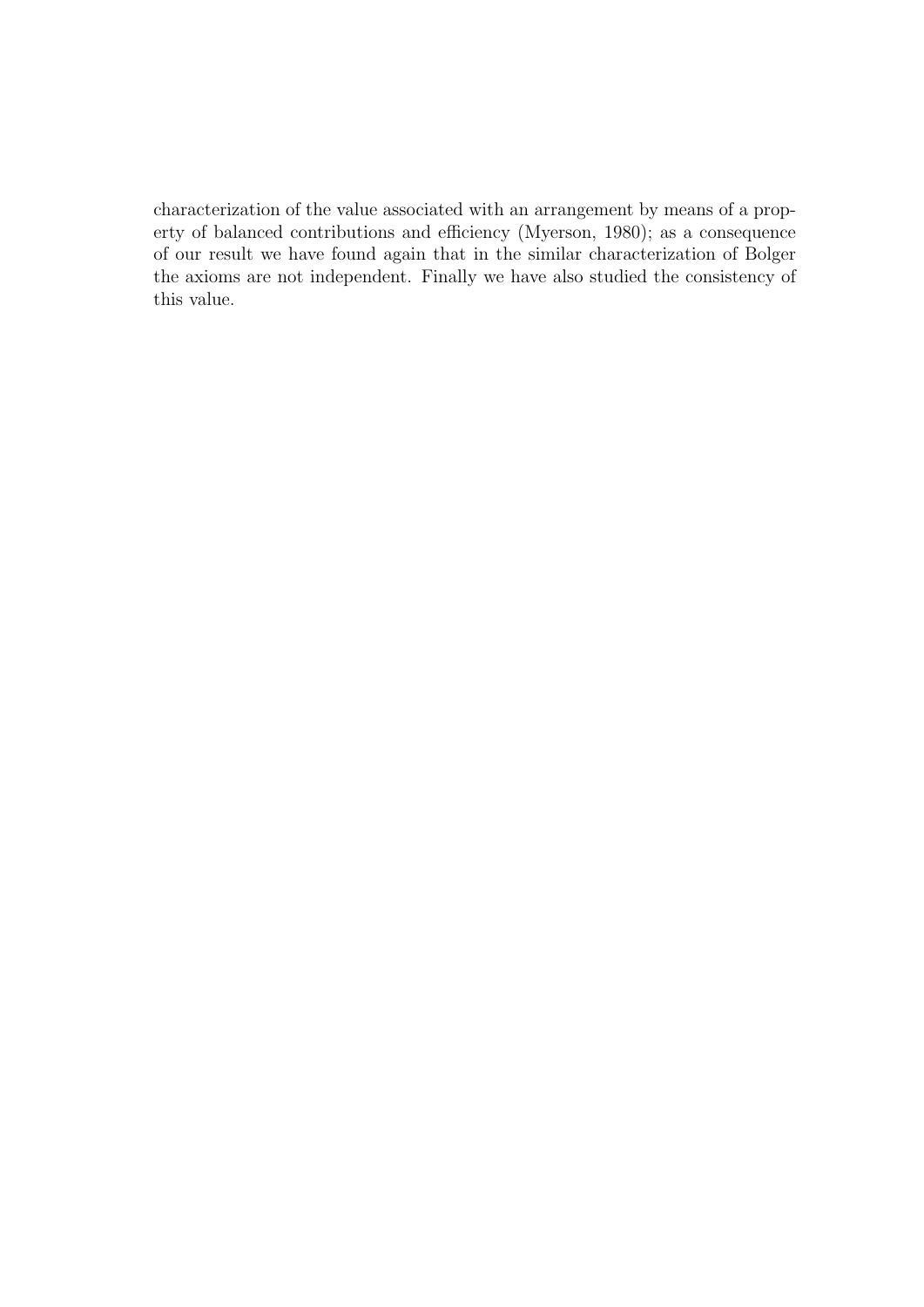characterization of the value associated with an arrangement by means of a property of balanced contributions and efficiency (Myerson, 1980); as a consequence of our result we have found again that in the similar characterization of Bolger the axioms are not independent. Finally we have also studied the consistency of this value.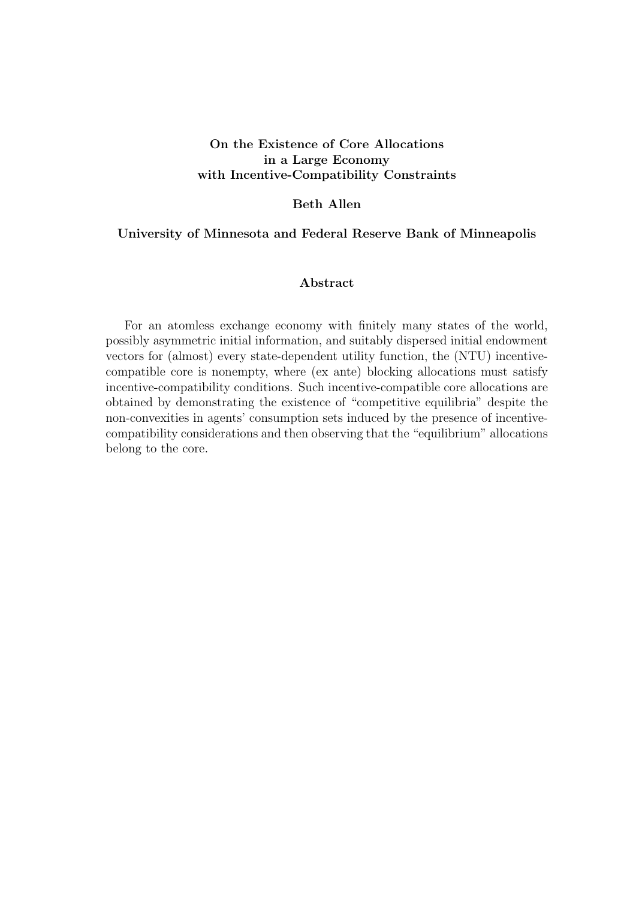**On the Existence of Core Allocations in a Large Economy with Incentive-Compatibility Constraints**

**Beth Allen**

**University of Minnesota and Federal Reserve Bank of Minneapolis**

**Abstract**

For an atomless exchange economy with finitely many states of the world, possibly asymmetric initial information, and suitably dispersed initial endowment vectors for (almost) every state-dependent utility function, the (NTU) incentive-compatible core is nonempty, where (ex ante) blocking allocations must satisfy incentive-compatibility conditions. Such incentive-compatible core allocations are obtained by demonstrating the existence of "competitive equilibria" despite the non-convexities in agents' consumption sets induced by the presence of incentive-compatibility considerations and then observing that the "equilibrium" allocations belong to the core.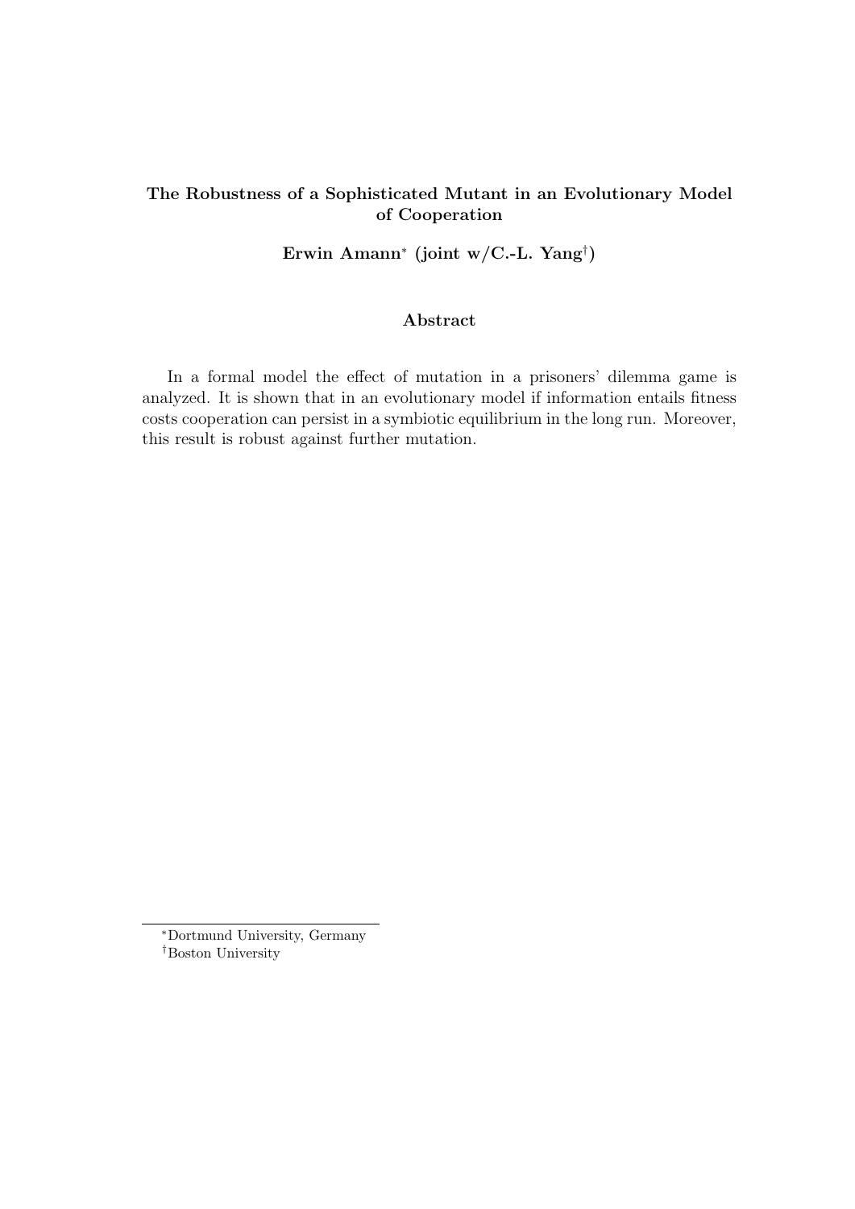## The Robustness of a Sophisticated Mutant in an Evolutionary Model of Cooperation

**Erwin Amann\* (joint w/C.-L. Yang†)**

### Abstract

In a formal model the effect of mutation in a prisoners' dilemma game is analyzed. It is shown that in an evolutionary model if information entails fitness costs cooperation can persist in a symbiotic equilibrium in the long run. Moreover, this result is robust against further mutation.

---

\*Dortmund University, Germany

†Boston University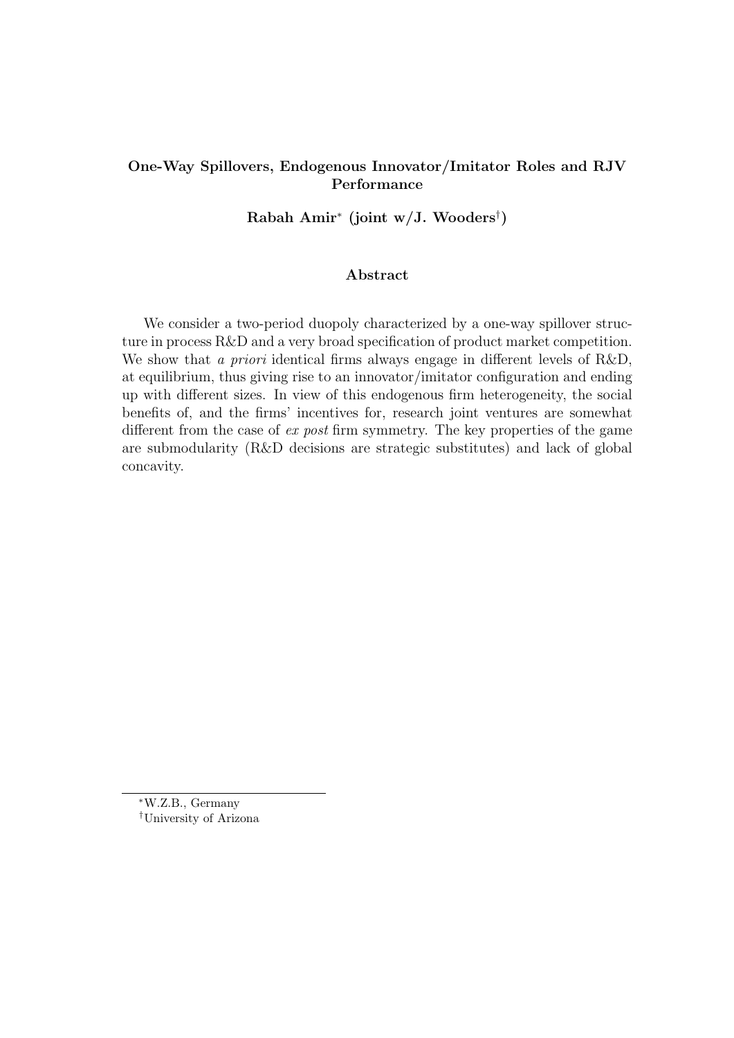**One-Way Spillovers, Endogenous Innovator/Imitator Roles and RJV Performance**

**Rabah Amir[*] (joint w/J. Wooders[†])**

**Abstract**

We consider a two-period duopoly characterized by a one-way spillover structure in process R&D and a very broad specification of product market competition. We show that *a priori* identical firms always engage in different levels of R&D, at equilibrium, thus giving rise to an innovator/imitator configuration and ending up with different sizes. In view of this endogenous firm heterogeneity, the social benefits of, and the firms' incentives for, research joint ventures are somewhat different from the case of *ex post* firm symmetry. The key properties of the game are submodularity (R&D decisions are strategic substitutes) and lack of global concavity.

---

[*] W.Z.B., Germany

[†] University of Arizona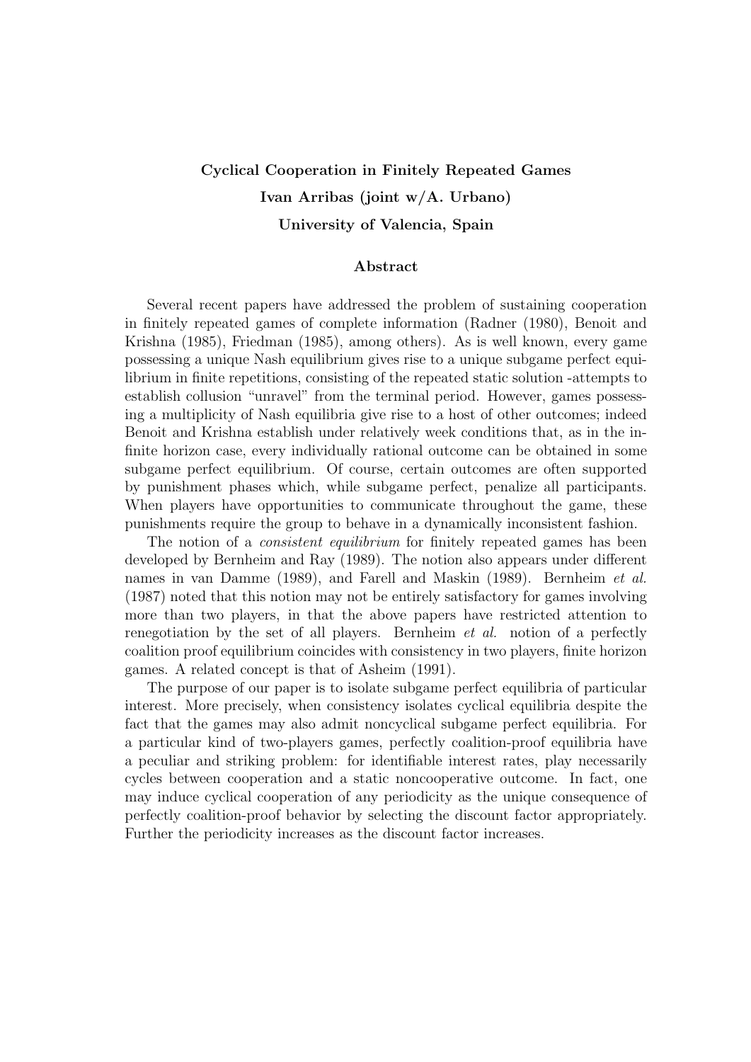**Cyclical Cooperation in Finitely Repeated Games**

**Ivan Arribas (joint w/A. Urbano)**

**University of Valencia, Spain**

**Abstract**

Several recent papers have addressed the problem of sustaining cooperation in finitely repeated games of complete information (Radner (1980), Benoit and Krishna (1985), Friedman (1985), among others). As is well known, every game possessing a unique Nash equilibrium gives rise to a unique subgame perfect equilibrium in finite repetitions, consisting of the repeated static solution -attempts to establish collusion "unravel" from the terminal period. However, games possessing a multiplicity of Nash equilibria give rise to a host of other outcomes; indeed Benoit and Krishna establish under relatively week conditions that, as in the infinite horizon case, every individually rational outcome can be obtained in some subgame perfect equilibrium. Of course, certain outcomes are often supported by punishment phases which, while subgame perfect, penalize all participants. When players have opportunities to communicate throughout the game, these punishments require the group to behave in a dynamically inconsistent fashion.

The notion of a *consistent equilibrium* for finitely repeated games has been developed by Bernheim and Ray (1989). The notion also appears under different names in van Damme (1989), and Farell and Maskin (1989). Bernheim *et al.* (1987) noted that this notion may not be entirely satisfactory for games involving more than two players, in that the above papers have restricted attention to renegotiation by the set of all players. Bernheim *et al.* notion of a perfectly coalition proof equilibrium coincides with consistency in two players, finite horizon games. A related concept is that of Asheim (1991).

The purpose of our paper is to isolate subgame perfect equilibria of particular interest. More precisely, when consistency isolates cyclical equilibria despite the fact that the games may also admit noncyclical subgame perfect equilibria. For a particular kind of two-players games, perfectly coalition-proof equilibria have a peculiar and striking problem: for identifiable interest rates, play necessarily cycles between cooperation and a static noncooperative outcome. In fact, one may induce cyclical cooperation of any periodicity as the unique consequence of perfectly coalition-proof behavior by selecting the discount factor appropriately. Further the periodicity increases as the discount factor increases.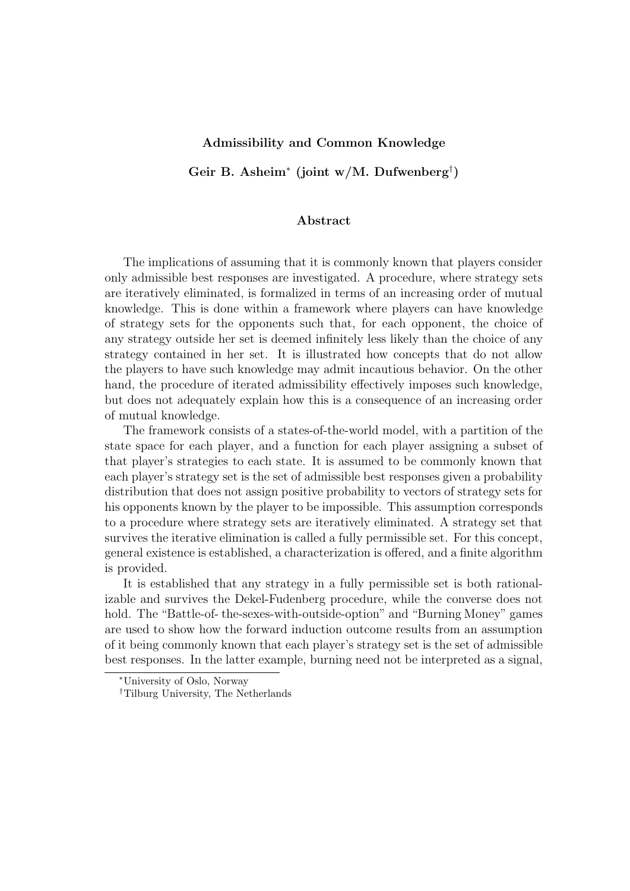**Admissibility and Common Knowledge**

**Geir B. Asheim[*] (joint w/M. Dufwenberg[†])**

**Abstract**

The implications of assuming that it is commonly known that players consider only admissible best responses are investigated. A procedure, where strategy sets are iteratively eliminated, is formalized in terms of an increasing order of mutual knowledge. This is done within a framework where players can have knowledge of strategy sets for the opponents such that, for each opponent, the choice of any strategy outside her set is deemed infinitely less likely than the choice of any strategy contained in her set. It is illustrated how concepts that do not allow the players to have such knowledge may admit incautious behavior. On the other hand, the procedure of iterated admissibility effectively imposes such knowledge, but does not adequately explain how this is a consequence of an increasing order of mutual knowledge.

The framework consists of a states-of-the-world model, with a partition of the state space for each player, and a function for each player assigning a subset of that player's strategies to each state. It is assumed to be commonly known that each player's strategy set is the set of admissible best responses given a probability distribution that does not assign positive probability to vectors of strategy sets for his opponents known by the player to be impossible. This assumption corresponds to a procedure where strategy sets are iteratively eliminated. A strategy set that survives the iterative elimination is called a fully permissible set. For this concept, general existence is established, a characterization is offered, and a finite algorithm is provided.

It is established that any strategy in a fully permissible set is both rationalizable and survives the Dekel-Fudenberg procedure, while the converse does not hold. The "Battle-of- the-sexes-with-outside-option" and "Burning Money" games are used to show how the forward induction outcome results from an assumption of it being commonly known that each player's strategy set is the set of admissible best responses. In the latter example, burning need not be interpreted as a signal,

[*] University of Oslo, Norway

[†] Tilburg University, The Netherlands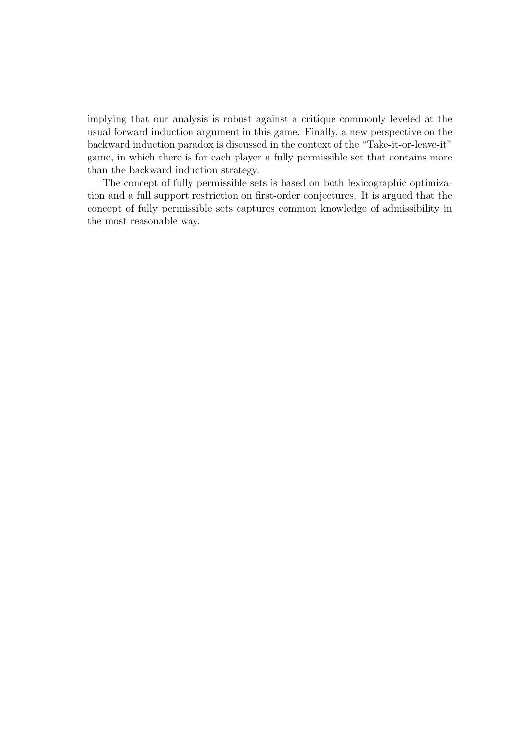implying that our analysis is robust against a critique commonly leveled at the usual forward induction argument in this game. Finally, a new perspective on the backward induction paradox is discussed in the context of the "Take-it-or-leave-it" game, in which there is for each player a fully permissible set that contains more than the backward induction strategy.

The concept of fully permissible sets is based on both lexicographic optimization and a full support restriction on first-order conjectures. It is argued that the concept of fully permissible sets captures common knowledge of admissibility in the most reasonable way.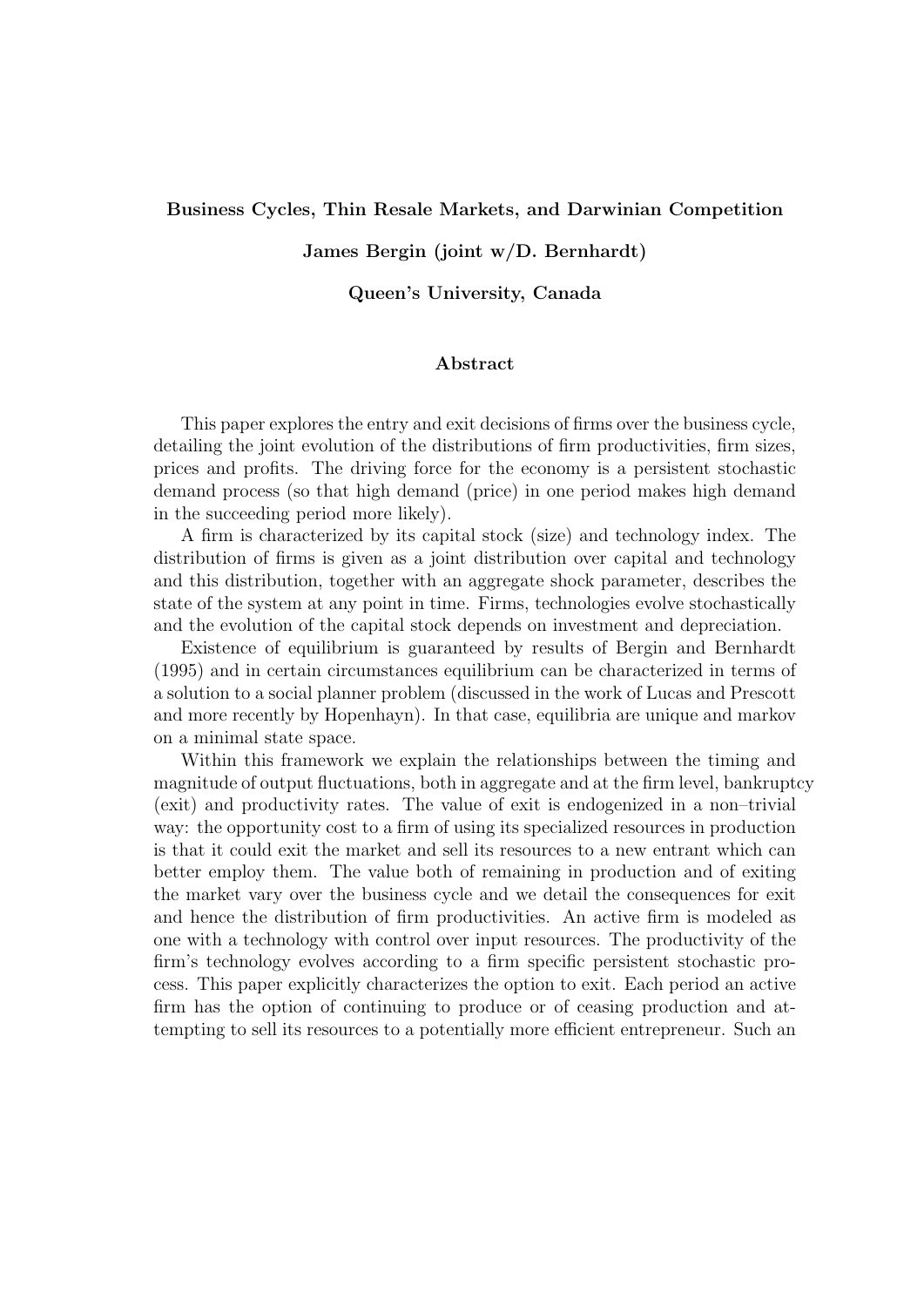**Business Cycles, Thin Resale Markets, and Darwinian Competition**

**James Bergin (joint w/D. Bernhardt)**

**Queen's University, Canada**

**Abstract**

This paper explores the entry and exit decisions of firms over the business cycle, detailing the joint evolution of the distributions of firm productivities, firm sizes, prices and profits. The driving force for the economy is a persistent stochastic demand process (so that high demand (price) in one period makes high demand in the succeeding period more likely).

A firm is characterized by its capital stock (size) and technology index. The distribution of firms is given as a joint distribution over capital and technology and this distribution, together with an aggregate shock parameter, describes the state of the system at any point in time. Firms, technologies evolve stochastically and the evolution of the capital stock depends on investment and depreciation.

Existence of equilibrium is guaranteed by results of Bergin and Bernhardt (1995) and in certain circumstances equilibrium can be characterized in terms of a solution to a social planner problem (discussed in the work of Lucas and Prescott and more recently by Hopenhayn). In that case, equilibria are unique and markov on a minimal state space.

Within this framework we explain the relationships between the timing and magnitude of output fluctuations, both in aggregate and at the firm level, bankruptcy (exit) and productivity rates. The value of exit is endogenized in a non–trivial way: the opportunity cost to a firm of using its specialized resources in production is that it could exit the market and sell its resources to a new entrant which can better employ them. The value both of remaining in production and of exiting the market vary over the business cycle and we detail the consequences for exit and hence the distribution of firm productivities. An active firm is modeled as one with a technology with control over input resources. The productivity of the firm's technology evolves according to a firm specific persistent stochastic process. This paper explicitly characterizes the option to exit. Each period an active firm has the option of continuing to produce or of ceasing production and attempting to sell its resources to a potentially more efficient entrepreneur. Such an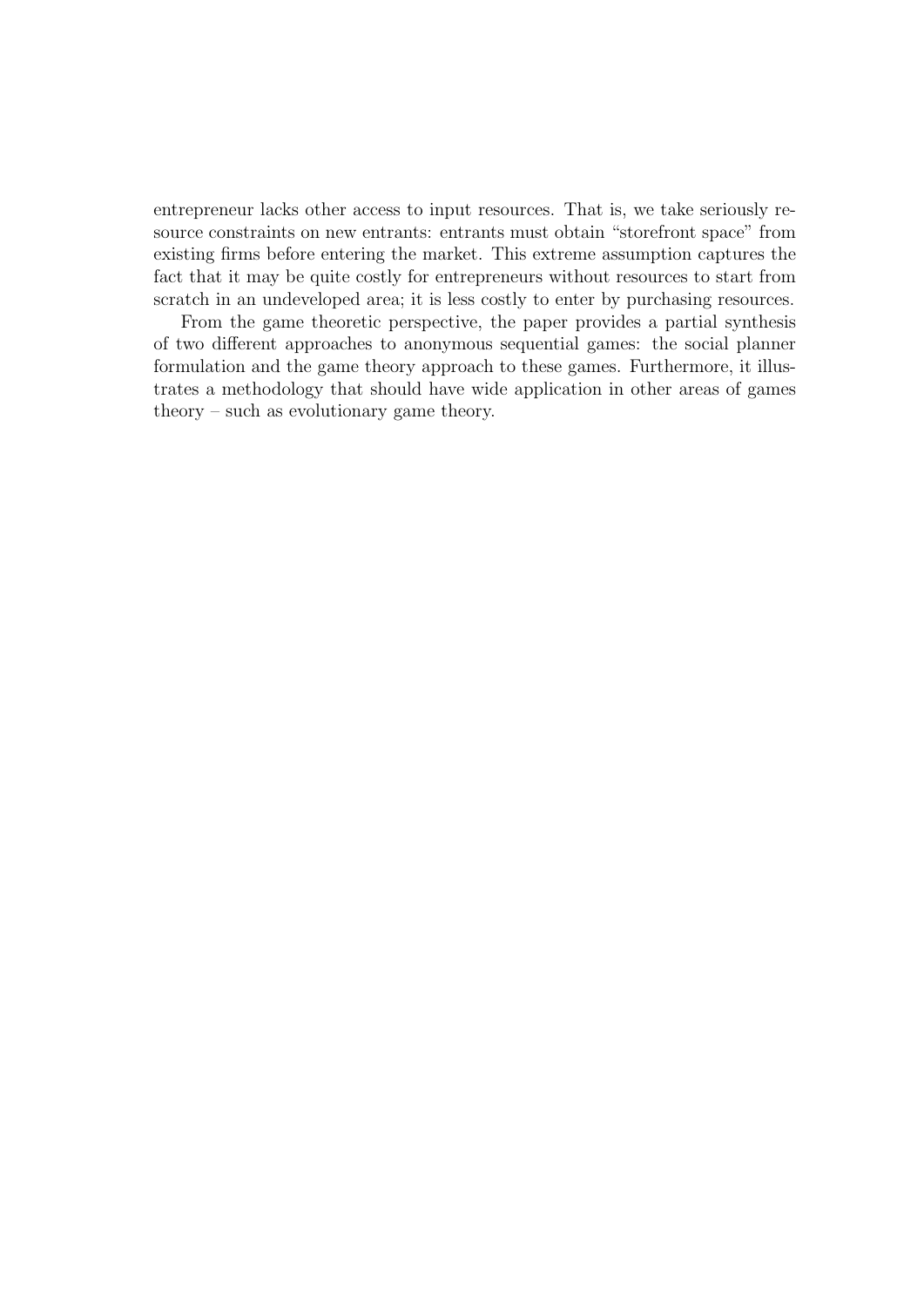entrepreneur lacks other access to input resources. That is, we take seriously resource constraints on new entrants: entrants must obtain "storefront space" from existing firms before entering the market. This extreme assumption captures the fact that it may be quite costly for entrepreneurs without resources to start from scratch in an undeveloped area; it is less costly to enter by purchasing resources.

From the game theoretic perspective, the paper provides a partial synthesis of two different approaches to anonymous sequential games: the social planner formulation and the game theory approach to these games. Furthermore, it illustrates a methodology that should have wide application in other areas of games theory – such as evolutionary game theory.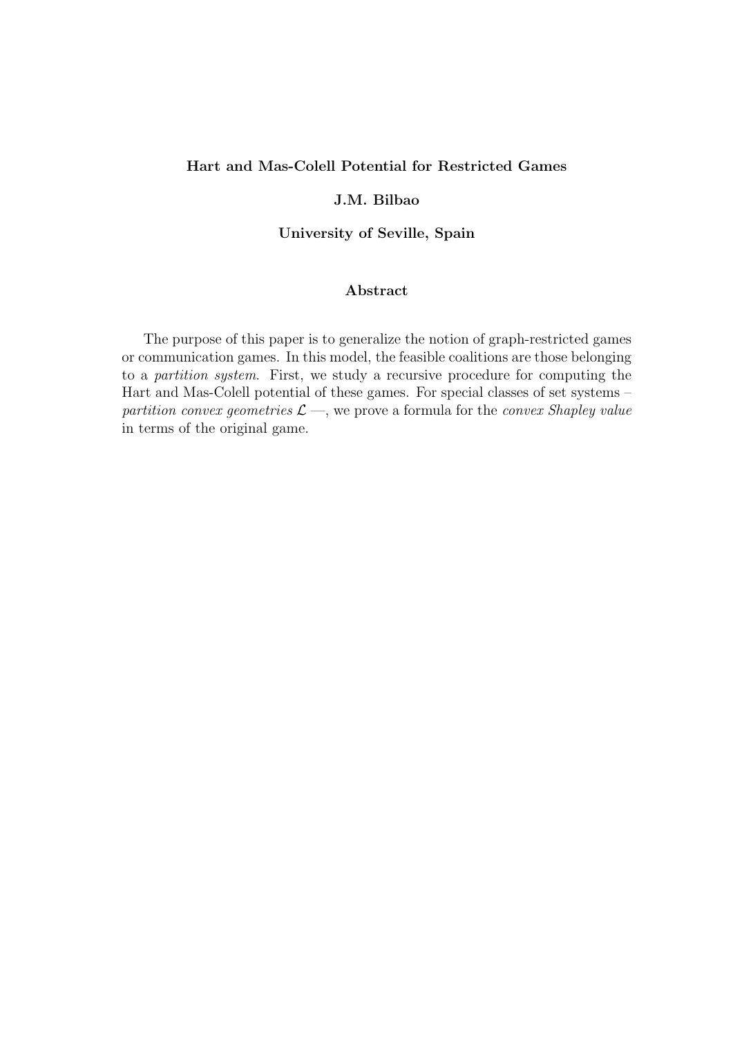**Hart and Mas-Colell Potential for Restricted Games**

**J.M. Bilbao**

**University of Seville, Spain**

**Abstract**

The purpose of this paper is to generalize the notion of graph-restricted games or communication games. In this model, the feasible coalitions are those belonging to a *partition system*. First, we study a recursive procedure for computing the Hart and Mas-Colell potential of these games. For special classes of set systems – *partition convex geometries* $\mathcal{L}$ —, we prove a formula for the *convex Shapley value* in terms of the original game.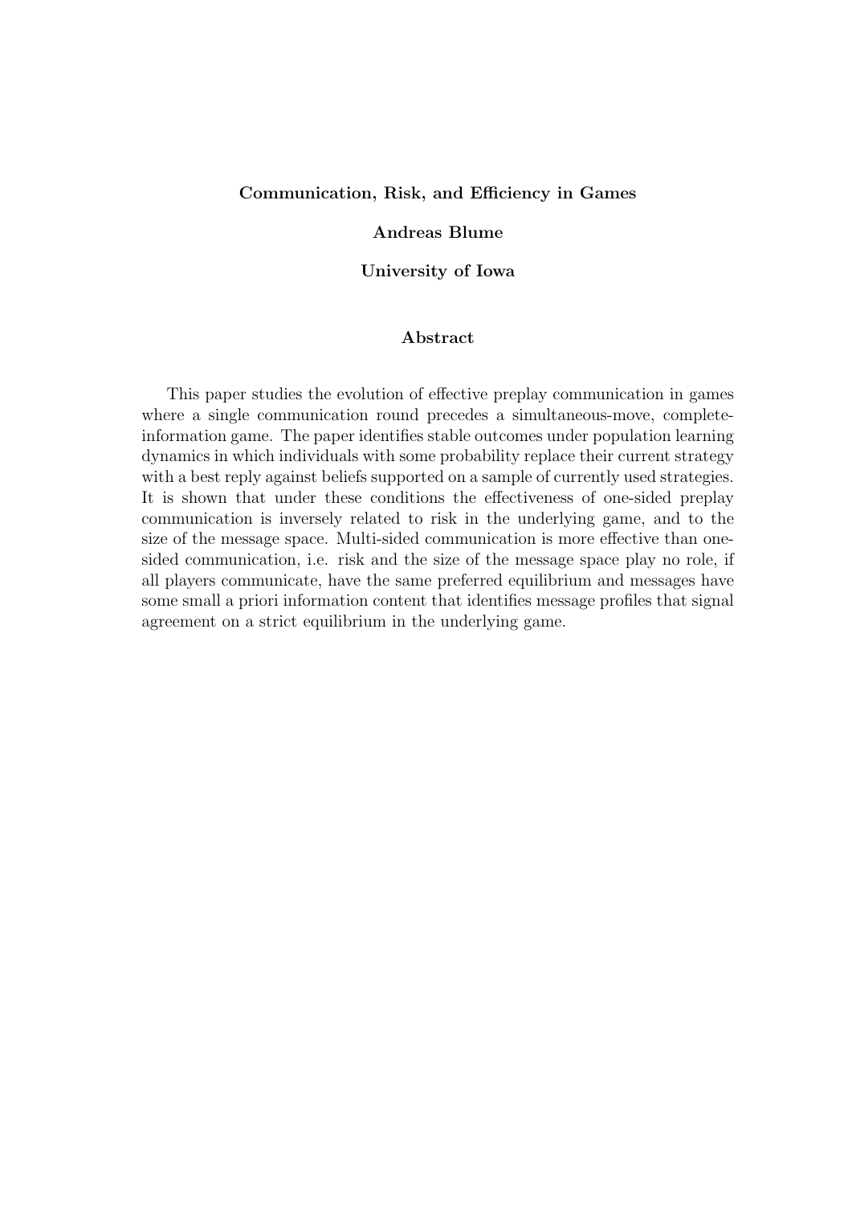**Communication, Risk, and Efficiency in Games**

**Andreas Blume**

**University of Iowa**

**Abstract**

This paper studies the evolution of effective preplay communication in games where a single communication round precedes a simultaneous-move, complete-information game. The paper identifies stable outcomes under population learning dynamics in which individuals with some probability replace their current strategy with a best reply against beliefs supported on a sample of currently used strategies. It is shown that under these conditions the effectiveness of one-sided preplay communication is inversely related to risk in the underlying game, and to the size of the message space. Multi-sided communication is more effective than one-sided communication, i.e. risk and the size of the message space play no role, if all players communicate, have the same preferred equilibrium and messages have some small a priori information content that identifies message profiles that signal agreement on a strict equilibrium in the underlying game.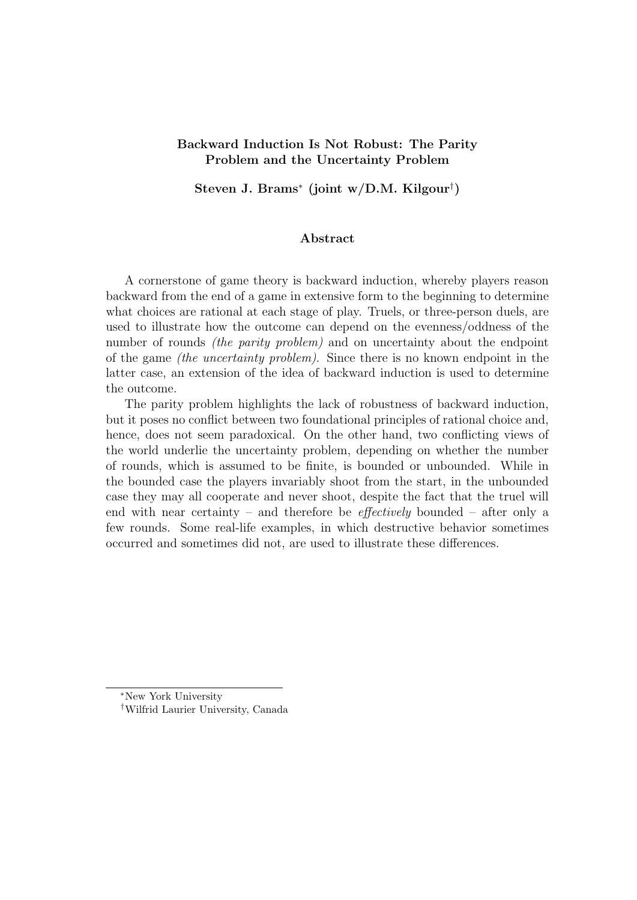**Backward Induction Is Not Robust: The Parity Problem and the Uncertainty Problem**

**Steven J. Brams[*] (joint w/D.M. Kilgour[†])**

**Abstract**

A cornerstone of game theory is backward induction, whereby players reason backward from the end of a game in extensive form to the beginning to determine what choices are rational at each stage of play. Truels, or three-person duels, are used to illustrate how the outcome can depend on the evenness/oddness of the number of rounds *(the parity problem)* and on uncertainty about the endpoint of the game *(the uncertainty problem)*. Since there is no known endpoint in the latter case, an extension of the idea of backward induction is used to determine the outcome.

The parity problem highlights the lack of robustness of backward induction, but it poses no conflict between two foundational principles of rational choice and, hence, does not seem paradoxical. On the other hand, two conflicting views of the world underlie the uncertainty problem, depending on whether the number of rounds, which is assumed to be finite, is bounded or unbounded. While in the bounded case the players invariably shoot from the start, in the unbounded case they may all cooperate and never shoot, despite the fact that the truel will end with near certainty – and therefore be *effectively* bounded – after only a few rounds. Some real-life examples, in which destructive behavior sometimes occurred and sometimes did not, are used to illustrate these differences.

---

[*] New York University

[†] Wilfrid Laurier University, Canada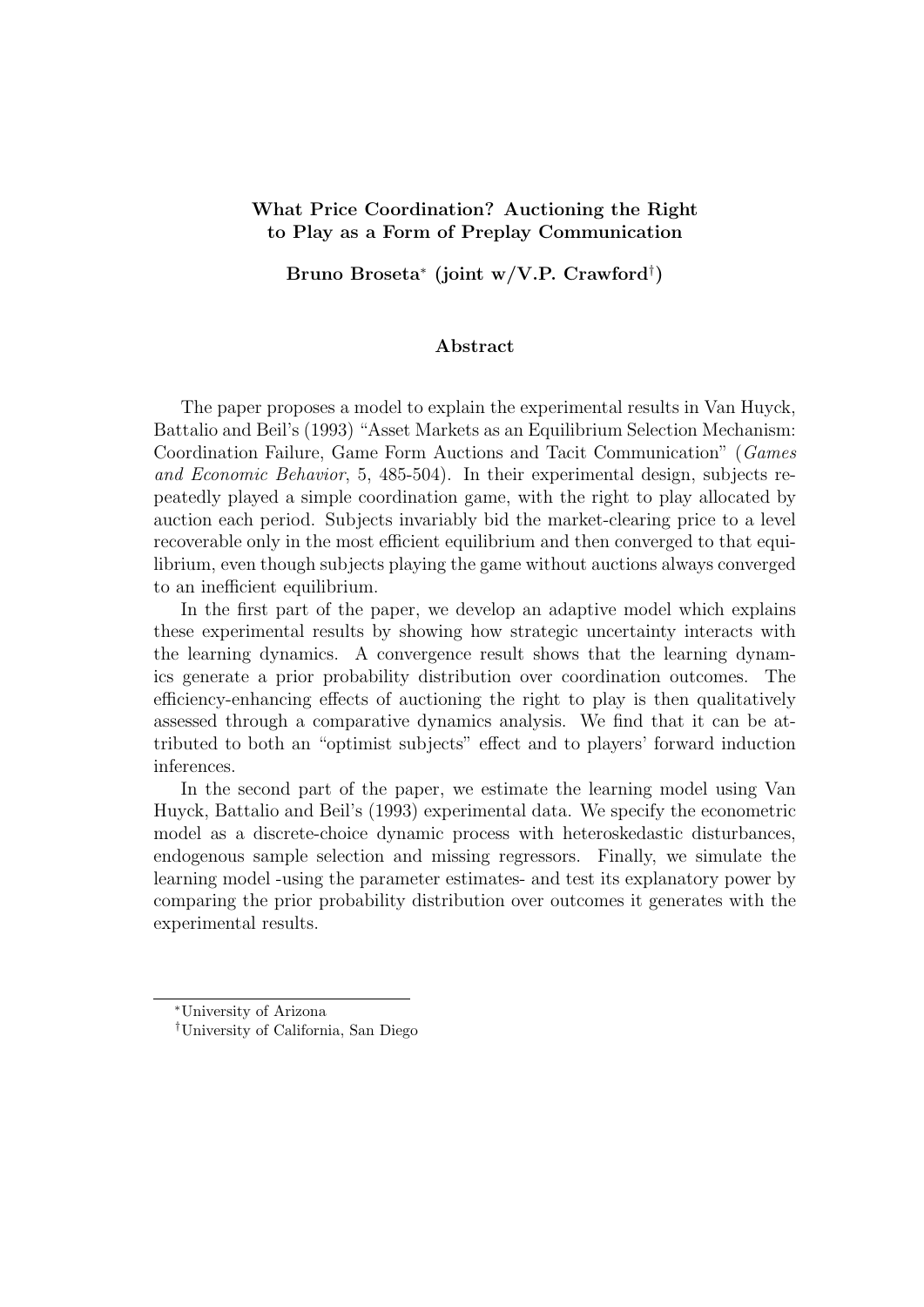**What Price Coordination? Auctioning the Right to Play as a Form of Preplay Communication**

**Bruno Broseta[*] (joint w/V.P. Crawford[†])**

**Abstract**

The paper proposes a model to explain the experimental results in Van Huyck, Battalio and Beil's (1993) "Asset Markets as an Equilibrium Selection Mechanism: Coordination Failure, Game Form Auctions and Tacit Communication" (*Games and Economic Behavior*, 5, 485-504). In their experimental design, subjects repeatedly played a simple coordination game, with the right to play allocated by auction each period. Subjects invariably bid the market-clearing price to a level recoverable only in the most efficient equilibrium and then converged to that equilibrium, even though subjects playing the game without auctions always converged to an inefficient equilibrium.

In the first part of the paper, we develop an adaptive model which explains these experimental results by showing how strategic uncertainty interacts with the learning dynamics. A convergence result shows that the learning dynamics generate a prior probability distribution over coordination outcomes. The efficiency-enhancing effects of auctioning the right to play is then qualitatively assessed through a comparative dynamics analysis. We find that it can be attributed to both an "optimist subjects" effect and to players' forward induction inferences.

In the second part of the paper, we estimate the learning model using Van Huyck, Battalio and Beil's (1993) experimental data. We specify the econometric model as a discrete-choice dynamic process with heteroskedastic disturbances, endogenous sample selection and missing regressors. Finally, we simulate the learning model -using the parameter estimates- and test its explanatory power by comparing the prior probability distribution over outcomes it generates with the experimental results.

[*]University of Arizona

[†]University of California, San Diego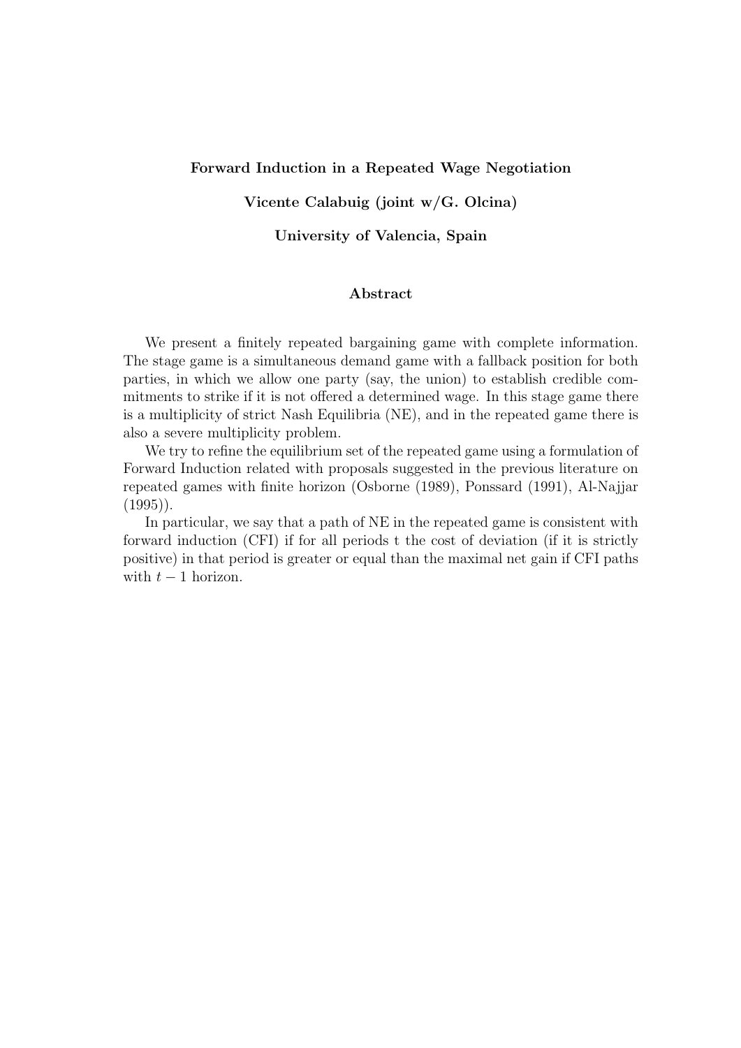**Forward Induction in a Repeated Wage Negotiation**

**Vicente Calabuig (joint w/G. Olcina)**

**University of Valencia, Spain**

## Abstract

We present a finitely repeated bargaining game with complete information. The stage game is a simultaneous demand game with a fallback position for both parties, in which we allow one party (say, the union) to establish credible commitments to strike if it is not offered a determined wage. In this stage game there is a multiplicity of strict Nash Equilibria (NE), and in the repeated game there is also a severe multiplicity problem.

We try to refine the equilibrium set of the repeated game using a formulation of Forward Induction related with proposals suggested in the previous literature on repeated games with finite horizon (Osborne (1989), Ponssard (1991), Al-Najjar (1995)).

In particular, we say that a path of NE in the repeated game is consistent with forward induction (CFI) if for all periods t the cost of deviation (if it is strictly positive) in that period is greater or equal than the maximal net gain if CFI paths with $t-1$ horizon.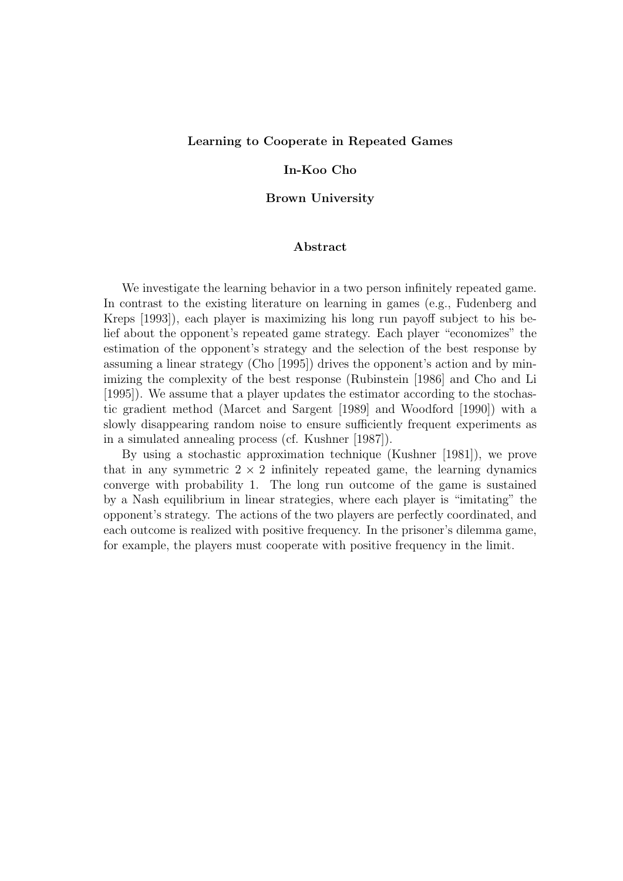**Learning to Cooperate in Repeated Games**

**In-Koo Cho**

**Brown University**

**Abstract**

We investigate the learning behavior in a two person infinitely repeated game. In contrast to the existing literature on learning in games (e.g., Fudenberg and Kreps [1993]), each player is maximizing his long run payoff subject to his belief about the opponent's repeated game strategy. Each player "economizes" the estimation of the opponent's strategy and the selection of the best response by assuming a linear strategy (Cho [1995]) drives the opponent's action and by minimizing the complexity of the best response (Rubinstein [1986] and Cho and Li [1995]). We assume that a player updates the estimator according to the stochastic gradient method (Marcet and Sargent [1989] and Woodford [1990]) with a slowly disappearing random noise to ensure sufficiently frequent experiments as in a simulated annealing process (cf. Kushner [1987]).

By using a stochastic approximation technique (Kushner [1981]), we prove that in any symmetric $2 \times 2$ infinitely repeated game, the learning dynamics converge with probability 1. The long run outcome of the game is sustained by a Nash equilibrium in linear strategies, where each player is "imitating" the opponent's strategy. The actions of the two players are perfectly coordinated, and each outcome is realized with positive frequency. In the prisoner's dilemma game, for example, the players must cooperate with positive frequency in the limit.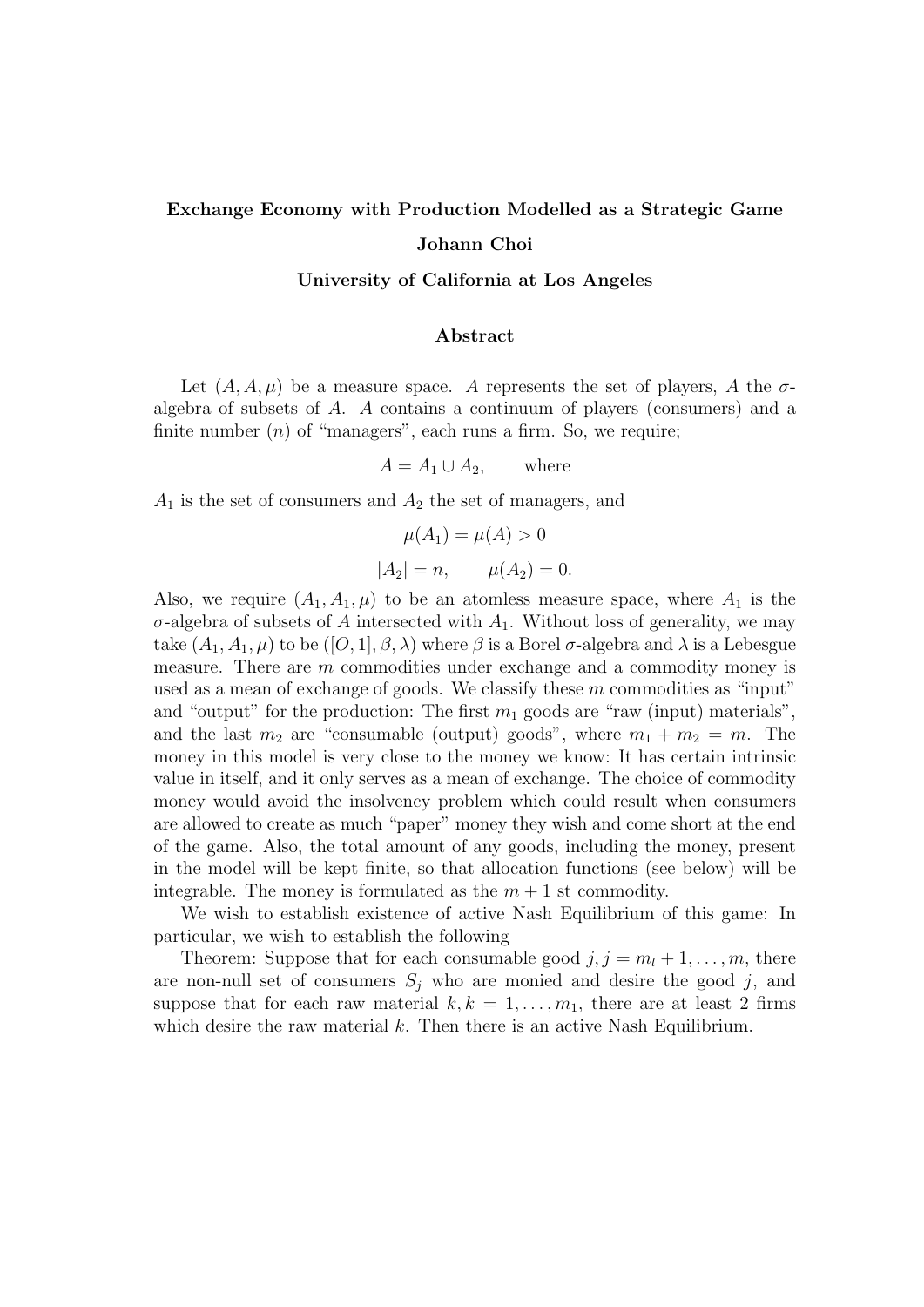**Exchange Economy with Production Modelled as a Strategic Game**

**Johann Choi**

**University of California at Los Angeles**

**Abstract**

Let $(A, A, \mu)$ be a measure space. $A$ represents the set of players, $A$ the $\sigma$-algebra of subsets of $A$. $A$ contains a continuum of players (consumers) and a finite number ($n$) of "managers", each runs a firm. So, we require;

$$A = A_1 \cup A_2, \qquad \text{where}$$

$A_1$ is the set of consumers and $A_2$ the set of managers, and

$$\mu(A_1) = \mu(A) > 0$$

$$|A_2| = n, \qquad \mu(A_2) = 0.$$

Also, we require $(A_1, A_1, \mu)$ to be an atomless measure space, where $A_1$ is the $\sigma$-algebra of subsets of $A$ intersected with $A_1$. Without loss of generality, we may take $(A_1, A_1, \mu)$ to be $([O, 1], \beta, \lambda)$ where $\beta$ is a Borel $\sigma$-algebra and $\lambda$ is a Lebesgue measure. There are $m$ commodities under exchange and a commodity money is used as a mean of exchange of goods. We classify these $m$ commodities as "input" and "output" for the production: The first $m_1$ goods are "raw (input) materials", and the last $m_2$ are "consumable (output) goods", where $m_1 + m_2 = m$. The money in this model is very close to the money we know: It has certain intrinsic value in itself, and it only serves as a mean of exchange. The choice of commodity money would avoid the insolvency problem which could result when consumers are allowed to create as much "paper" money they wish and come short at the end of the game. Also, the total amount of any goods, including the money, present in the model will be kept finite, so that allocation functions (see below) will be integrable. The money is formulated as the $m + 1$ st commodity.

We wish to establish existence of active Nash Equilibrium of this game: In particular, we wish to establish the following

Theorem: Suppose that for each consumable good $j, j = m_l + 1, \ldots, m$, there are non-null set of consumers $S_j$ who are monied and desire the good $j$, and suppose that for each raw material $k, k = 1, \ldots, m_1$, there are at least 2 firms which desire the raw material $k$. Then there is an active Nash Equilibrium.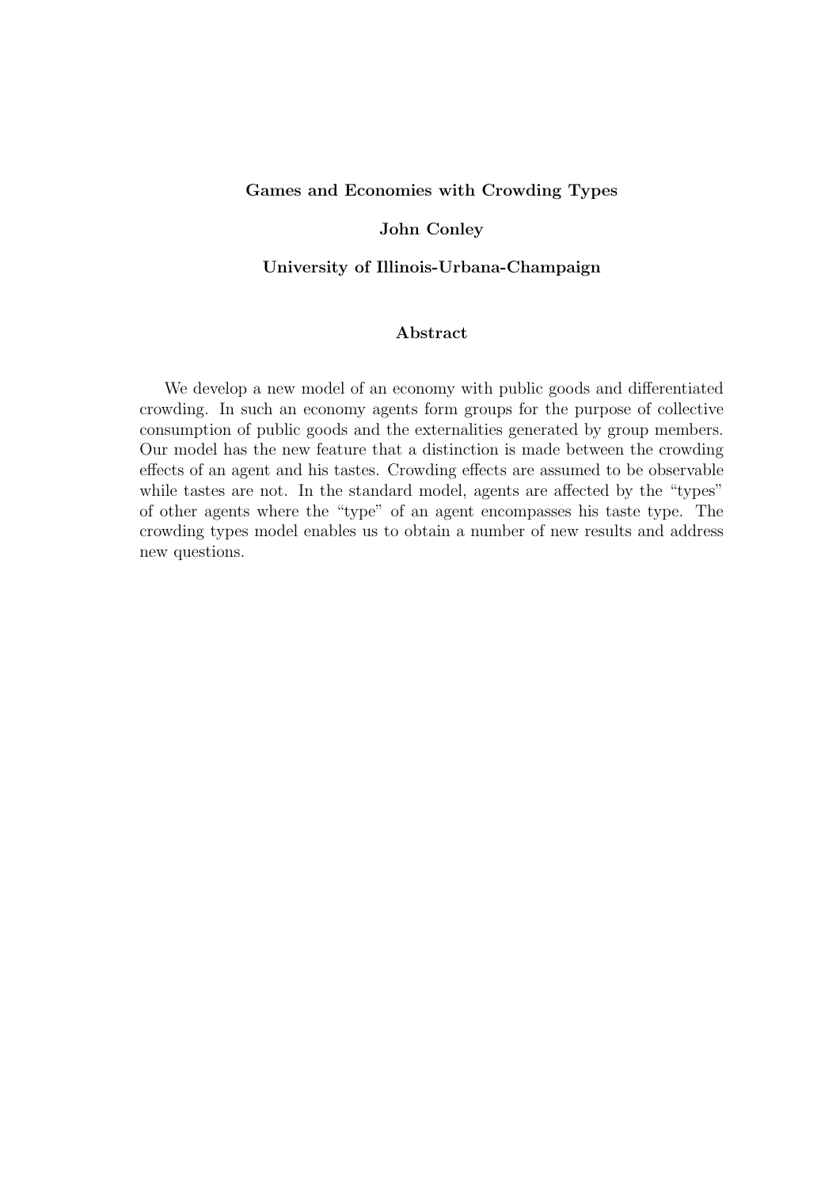**Games and Economies with Crowding Types**

**John Conley**

**University of Illinois-Urbana-Champaign**

**Abstract**

We develop a new model of an economy with public goods and differentiated crowding. In such an economy agents form groups for the purpose of collective consumption of public goods and the externalities generated by group members. Our model has the new feature that a distinction is made between the crowding effects of an agent and his tastes. Crowding effects are assumed to be observable while tastes are not. In the standard model, agents are affected by the "types" of other agents where the "type" of an agent encompasses his taste type. The crowding types model enables us to obtain a number of new results and address new questions.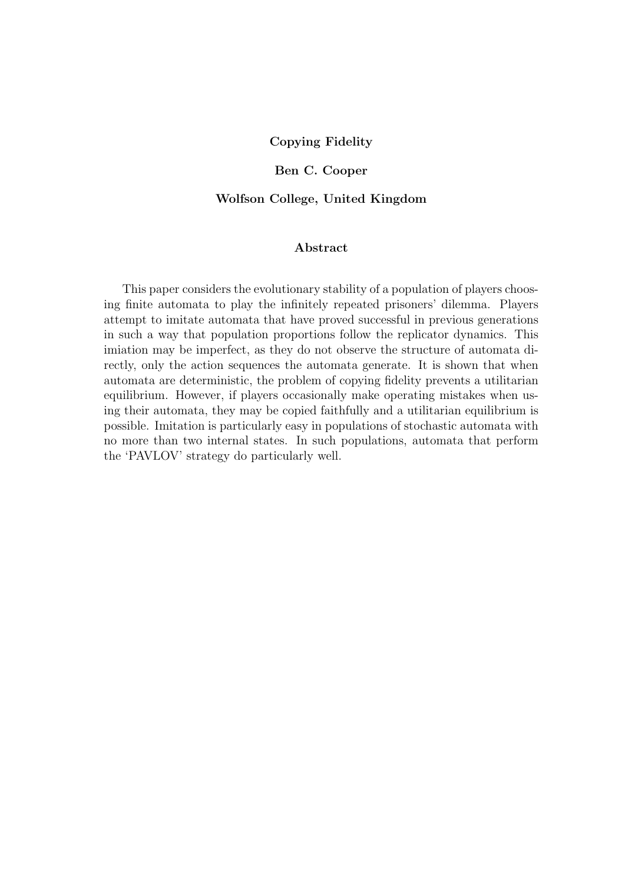**Copying Fidelity**

**Ben C. Cooper**

**Wolfson College, United Kingdom**

**Abstract**

This paper considers the evolutionary stability of a population of players choosing finite automata to play the infinitely repeated prisoners' dilemma. Players attempt to imitate automata that have proved successful in previous generations in such a way that population proportions follow the replicator dynamics. This imiation may be imperfect, as they do not observe the structure of automata directly, only the action sequences the automata generate. It is shown that when automata are deterministic, the problem of copying fidelity prevents a utilitarian equilibrium. However, if players occasionally make operating mistakes when using their automata, they may be copied faithfully and a utilitarian equilibrium is possible. Imitation is particularly easy in populations of stochastic automata with no more than two internal states. In such populations, automata that perform the 'PAVLOV' strategy do particularly well.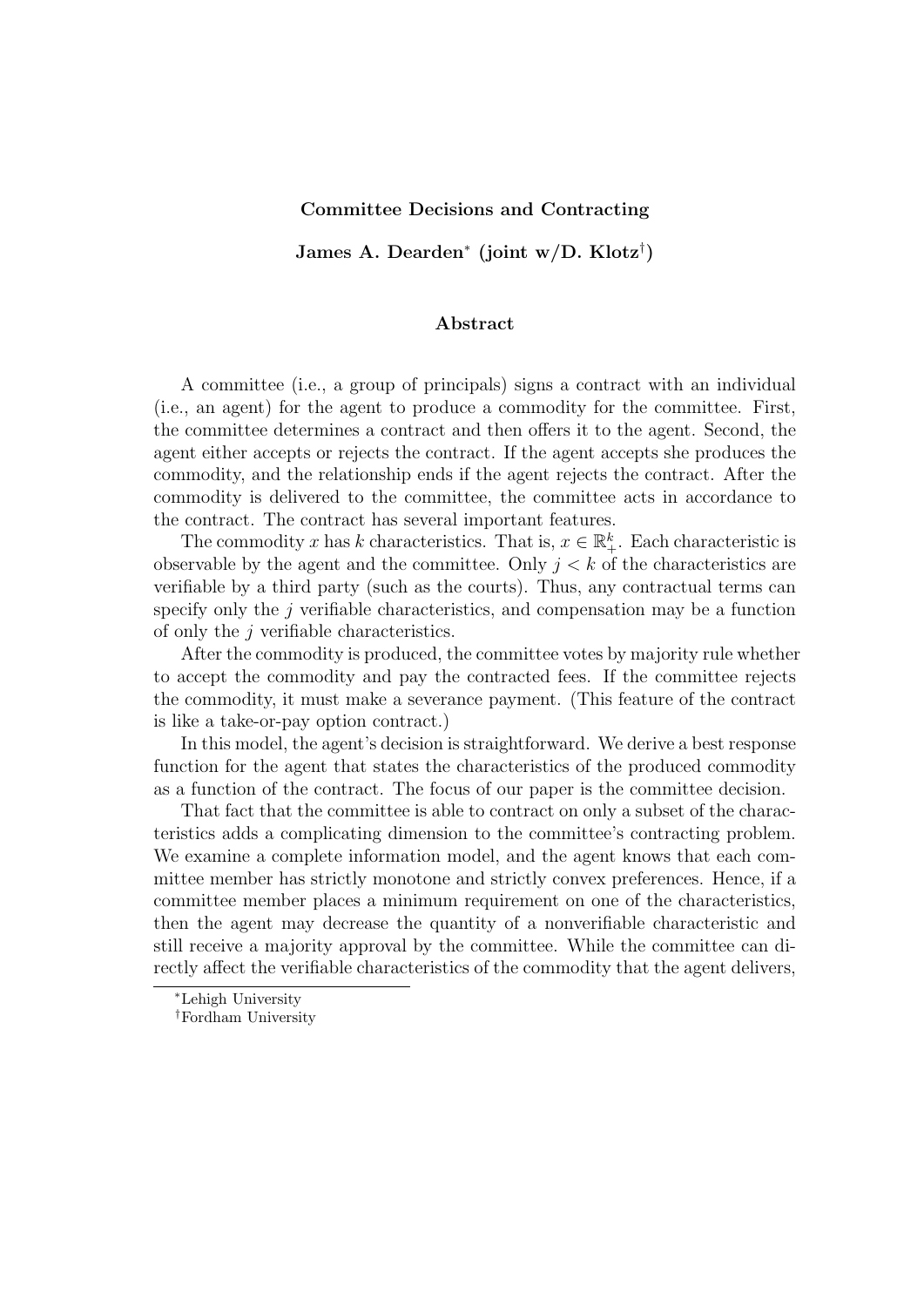**Committee Decisions and Contracting**

**James A. Dearden[*] (joint w/D. Klotz[†])**

### Abstract

A committee (i.e., a group of principals) signs a contract with an individual (i.e., an agent) for the agent to produce a commodity for the committee. First, the committee determines a contract and then offers it to the agent. Second, the agent either accepts or rejects the contract. If the agent accepts she produces the commodity, and the relationship ends if the agent rejects the contract. After the commodity is delivered to the committee, the committee acts in accordance to the contract. The contract has several important features.

The commodity $x$ has $k$ characteristics. That is, $x \in \mathbb{R}^k_+$. Each characteristic is observable by the agent and the committee. Only $j < k$ of the characteristics are verifiable by a third party (such as the courts). Thus, any contractual terms can specify only the $j$ verifiable characteristics, and compensation may be a function of only the $j$ verifiable characteristics.

After the commodity is produced, the committee votes by majority rule whether to accept the commodity and pay the contracted fees. If the committee rejects the commodity, it must make a severance payment. (This feature of the contract is like a take-or-pay option contract.)

In this model, the agent's decision is straightforward. We derive a best response function for the agent that states the characteristics of the produced commodity as a function of the contract. The focus of our paper is the committee decision.

That fact that the committee is able to contract on only a subset of the characteristics adds a complicating dimension to the committee's contracting problem. We examine a complete information model, and the agent knows that each committee member has strictly monotone and strictly convex preferences. Hence, if a committee member places a minimum requirement on one of the characteristics, then the agent may decrease the quantity of a nonverifiable characteristic and still receive a majority approval by the committee. While the committee can directly affect the verifiable characteristics of the commodity that the agent delivers,

[*] Lehigh University

[†] Fordham University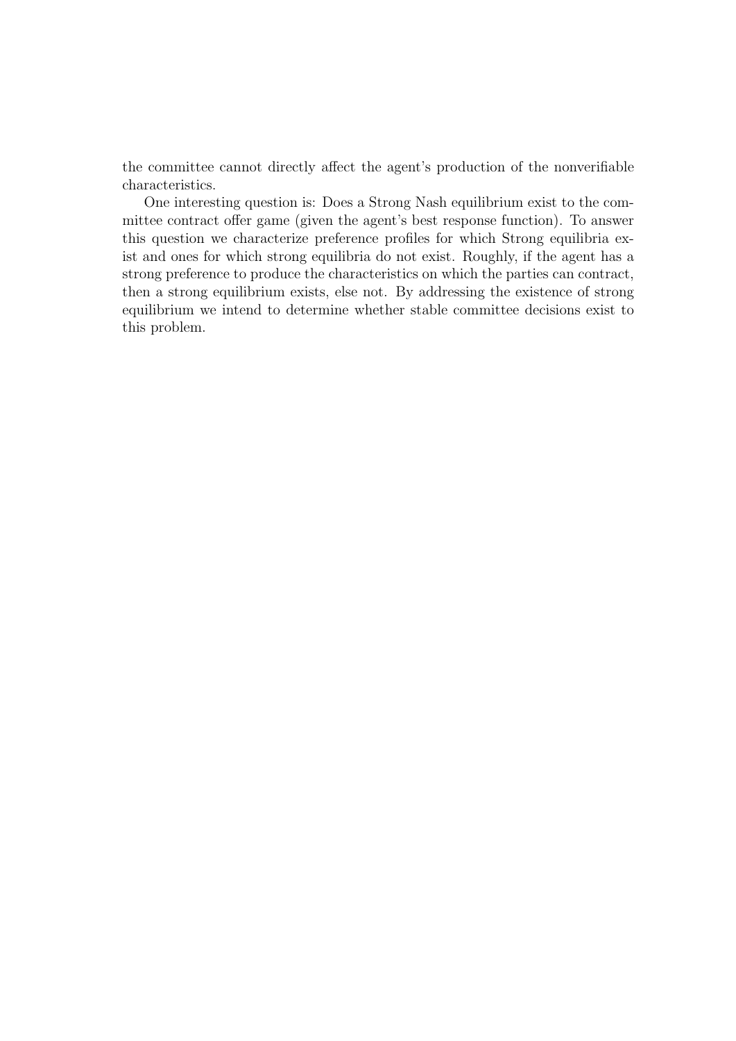the committee cannot directly affect the agent's production of the nonverifiable characteristics.

One interesting question is: Does a Strong Nash equilibrium exist to the committee contract offer game (given the agent's best response function). To answer this question we characterize preference profiles for which Strong equilibria exist and ones for which strong equilibria do not exist. Roughly, if the agent has a strong preference to produce the characteristics on which the parties can contract, then a strong equilibrium exists, else not. By addressing the existence of strong equilibrium we intend to determine whether stable committee decisions exist to this problem.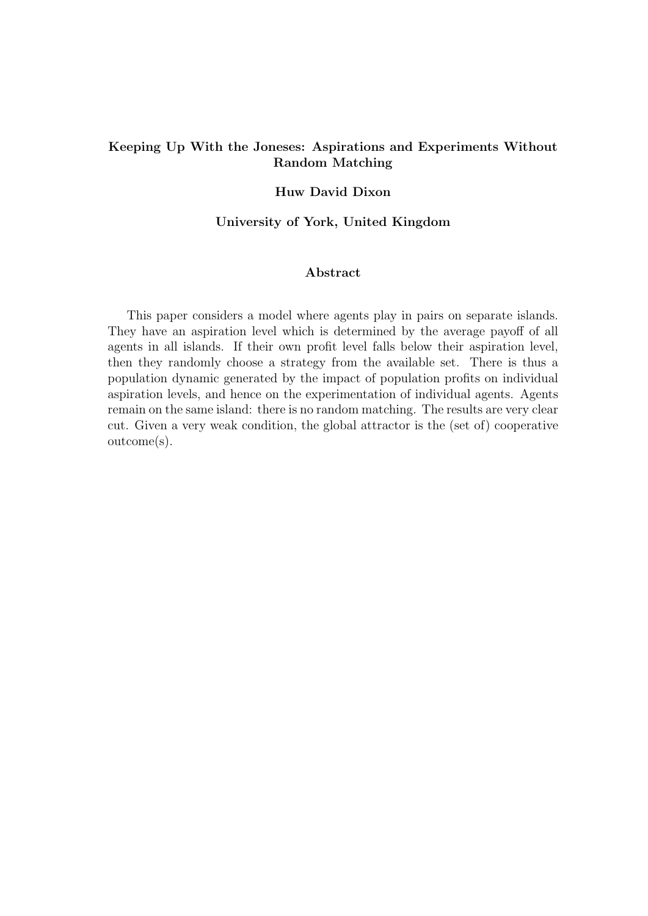# Keeping Up With the Joneses: Aspirations and Experiments Without Random Matching

**Huw David Dixon**

**University of York, United Kingdom**

## Abstract

This paper considers a model where agents play in pairs on separate islands. They have an aspiration level which is determined by the average payoff of all agents in all islands. If their own profit level falls below their aspiration level, then they randomly choose a strategy from the available set. There is thus a population dynamic generated by the impact of population profits on individual aspiration levels, and hence on the experimentation of individual agents. Agents remain on the same island: there is no random matching. The results are very clear cut. Given a very weak condition, the global attractor is the (set of) cooperative outcome(s).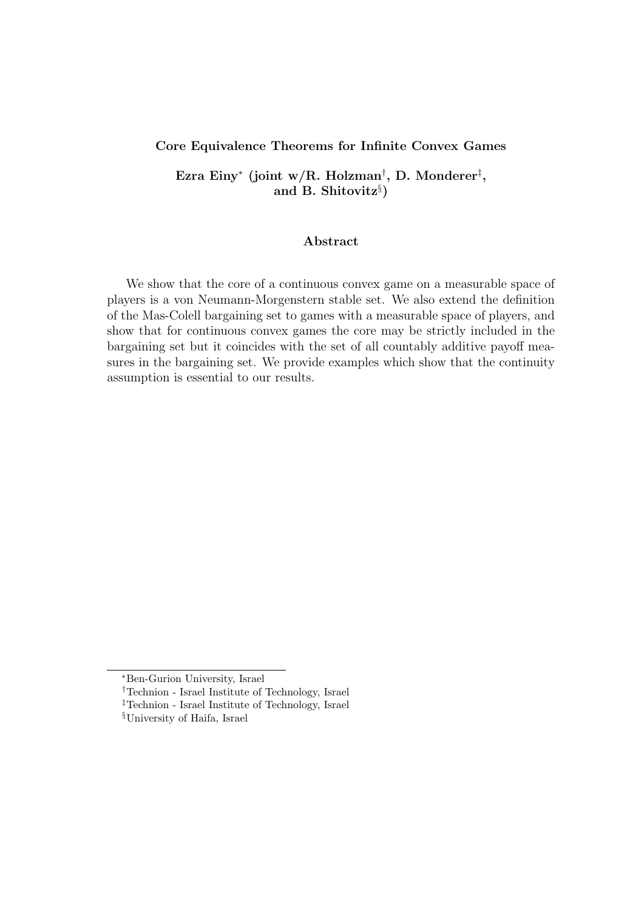### Core Equivalence Theorems for Infinite Convex Games

**Ezra Einy[*] (joint w/R. Holzman[†], D. Monderer[‡], and B. Shitovitz[§])**

#### Abstract

We show that the core of a continuous convex game on a measurable space of players is a von Neumann-Morgenstern stable set. We also extend the definition of the Mas-Colell bargaining set to games with a measurable space of players, and show that for continuous convex games the core may be strictly included in the bargaining set but it coincides with the set of all countably additive payoff measures in the bargaining set. We provide examples which show that the continuity assumption is essential to our results.

---

[*] Ben-Gurion University, Israel

[†] Technion - Israel Institute of Technology, Israel

[‡] Technion - Israel Institute of Technology, Israel

[§] University of Haifa, Israel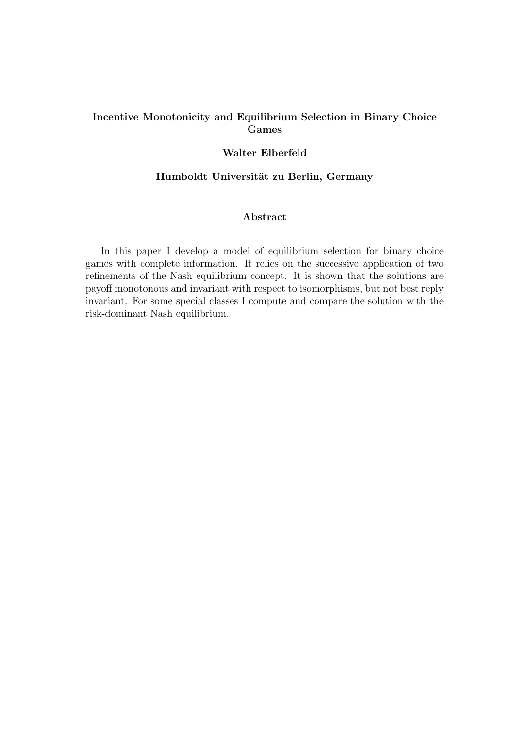# Incentive Monotonicity and Equilibrium Selection in Binary Choice Games

**Walter Elberfeld**

**Humboldt Universität zu Berlin, Germany**

## Abstract

In this paper I develop a model of equilibrium selection for binary choice games with complete information. It relies on the successive application of two refinements of the Nash equilibrium concept. It is shown that the solutions are payoff monotonous and invariant with respect to isomorphisms, but not best reply invariant. For some special classes I compute and compare the solution with the risk-dominant Nash equilibrium.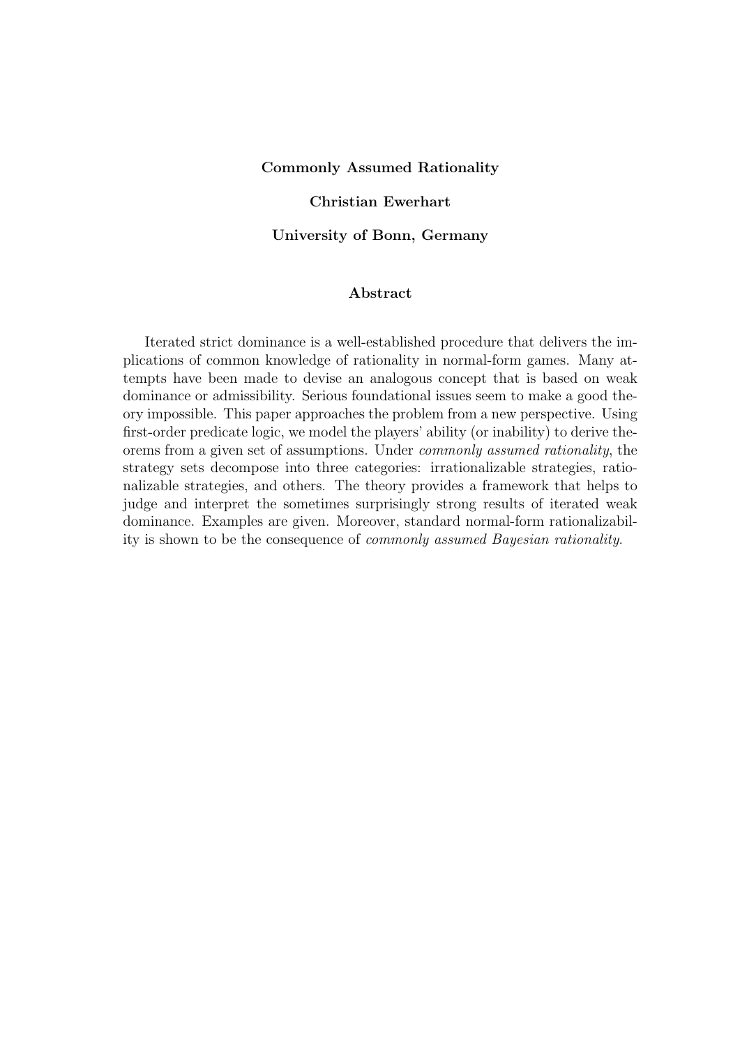**Commonly Assumed Rationality**

**Christian Ewerhart**

**University of Bonn, Germany**

**Abstract**

Iterated strict dominance is a well-established procedure that delivers the implications of common knowledge of rationality in normal-form games. Many attempts have been made to devise an analogous concept that is based on weak dominance or admissibility. Serious foundational issues seem to make a good theory impossible. This paper approaches the problem from a new perspective. Using first-order predicate logic, we model the players' ability (or inability) to derive theorems from a given set of assumptions. Under *commonly assumed rationality*, the strategy sets decompose into three categories: irrationalizable strategies, rationalizable strategies, and others. The theory provides a framework that helps to judge and interpret the sometimes surprisingly strong results of iterated weak dominance. Examples are given. Moreover, standard normal-form rationalizability is shown to be the consequence of *commonly assumed Bayesian rationality*.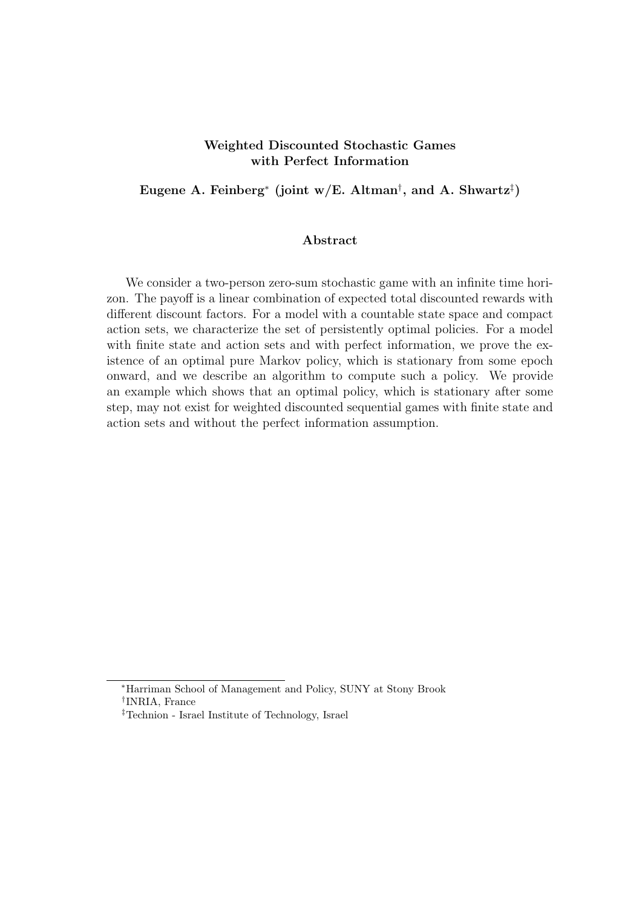**Weighted Discounted Stochastic Games with Perfect Information**

**Eugene A. Feinberg[*] (joint w/E. Altman[†], and A. Shwartz[‡])**

**Abstract**

We consider a two-person zero-sum stochastic game with an infinite time horizon. The payoff is a linear combination of expected total discounted rewards with different discount factors. For a model with a countable state space and compact action sets, we characterize the set of persistently optimal policies. For a model with finite state and action sets and with perfect information, we prove the existence of an optimal pure Markov policy, which is stationary from some epoch onward, and we describe an algorithm to compute such a policy. We provide an example which shows that an optimal policy, which is stationary after some step, may not exist for weighted discounted sequential games with finite state and action sets and without the perfect information assumption.

---

[*] Harriman School of Management and Policy, SUNY at Stony Brook

[†] INRIA, France

[‡] Technion - Israel Institute of Technology, Israel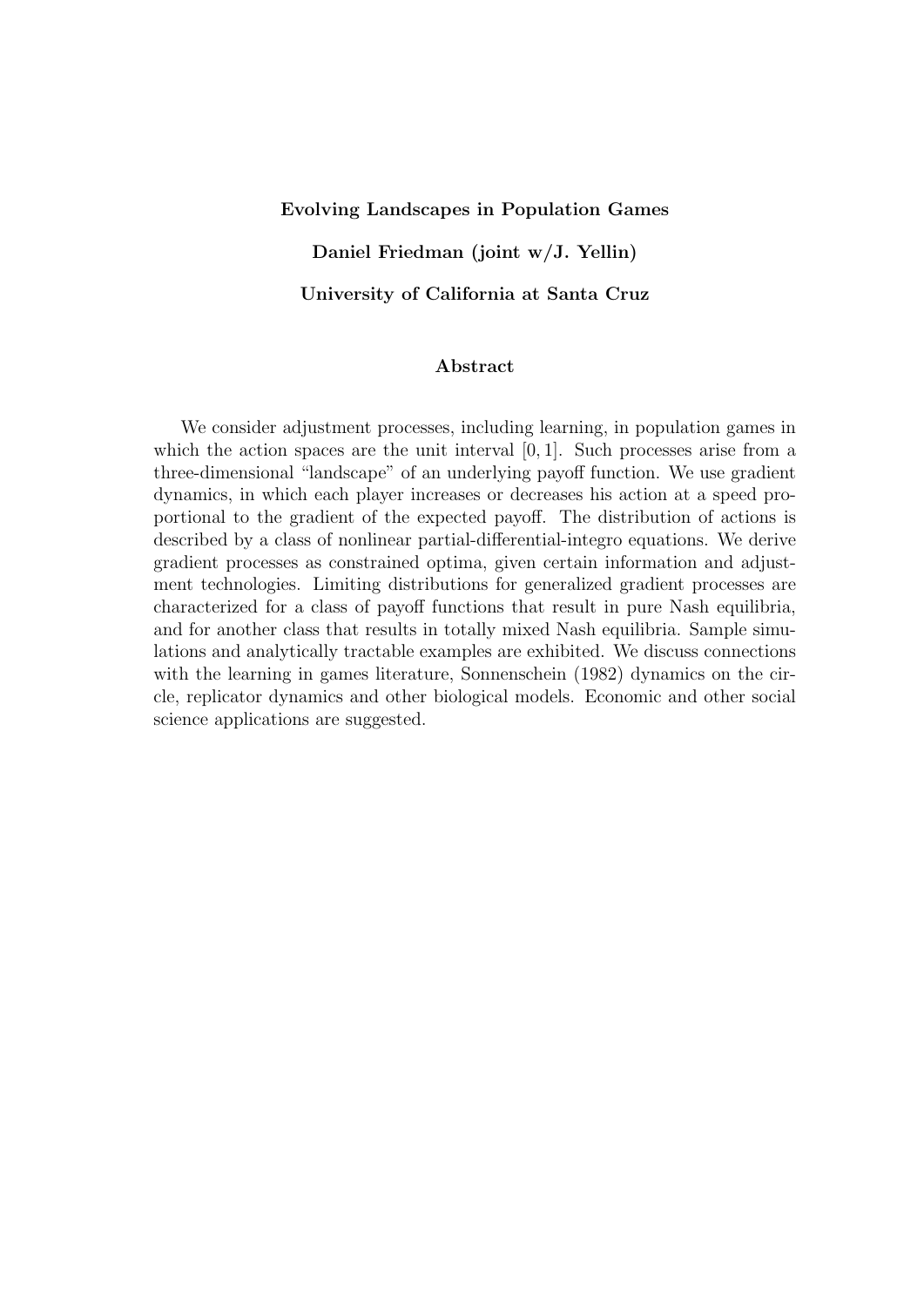**Evolving Landscapes in Population Games**

**Daniel Friedman (joint w/J. Yellin)**

**University of California at Santa Cruz**

**Abstract**

We consider adjustment processes, including learning, in population games in which the action spaces are the unit interval $[0, 1]$. Such processes arise from a three-dimensional "landscape" of an underlying payoff function. We use gradient dynamics, in which each player increases or decreases his action at a speed proportional to the gradient of the expected payoff. The distribution of actions is described by a class of nonlinear partial-differential-integro equations. We derive gradient processes as constrained optima, given certain information and adjustment technologies. Limiting distributions for generalized gradient processes are characterized for a class of payoff functions that result in pure Nash equilibria, and for another class that results in totally mixed Nash equilibria. Sample simulations and analytically tractable examples are exhibited. We discuss connections with the learning in games literature, Sonnenschein (1982) dynamics on the circle, replicator dynamics and other biological models. Economic and other social science applications are suggested.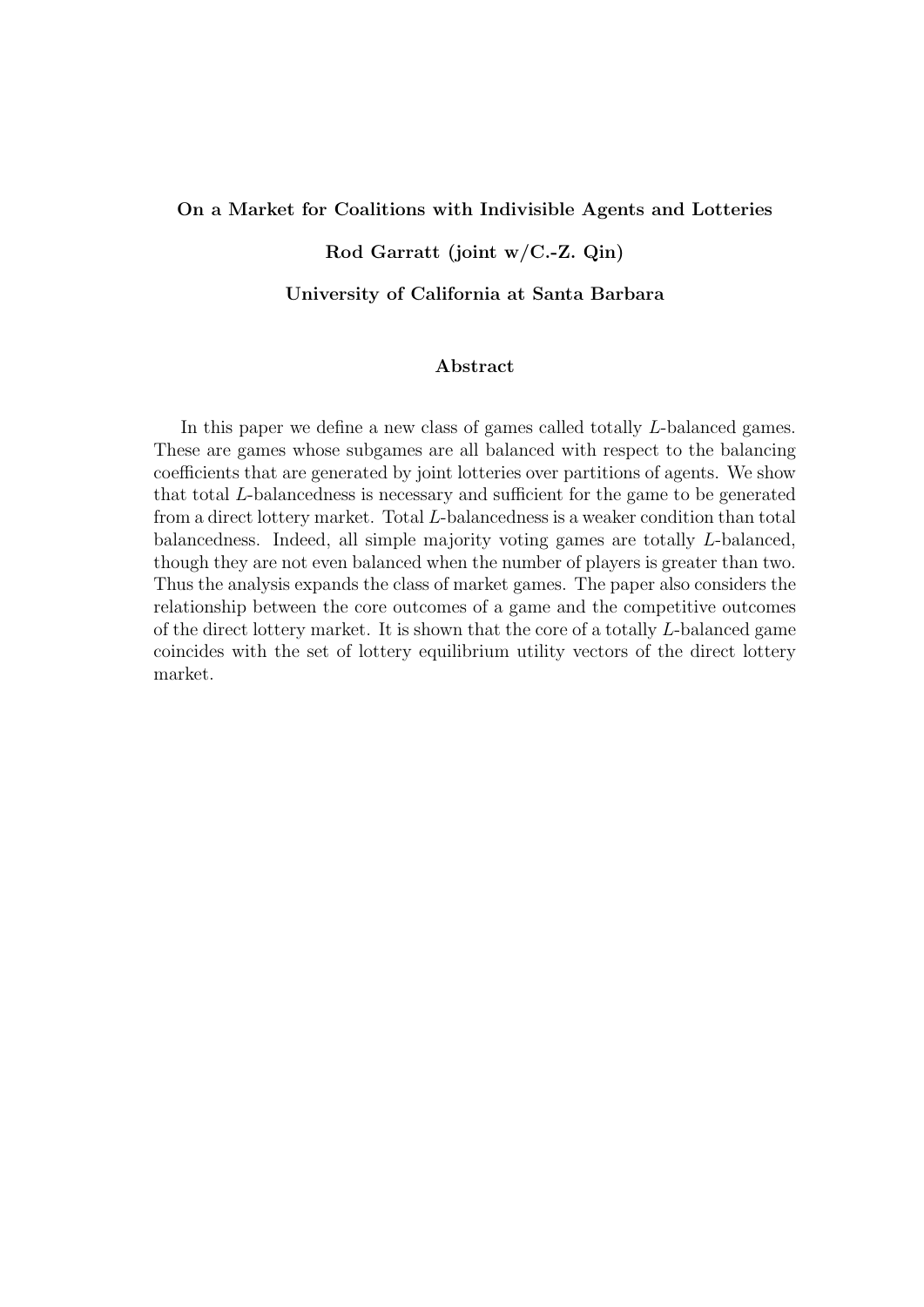**On a Market for Coalitions with Indivisible Agents and Lotteries**

**Rod Garratt (joint w/C.-Z. Qin)**

**University of California at Santa Barbara**

**Abstract**

In this paper we define a new class of games called totally $L$-balanced games. These are games whose subgames are all balanced with respect to the balancing coefficients that are generated by joint lotteries over partitions of agents. We show that total $L$-balancedness is necessary and sufficient for the game to be generated from a direct lottery market. Total $L$-balancedness is a weaker condition than total balancedness. Indeed, all simple majority voting games are totally $L$-balanced, though they are not even balanced when the number of players is greater than two. Thus the analysis expands the class of market games. The paper also considers the relationship between the core outcomes of a game and the competitive outcomes of the direct lottery market. It is shown that the core of a totally $L$-balanced game coincides with the set of lottery equilibrium utility vectors of the direct lottery market.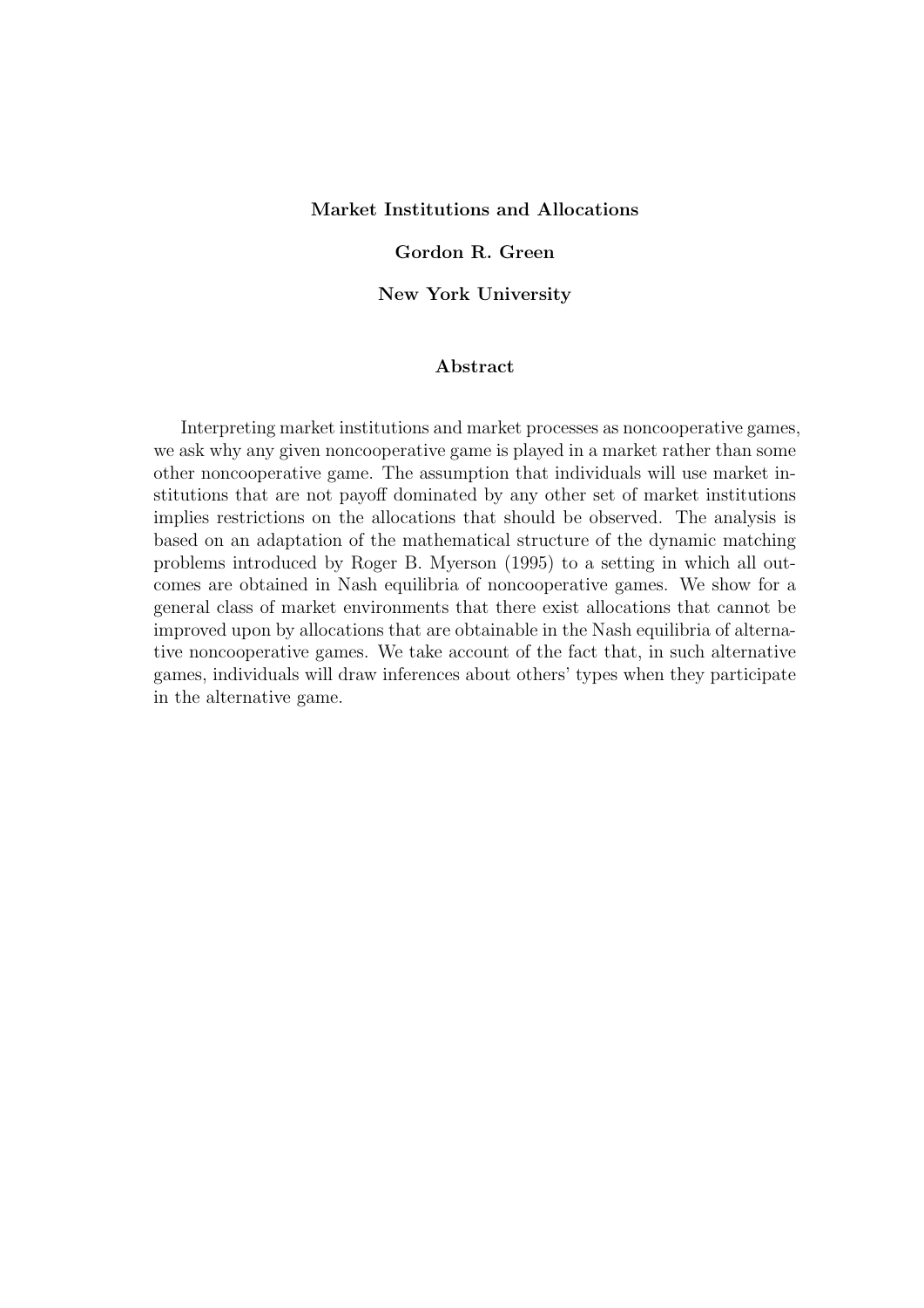**Market Institutions and Allocations**

**Gordon R. Green**

**New York University**

**Abstract**

Interpreting market institutions and market processes as noncooperative games, we ask why any given noncooperative game is played in a market rather than some other noncooperative game. The assumption that individuals will use market institutions that are not payoff dominated by any other set of market institutions implies restrictions on the allocations that should be observed. The analysis is based on an adaptation of the mathematical structure of the dynamic matching problems introduced by Roger B. Myerson (1995) to a setting in which all outcomes are obtained in Nash equilibria of noncooperative games. We show for a general class of market environments that there exist allocations that cannot be improved upon by allocations that are obtainable in the Nash equilibria of alternative noncooperative games. We take account of the fact that, in such alternative games, individuals will draw inferences about others' types when they participate in the alternative game.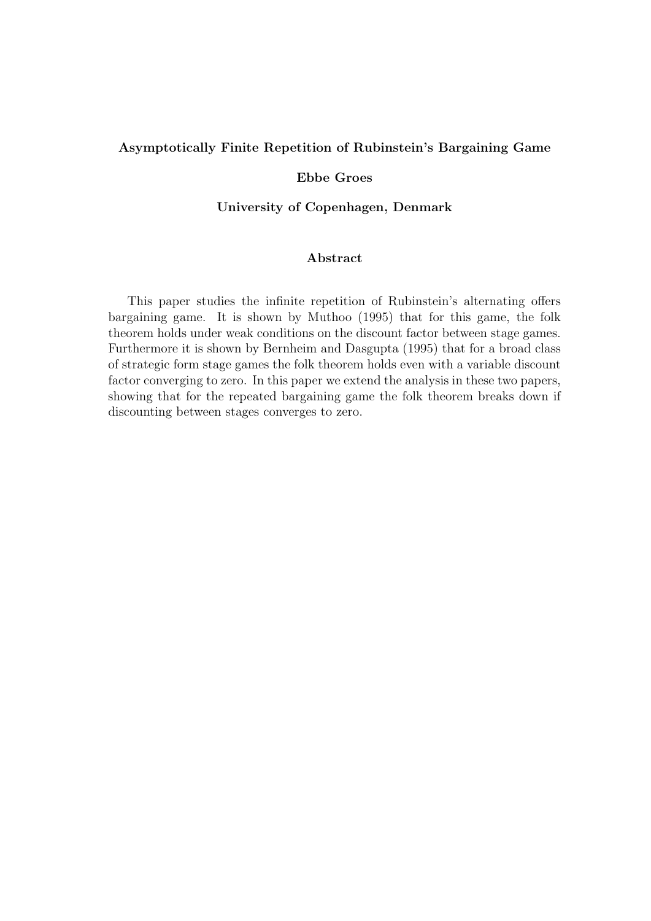**Asymptotically Finite Repetition of Rubinstein's Bargaining Game**

**Ebbe Groes**

**University of Copenhagen, Denmark**

## Abstract

This paper studies the infinite repetition of Rubinstein's alternating offers bargaining game. It is shown by Muthoo (1995) that for this game, the folk theorem holds under weak conditions on the discount factor between stage games. Furthermore it is shown by Bernheim and Dasgupta (1995) that for a broad class of strategic form stage games the folk theorem holds even with a variable discount factor converging to zero. In this paper we extend the analysis in these two papers, showing that for the repeated bargaining game the folk theorem breaks down if discounting between stages converges to zero.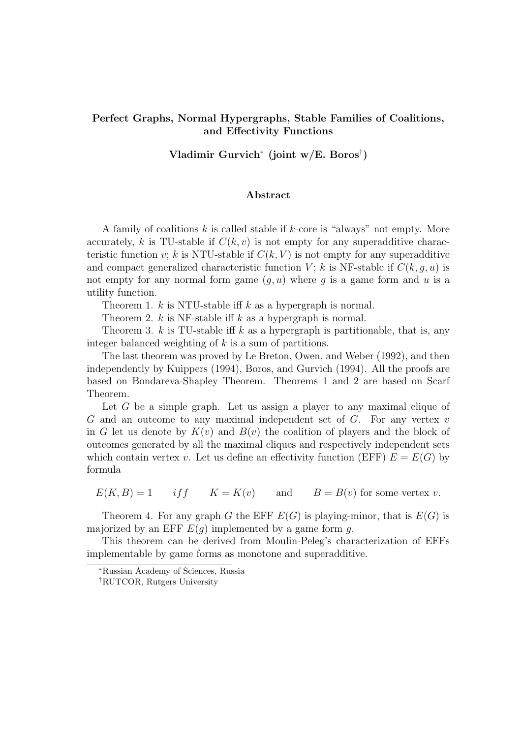# Perfect Graphs, Normal Hypergraphs, Stable Families of Coalitions, and Effectivity Functions

**Vladimir Gurvich[*] (joint w/E. Boros[†])**

## Abstract

A family of coalitions $k$ is called stable if $k$-core is "always" not empty. More accurately, $k$ is TU-stable if $C(k, v)$ is not empty for any superadditive characteristic function $v$; $k$ is NTU-stable if $C(k, V)$ is not empty for any superadditive and compact generalized characteristic function $V$; $k$ is NF-stable if $C(k, g, u)$ is not empty for any normal form game $(g, u)$ where $g$ is a game form and $u$ is a utility function.

Theorem 1. $k$ is NTU-stable iff $k$ as a hypergraph is normal.

Theorem 2. $k$ is NF-stable iff $k$ as a hypergraph is normal.

Theorem 3. $k$ is TU-stable iff $k$ as a hypergraph is partitionable, that is, any integer balanced weighting of $k$ is a sum of partitions.

The last theorem was proved by Le Breton, Owen, and Weber (1992), and then independently by Kuippers (1994), Boros, and Gurvich (1994). All the proofs are based on Bondareva-Shapley Theorem. Theorems 1 and 2 are based on Scarf Theorem.

Let $G$ be a simple graph. Let us assign a player to any maximal clique of $G$ and an outcome to any maximal independent set of $G$. For any vertex $v$ in $G$ let us denote by $K(v)$ and $B(v)$ the coalition of players and the block of outcomes generated by all the maximal cliques and respectively independent sets which contain vertex $v$. Let us define an effectivity function (EFF) $E = E(G)$ by formula

$$E(K, B) = 1 \qquad iff \qquad K = K(v) \qquad \text{and} \qquad B = B(v) \text{ for some vertex } v.$$

Theorem 4. For any graph $G$ the EFF $E(G)$ is playing-minor, that is $E(G)$ is majorized by an EFF $E(g)$ implemented by a game form $g$.

This theorem can be derived from Moulin-Peleg's characterization of EFFs implementable by game forms as monotone and superadditive.

---

[*] Russian Academy of Sciences, Russia

[†] RUTCOR, Rutgers University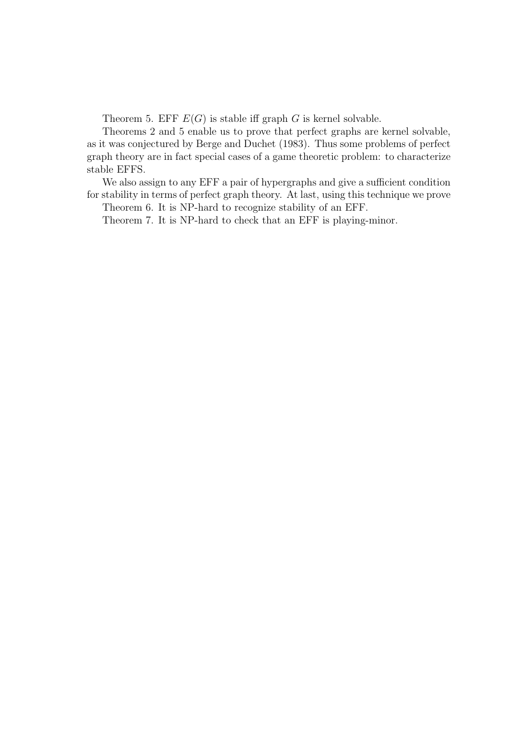Theorem 5. EFF $E(G)$ is stable iff graph $G$ is kernel solvable.

Theorems 2 and 5 enable us to prove that perfect graphs are kernel solvable, as it was conjectured by Berge and Duchet (1983). Thus some problems of perfect graph theory are in fact special cases of a game theoretic problem: to characterize stable EFFS.

We also assign to any EFF a pair of hypergraphs and give a sufficient condition for stability in terms of perfect graph theory. At last, using this technique we prove

Theorem 6. It is NP-hard to recognize stability of an EFF.

Theorem 7. It is NP-hard to check that an EFF is playing-minor.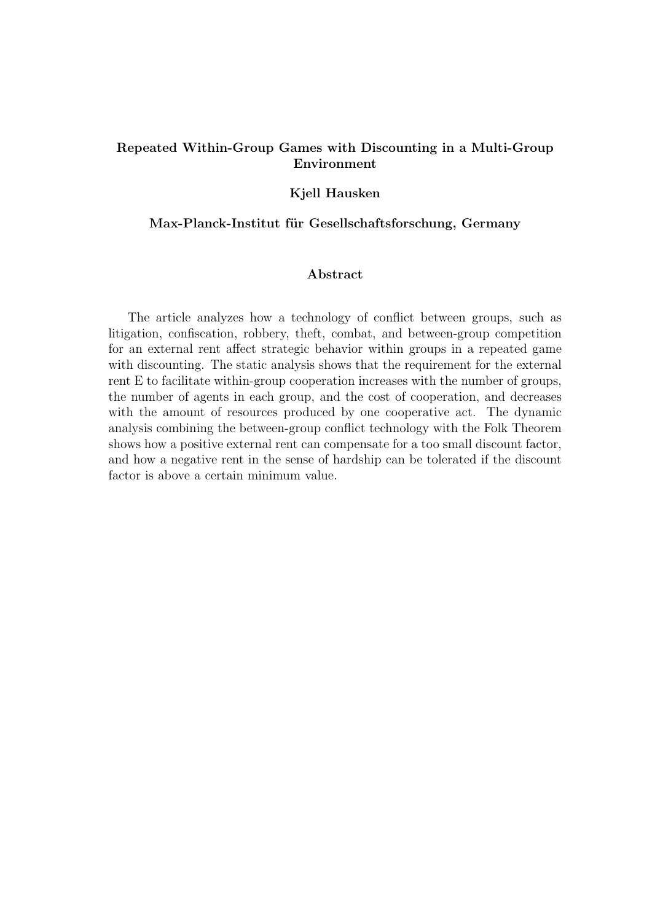# Repeated Within-Group Games with Discounting in a Multi-Group Environment

**Kjell Hausken**

**Max-Planck-Institut für Gesellschaftsforschung, Germany**

## Abstract

The article analyzes how a technology of conflict between groups, such as litigation, confiscation, robbery, theft, combat, and between-group competition for an external rent affect strategic behavior within groups in a repeated game with discounting. The static analysis shows that the requirement for the external rent $E$ to facilitate within-group cooperation increases with the number of groups, the number of agents in each group, and the cost of cooperation, and decreases with the amount of resources produced by one cooperative act. The dynamic analysis combining the between-group conflict technology with the Folk Theorem shows how a positive external rent can compensate for a too small discount factor, and how a negative rent in the sense of hardship can be tolerated if the discount factor is above a certain minimum value.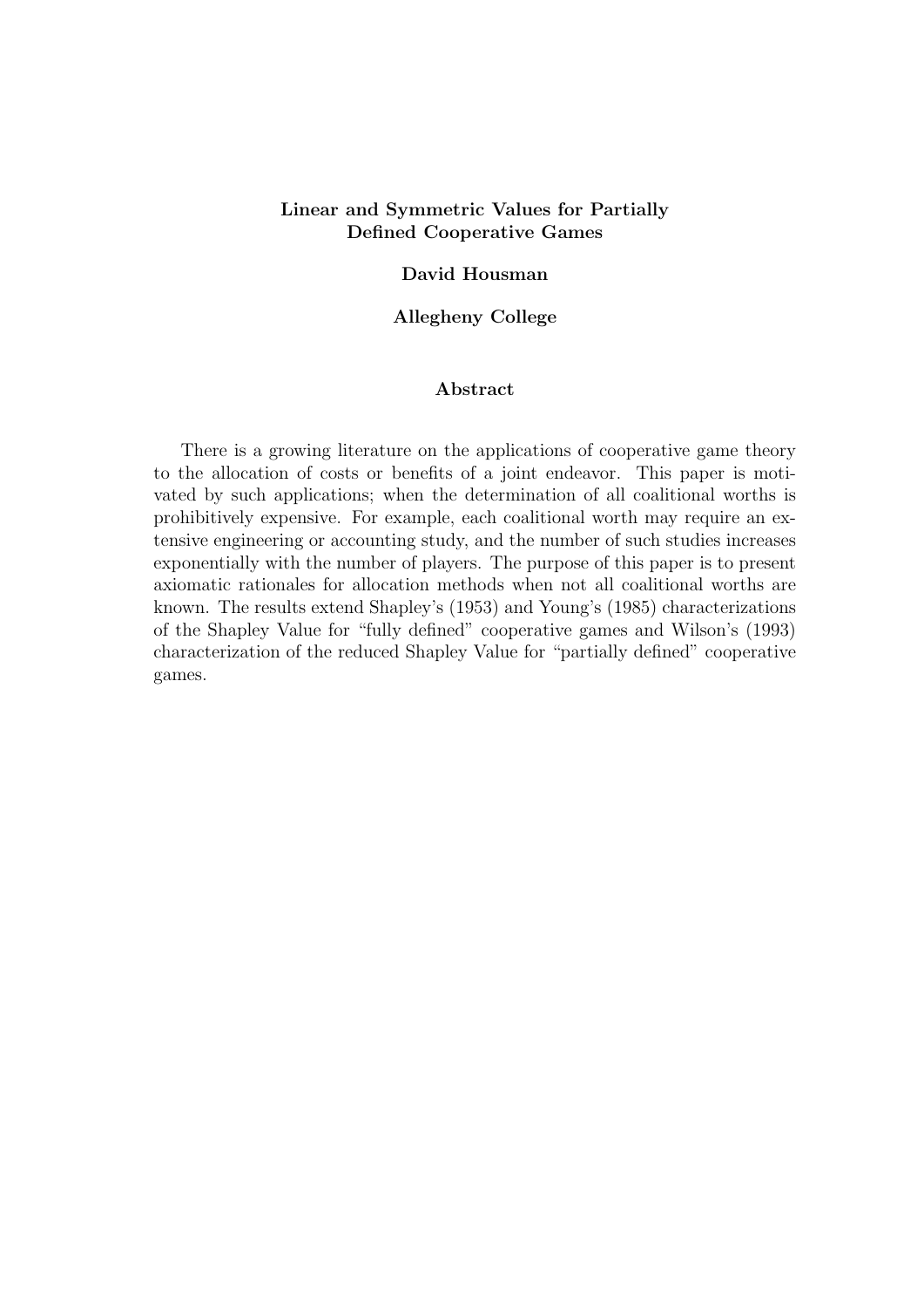# Linear and Symmetric Values for Partially Defined Cooperative Games

**David Housman**

**Allegheny College**

## Abstract

There is a growing literature on the applications of cooperative game theory to the allocation of costs or benefits of a joint endeavor. This paper is motivated by such applications; when the determination of all coalitional worths is prohibitively expensive. For example, each coalitional worth may require an extensive engineering or accounting study, and the number of such studies increases exponentially with the number of players. The purpose of this paper is to present axiomatic rationales for allocation methods when not all coalitional worths are known. The results extend Shapley's (1953) and Young's (1985) characterizations of the Shapley Value for "fully defined" cooperative games and Wilson's (1993) characterization of the reduced Shapley Value for "partially defined" cooperative games.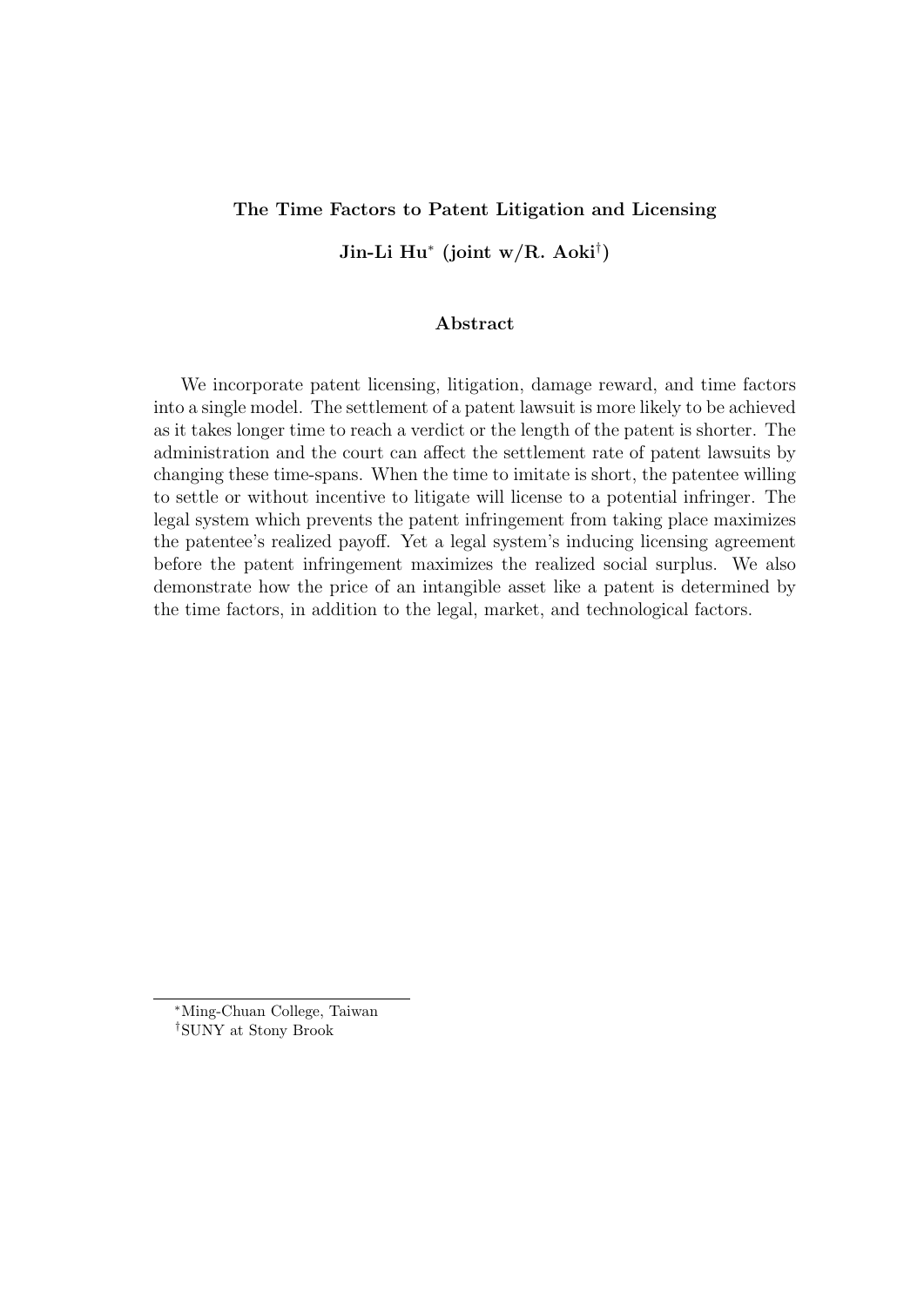**The Time Factors to Patent Litigation and Licensing**

**Jin-Li Hu[*] (joint w/R. Aoki[†])**

**Abstract**

We incorporate patent licensing, litigation, damage reward, and time factors into a single model. The settlement of a patent lawsuit is more likely to be achieved as it takes longer time to reach a verdict or the length of the patent is shorter. The administration and the court can affect the settlement rate of patent lawsuits by changing these time-spans. When the time to imitate is short, the patentee willing to settle or without incentive to litigate will license to a potential infringer. The legal system which prevents the patent infringement from taking place maximizes the patentee's realized payoff. Yet a legal system's inducing licensing agreement before the patent infringement maximizes the realized social surplus. We also demonstrate how the price of an intangible asset like a patent is determined by the time factors, in addition to the legal, market, and technological factors.

---

[*] Ming-Chuan College, Taiwan

[†] SUNY at Stony Brook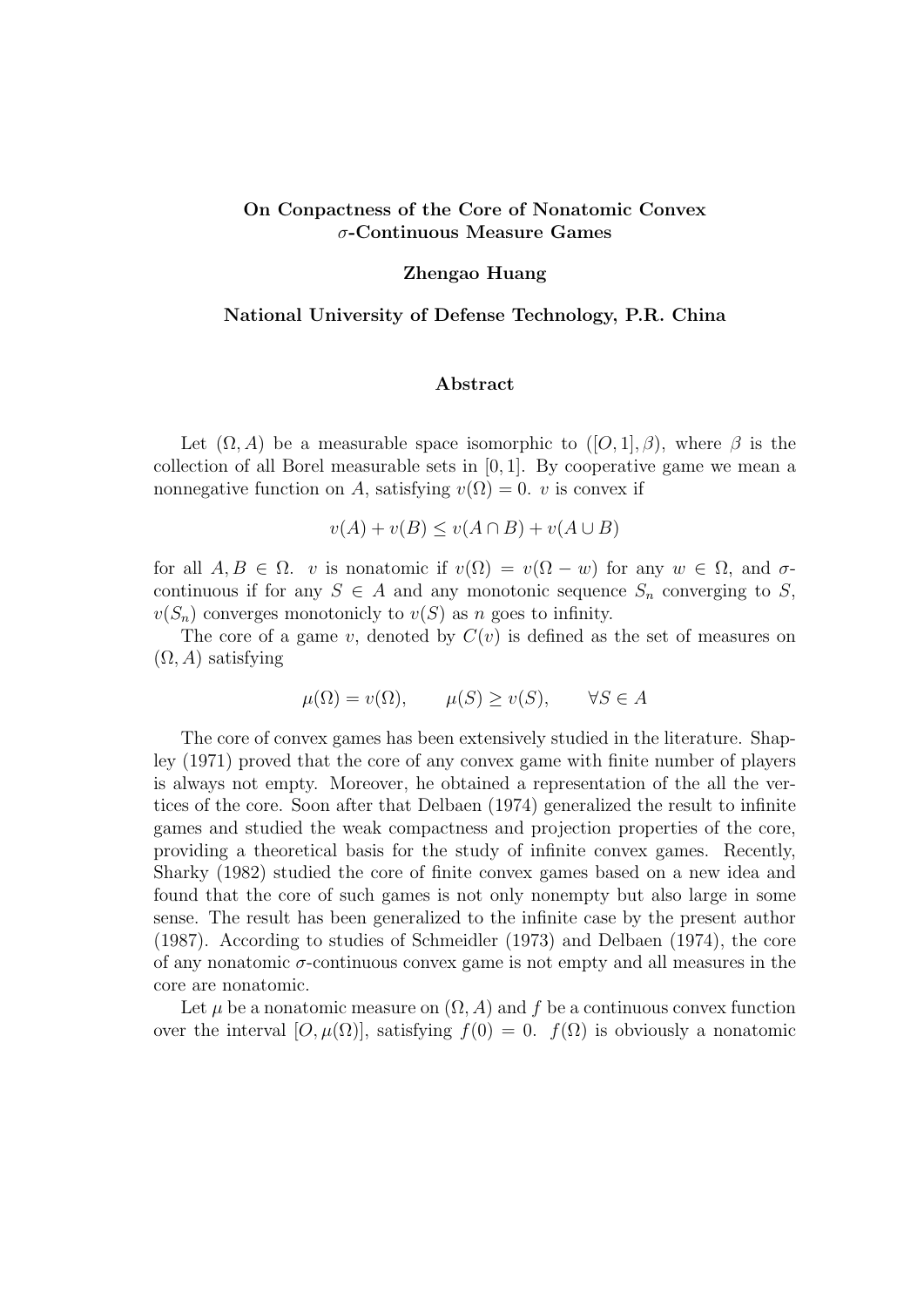**On Conpactness of the Core of Nonatomic Convex $\sigma$-Continuous Measure Games**

**Zhengao Huang**

**National University of Defense Technology, P.R. China**

**Abstract**

Let $(\Omega, A)$ be a measurable space isomorphic to $([O,1], \beta)$, where $\beta$ is the collection of all Borel measurable sets in $[0,1]$. By cooperative game we mean a nonnegative function on $A$, satisfying $v(\Omega) = 0$. $v$ is convex if

$$v(A) + v(B) \leq v(A \cap B) + v(A \cup B)$$

for all $A, B \in \Omega$. $v$ is nonatomic if $v(\Omega) = v(\Omega - w)$ for any $w \in \Omega$, and $\sigma$-continuous if for any $S \in A$ and any monotonic sequence $S_n$ converging to $S$, $v(S_n)$ converges monotonicly to $v(S)$ as $n$ goes to infinity.

The core of a game $v$, denoted by $C(v)$ is defined as the set of measures on $(\Omega, A)$ satisfying

$$\mu(\Omega) = v(\Omega), \qquad \mu(S) \geq v(S), \qquad \forall S \in A$$

The core of convex games has been extensively studied in the literature. Shapley (1971) proved that the core of any convex game with finite number of players is always not empty. Moreover, he obtained a representation of the all the vertices of the core. Soon after that Delbaen (1974) generalized the result to infinite games and studied the weak compactness and projection properties of the core, providing a theoretical basis for the study of infinite convex games. Recently, Sharky (1982) studied the core of finite convex games based on a new idea and found that the core of such games is not only nonempty but also large in some sense. The result has been generalized to the infinite case by the present author (1987). According to studies of Schmeidler (1973) and Delbaen (1974), the core of any nonatomic $\sigma$-continuous convex game is not empty and all measures in the core are nonatomic.

Let $\mu$ be a nonatomic measure on $(\Omega, A)$ and $f$ be a continuous convex function over the interval $[O, \mu(\Omega)]$, satisfying $f(0) = 0$. $f(\Omega)$ is obviously a nonatomic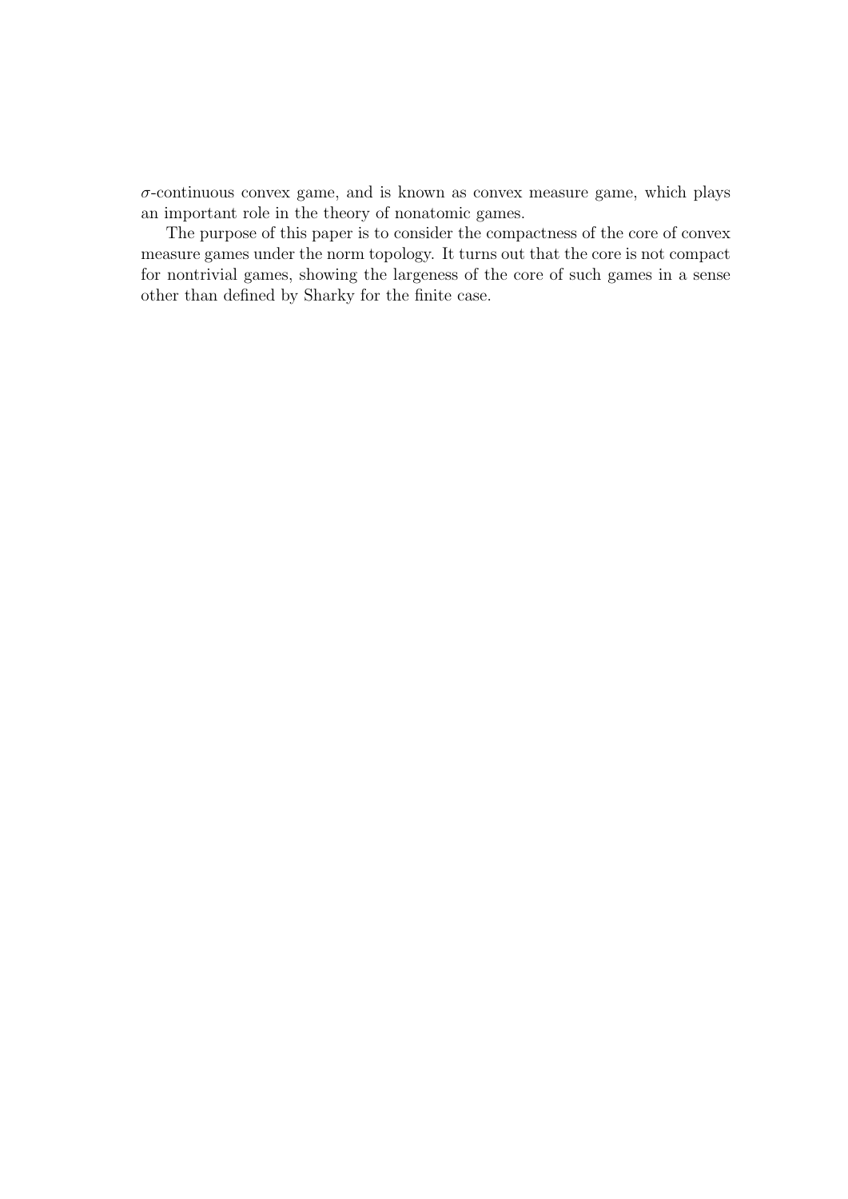$\sigma$-continuous convex game, and is known as convex measure game, which plays an important role in the theory of nonatomic games.

The purpose of this paper is to consider the compactness of the core of convex measure games under the norm topology. It turns out that the core is not compact for nontrivial games, showing the largeness of the core of such games in a sense other than defined by Sharky for the finite case.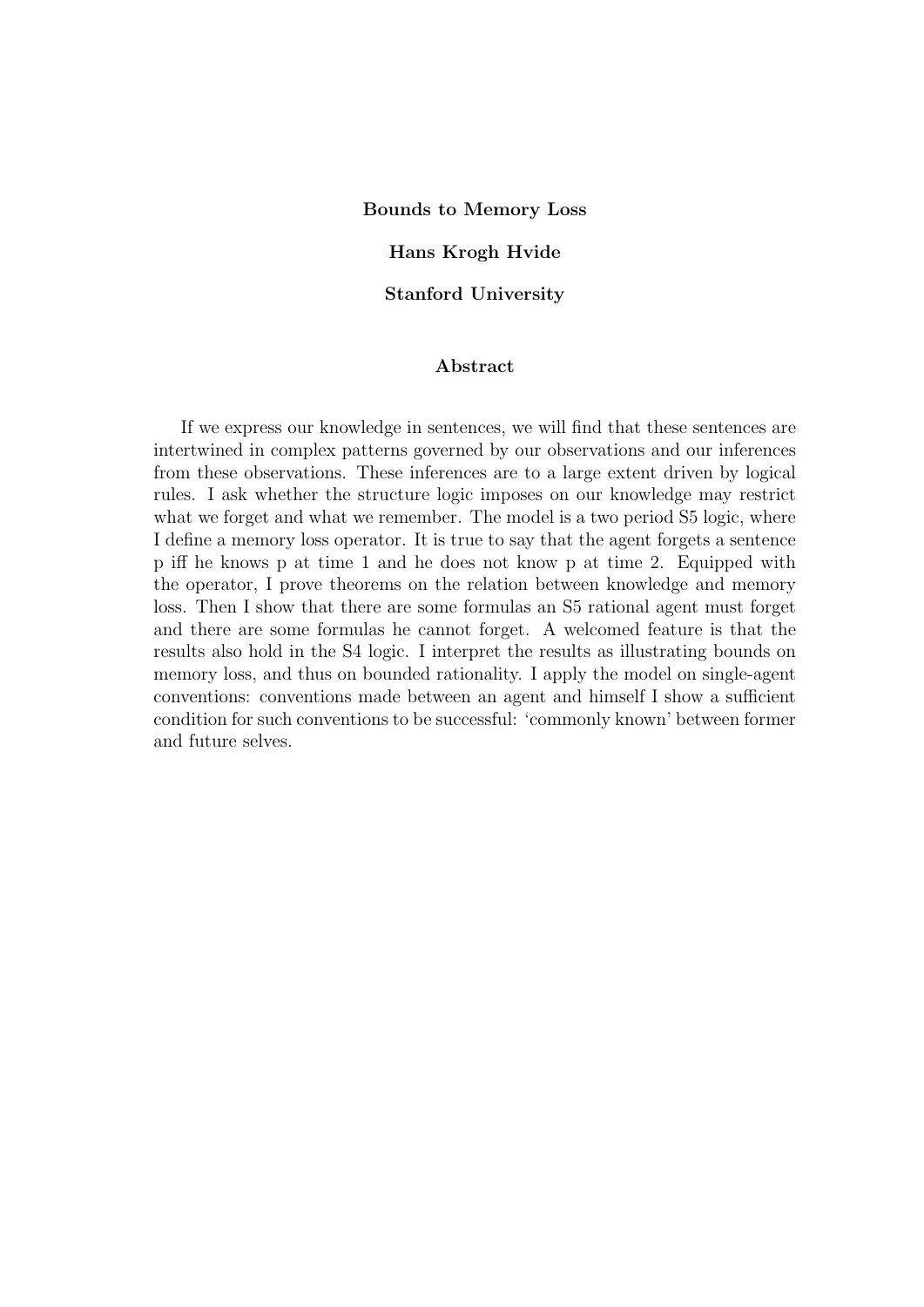**Bounds to Memory Loss**

**Hans Krogh Hvide**

**Stanford University**

**Abstract**

If we express our knowledge in sentences, we will find that these sentences are intertwined in complex patterns governed by our observations and our inferences from these observations. These inferences are to a large extent driven by logical rules. I ask whether the structure logic imposes on our knowledge may restrict what we forget and what we remember. The model is a two period S5 logic, where I define a memory loss operator. It is true to say that the agent forgets a sentence p iff he knows p at time 1 and he does not know p at time 2. Equipped with the operator, I prove theorems on the relation between knowledge and memory loss. Then I show that there are some formulas an S5 rational agent must forget and there are some formulas he cannot forget. A welcomed feature is that the results also hold in the S4 logic. I interpret the results as illustrating bounds on memory loss, and thus on bounded rationality. I apply the model on single-agent conventions: conventions made between an agent and himself I show a sufficient condition for such conventions to be successful: 'commonly known' between former and future selves.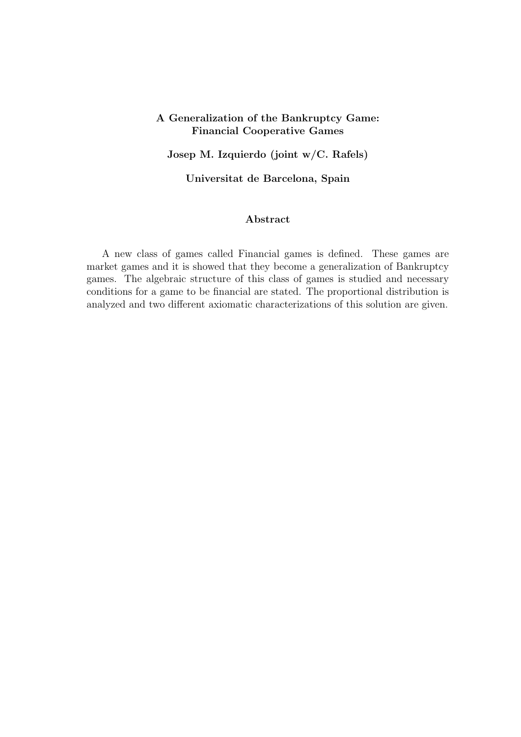**A Generalization of the Bankruptcy Game: Financial Cooperative Games**

**Josep M. Izquierdo (joint w/C. Rafels)**

**Universitat de Barcelona, Spain**

**Abstract**

A new class of games called Financial games is defined. These games are market games and it is showed that they become a generalization of Bankruptcy games. The algebraic structure of this class of games is studied and necessary conditions for a game to be financial are stated. The proportional distribution is analyzed and two different axiomatic characterizations of this solution are given.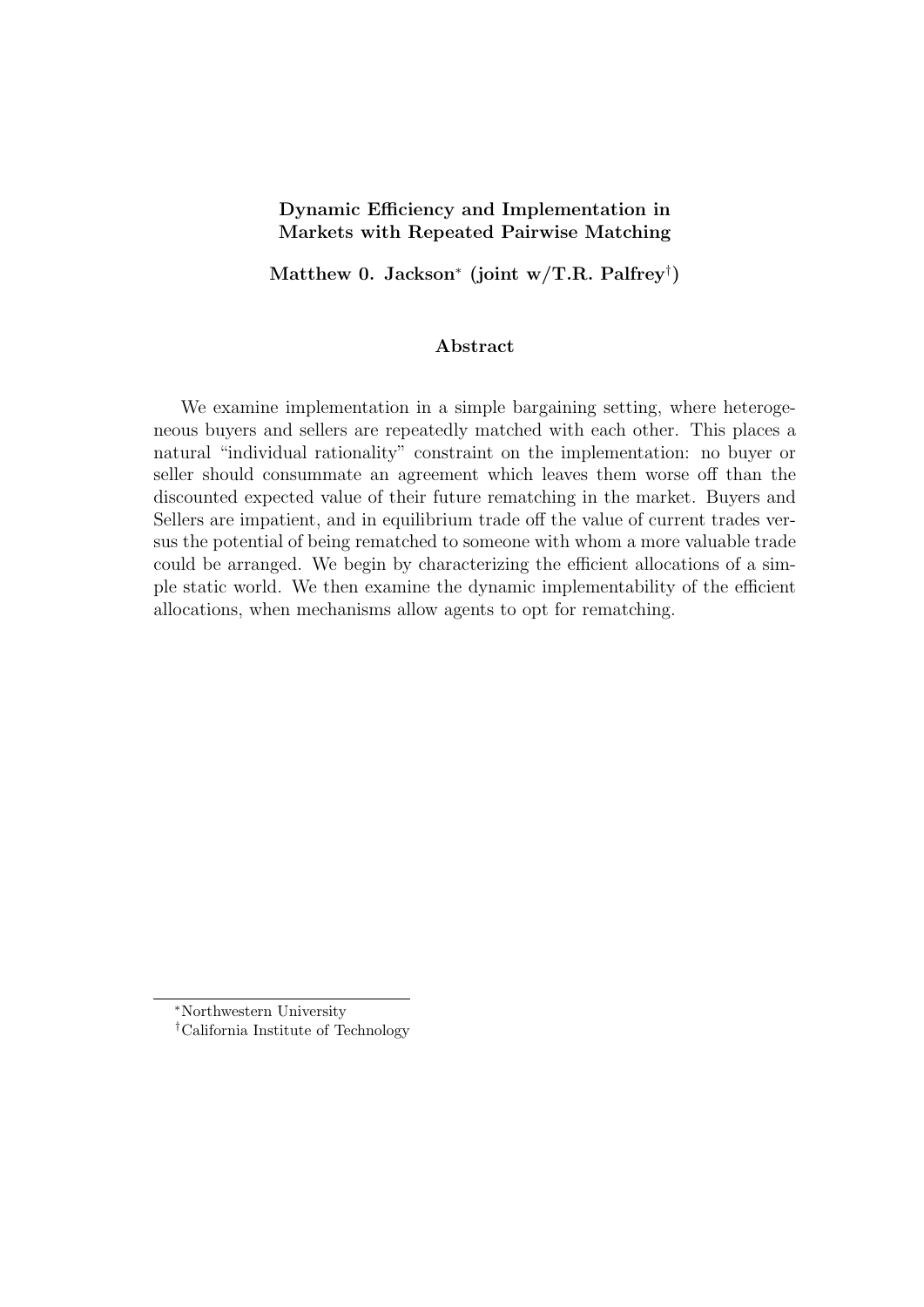**Dynamic Efficiency and Implementation in Markets with Repeated Pairwise Matching**

**Matthew 0. Jackson*[*] (joint w/T.R. Palfrey[†])**

**Abstract**

We examine implementation in a simple bargaining setting, where heterogeneous buyers and sellers are repeatedly matched with each other. This places a natural "individual rationality" constraint on the implementation: no buyer or seller should consummate an agreement which leaves them worse off than the discounted expected value of their future rematching in the market. Buyers and Sellers are impatient, and in equilibrium trade off the value of current trades versus the potential of being rematched to someone with whom a more valuable trade could be arranged. We begin by characterizing the efficient allocations of a simple static world. We then examine the dynamic implementability of the efficient allocations, when mechanisms allow agents to opt for rematching.

[*] Northwestern University

[†] California Institute of Technology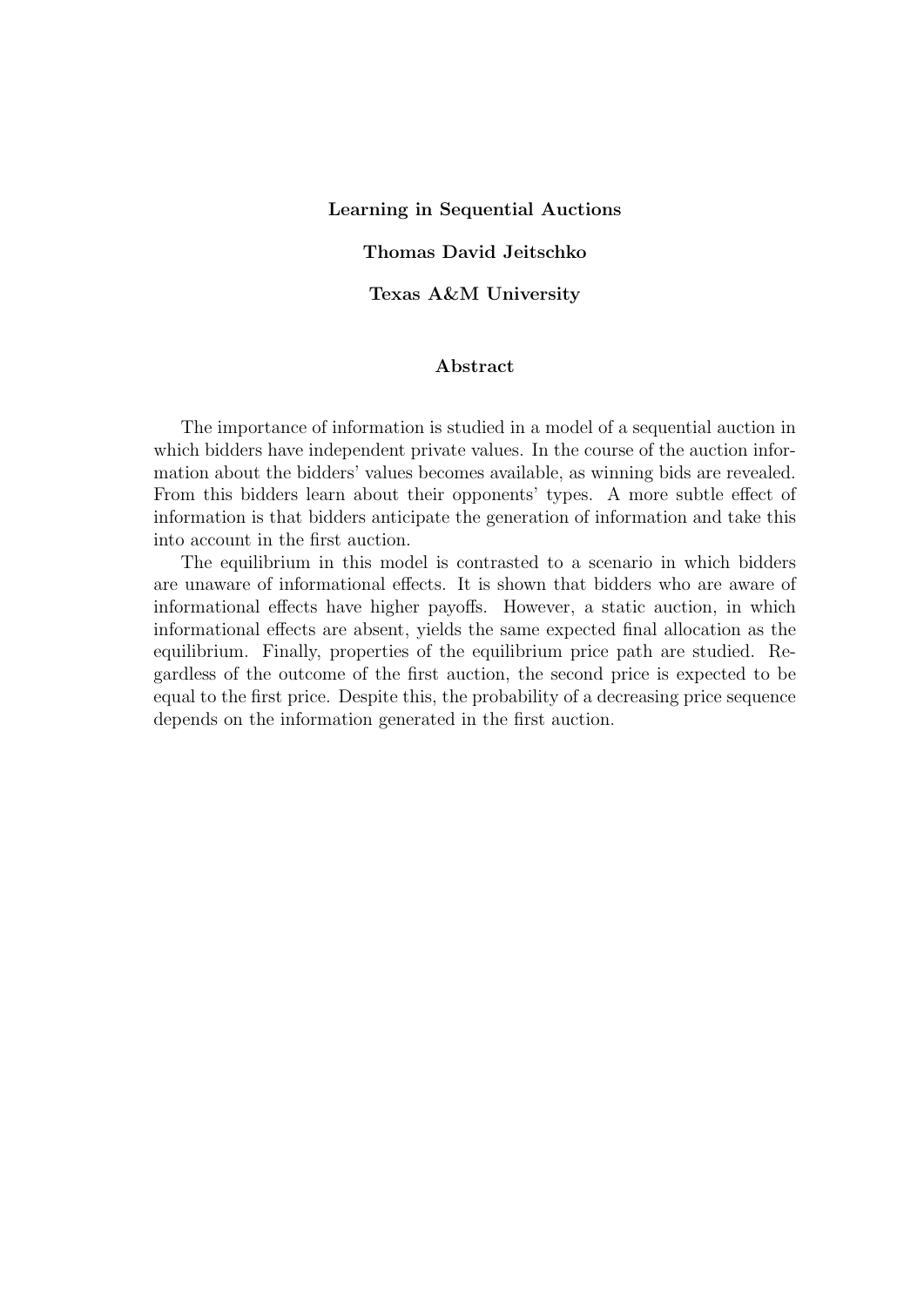**Learning in Sequential Auctions**

**Thomas David Jeitschko**

**Texas A&M University**

**Abstract**

The importance of information is studied in a model of a sequential auction in which bidders have independent private values. In the course of the auction information about the bidders' values becomes available, as winning bids are revealed. From this bidders learn about their opponents' types. A more subtle effect of information is that bidders anticipate the generation of information and take this into account in the first auction.

The equilibrium in this model is contrasted to a scenario in which bidders are unaware of informational effects. It is shown that bidders who are aware of informational effects have higher payoffs. However, a static auction, in which informational effects are absent, yields the same expected final allocation as the equilibrium. Finally, properties of the equilibrium price path are studied. Regardless of the outcome of the first auction, the second price is expected to be equal to the first price. Despite this, the probability of a decreasing price sequence depends on the information generated in the first auction.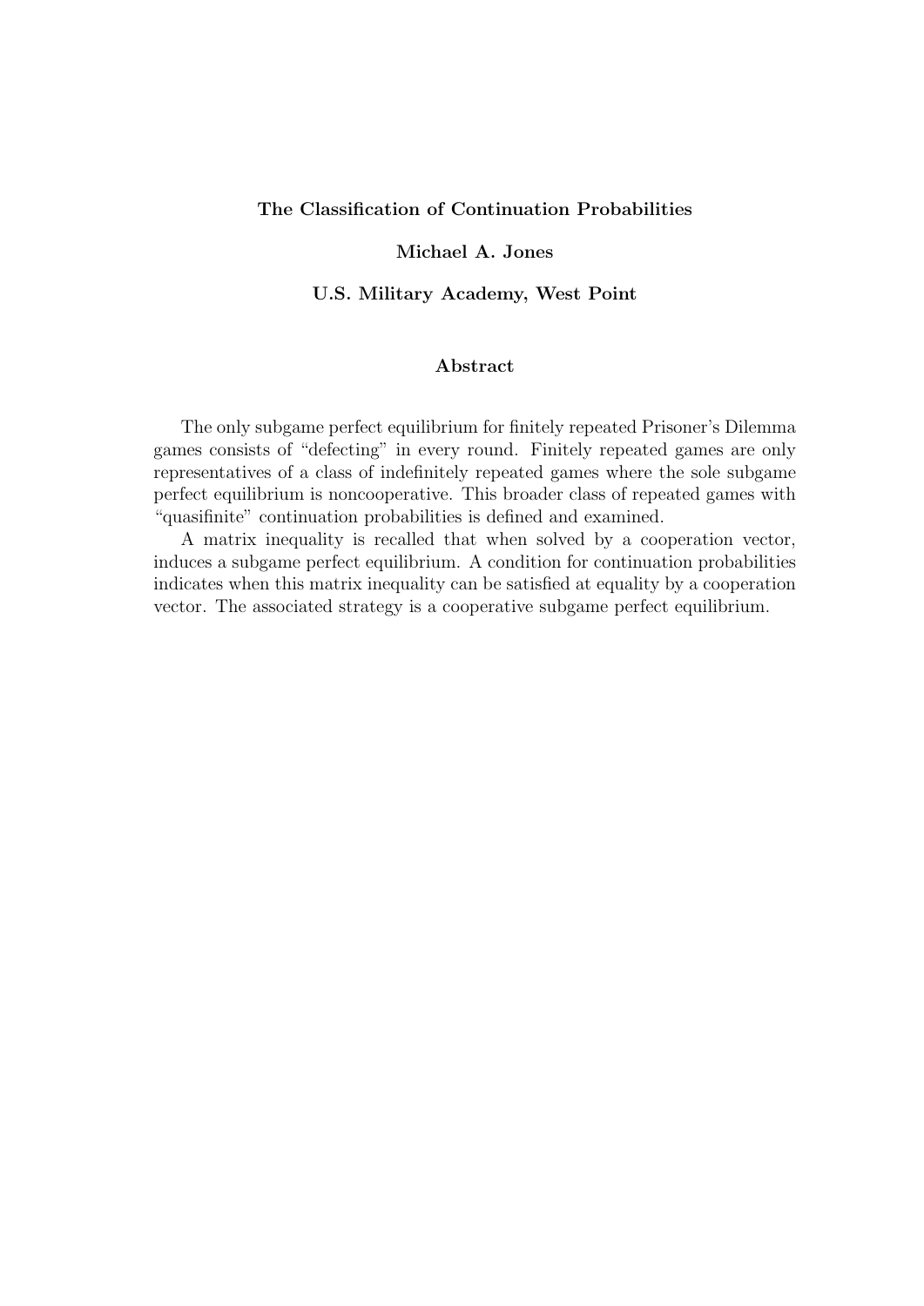**The Classification of Continuation Probabilities**

**Michael A. Jones**

**U.S. Military Academy, West Point**

## Abstract

The only subgame perfect equilibrium for finitely repeated Prisoner's Dilemma games consists of "defecting" in every round. Finitely repeated games are only representatives of a class of indefinitely repeated games where the sole subgame perfect equilibrium is noncooperative. This broader class of repeated games with "quasifinite" continuation probabilities is defined and examined.

A matrix inequality is recalled that when solved by a cooperation vector, induces a subgame perfect equilibrium. A condition for continuation probabilities indicates when this matrix inequality can be satisfied at equality by a cooperation vector. The associated strategy is a cooperative subgame perfect equilibrium.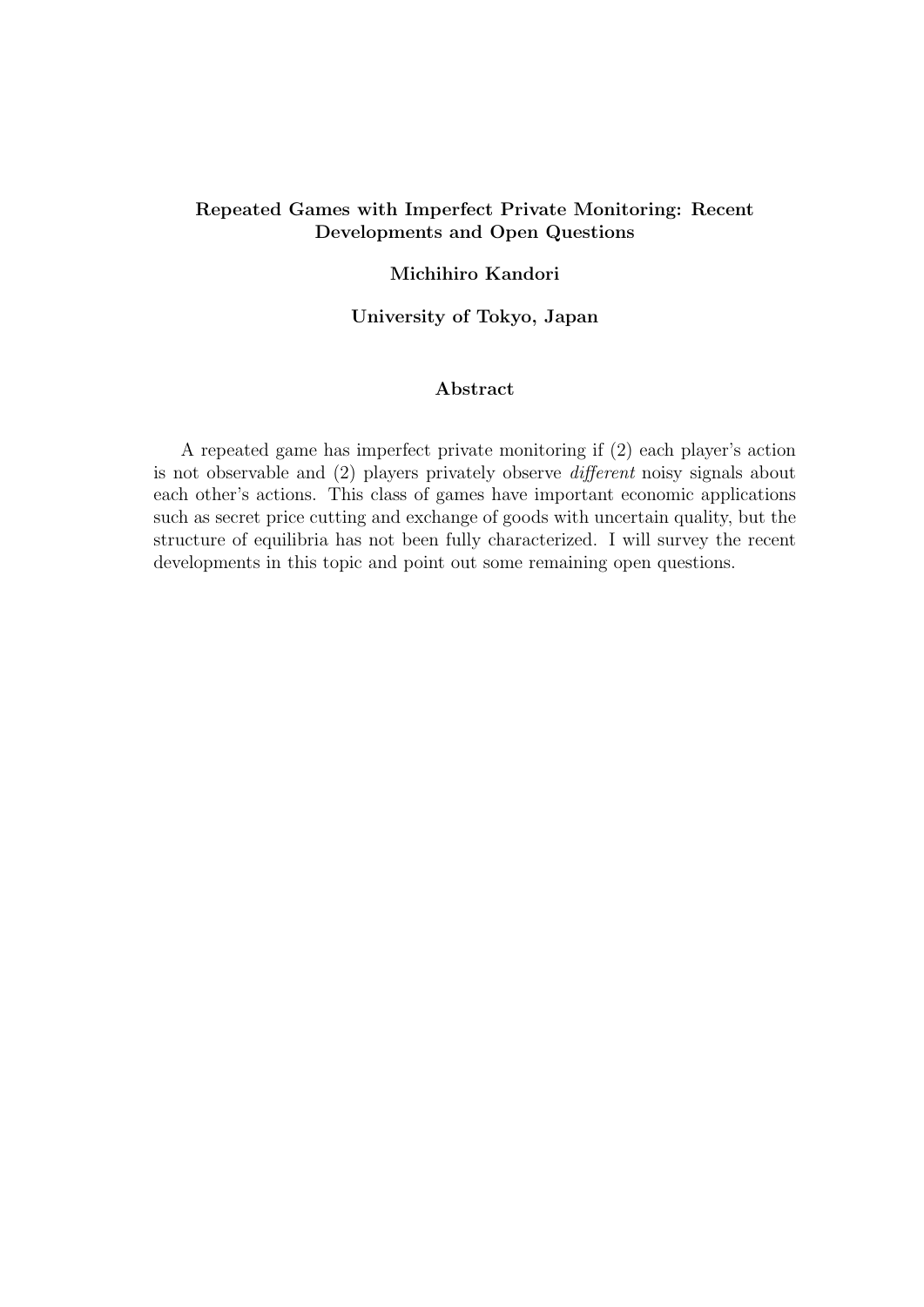**Repeated Games with Imperfect Private Monitoring: Recent Developments and Open Questions**

**Michihiro Kandori**

**University of Tokyo, Japan**

**Abstract**

A repeated game has imperfect private monitoring if (2) each player's action is not observable and (2) players privately observe *different* noisy signals about each other's actions. This class of games have important economic applications such as secret price cutting and exchange of goods with uncertain quality, but the structure of equilibria has not been fully characterized. I will survey the recent developments in this topic and point out some remaining open questions.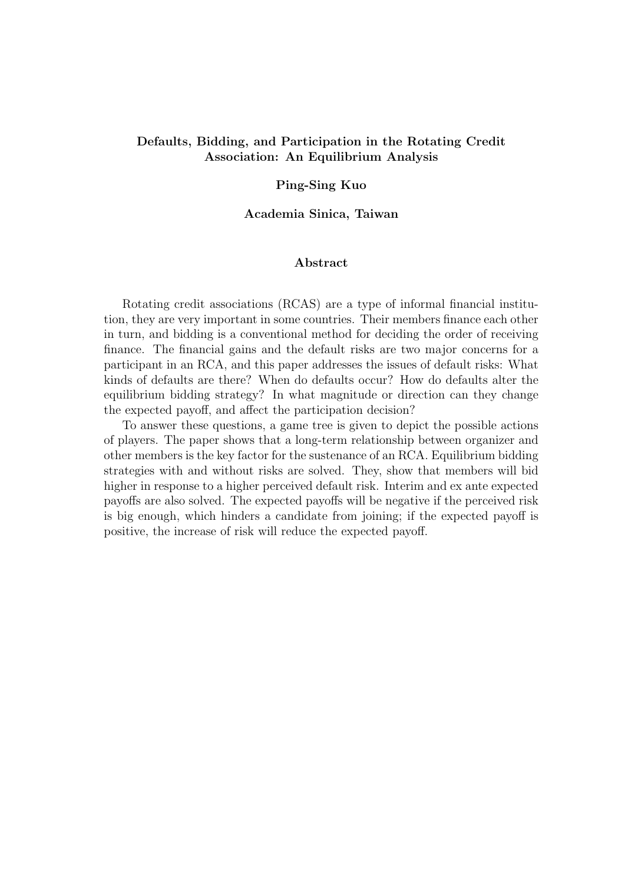## Defaults, Bidding, and Participation in the Rotating Credit Association: An Equilibrium Analysis

**Ping-Sing Kuo**

**Academia Sinica, Taiwan**

### Abstract

Rotating credit associations (RCAS) are a type of informal financial institution, they are very important in some countries. Their members finance each other in turn, and bidding is a conventional method for deciding the order of receiving finance. The financial gains and the default risks are two major concerns for a participant in an RCA, and this paper addresses the issues of default risks: What kinds of defaults are there? When do defaults occur? How do defaults alter the equilibrium bidding strategy? In what magnitude or direction can they change the expected payoff, and affect the participation decision?

To answer these questions, a game tree is given to depict the possible actions of players. The paper shows that a long-term relationship between organizer and other members is the key factor for the sustenance of an RCA. Equilibrium bidding strategies with and without risks are solved. They, show that members will bid higher in response to a higher perceived default risk. Interim and ex ante expected payoffs are also solved. The expected payoffs will be negative if the perceived risk is big enough, which hinders a candidate from joining; if the expected payoff is positive, the increase of risk will reduce the expected payoff.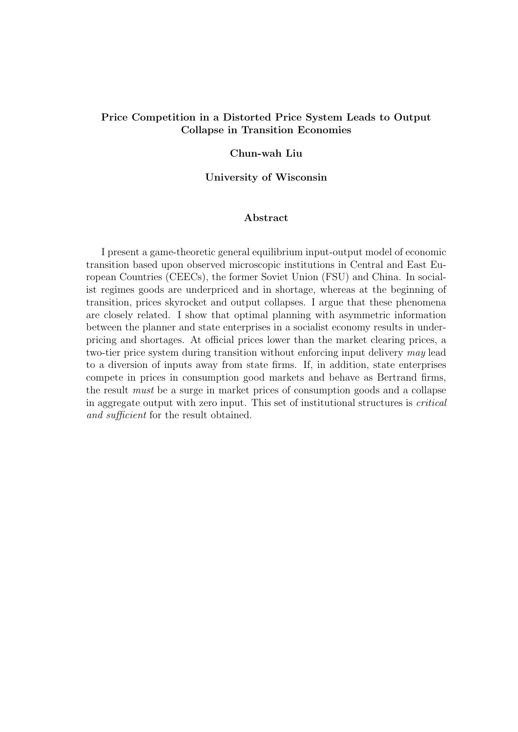# Price Competition in a Distorted Price System Leads to Output Collapse in Transition Economies

**Chun-wah Liu**

**University of Wisconsin**

## Abstract

I present a game-theoretic general equilibrium input-output model of economic transition based upon observed microscopic institutions in Central and East European Countries (CEECs), the former Soviet Union (FSU) and China. In socialist regimes goods are underpriced and in shortage, whereas at the beginning of transition, prices skyrocket and output collapses. I argue that these phenomena are closely related. I show that optimal planning with asymmetric information between the planner and state enterprises in a socialist economy results in underpricing and shortages. At official prices lower than the market clearing prices, a two-tier price system during transition without enforcing input delivery *may* lead to a diversion of inputs away from state firms. If, in addition, state enterprises compete in prices in consumption good markets and behave as Bertrand firms, the result *must* be a surge in market prices of consumption goods and a collapse in aggregate output with zero input. This set of institutional structures is *critical and sufficient* for the result obtained.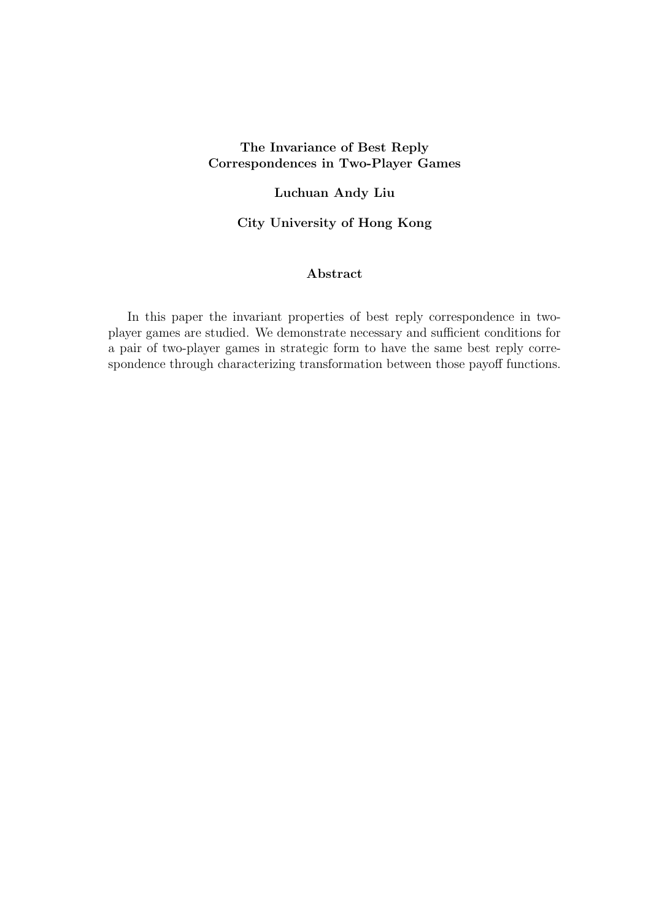**The Invariance of Best Reply Correspondences in Two-Player Games**

**Luchuan Andy Liu**

**City University of Hong Kong**

**Abstract**

In this paper the invariant properties of best reply correspondence in two-player games are studied. We demonstrate necessary and sufficient conditions for a pair of two-player games in strategic form to have the same best reply correspondence through characterizing transformation between those payoff functions.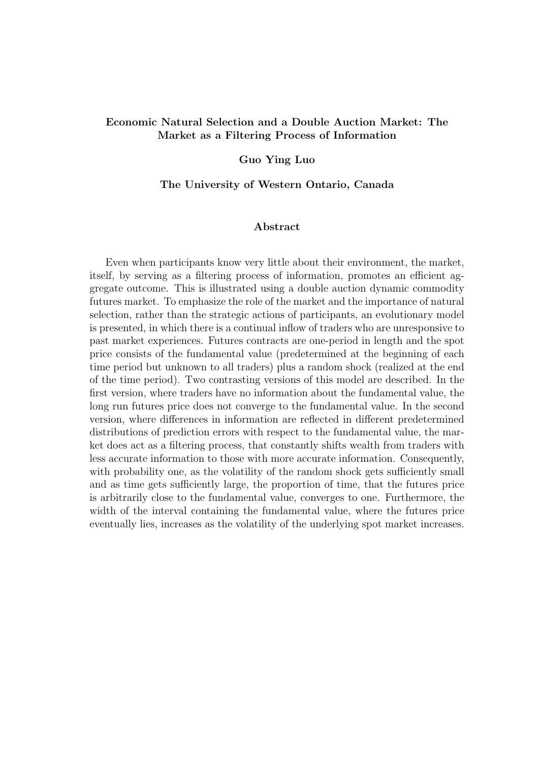**Economic Natural Selection and a Double Auction Market: The Market as a Filtering Process of Information**

**Guo Ying Luo**

**The University of Western Ontario, Canada**

**Abstract**

Even when participants know very little about their environment, the market, itself, by serving as a filtering process of information, promotes an efficient aggregate outcome. This is illustrated using a double auction dynamic commodity futures market. To emphasize the role of the market and the importance of natural selection, rather than the strategic actions of participants, an evolutionary model is presented, in which there is a continual inflow of traders who are unresponsive to past market experiences. Futures contracts are one-period in length and the spot price consists of the fundamental value (predetermined at the beginning of each time period but unknown to all traders) plus a random shock (realized at the end of the time period). Two contrasting versions of this model are described. In the first version, where traders have no information about the fundamental value, the long run futures price does not converge to the fundamental value. In the second version, where differences in information are reflected in different predetermined distributions of prediction errors with respect to the fundamental value, the market does act as a filtering process, that constantly shifts wealth from traders with less accurate information to those with more accurate information. Consequently, with probability one, as the volatility of the random shock gets sufficiently small and as time gets sufficiently large, the proportion of time, that the futures price is arbitrarily close to the fundamental value, converges to one. Furthermore, the width of the interval containing the fundamental value, where the futures price eventually lies, increases as the volatility of the underlying spot market increases.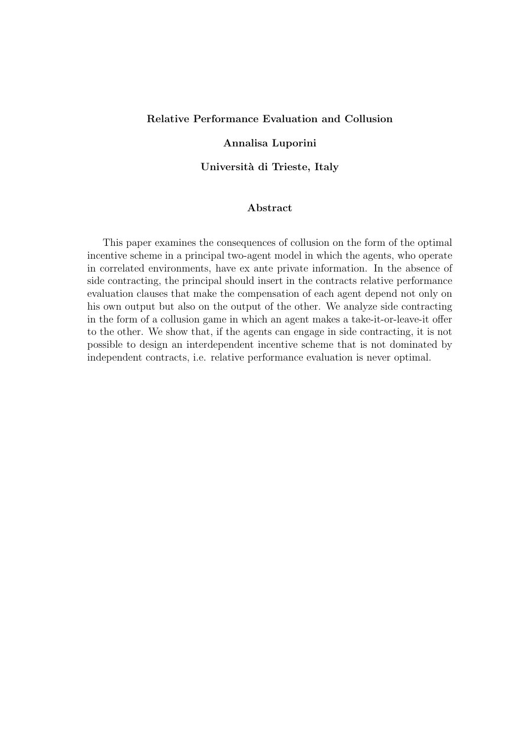**Relative Performance Evaluation and Collusion**

**Annalisa Luporini**

**Università di Trieste, Italy**

**Abstract**

This paper examines the consequences of collusion on the form of the optimal incentive scheme in a principal two-agent model in which the agents, who operate in correlated environments, have ex ante private information. In the absence of side contracting, the principal should insert in the contracts relative performance evaluation clauses that make the compensation of each agent depend not only on his own output but also on the output of the other. We analyze side contracting in the form of a collusion game in which an agent makes a take-it-or-leave-it offer to the other. We show that, if the agents can engage in side contracting, it is not possible to design an interdependent incentive scheme that is not dominated by independent contracts, i.e. relative performance evaluation is never optimal.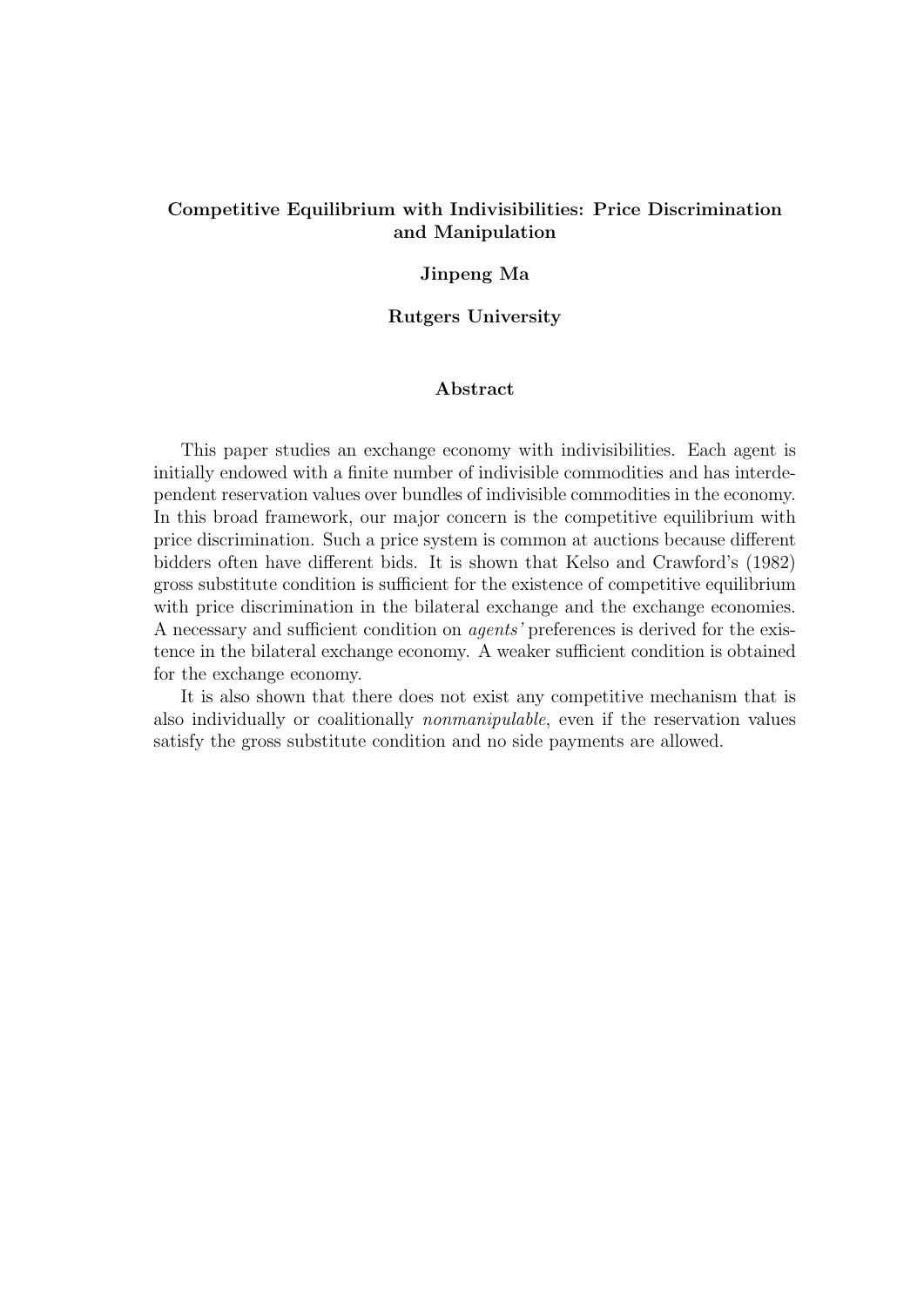**Competitive Equilibrium with Indivisibilities: Price Discrimination and Manipulation**

**Jinpeng Ma**

**Rutgers University**

**Abstract**

This paper studies an exchange economy with indivisibilities. Each agent is initially endowed with a finite number of indivisible commodities and has interdependent reservation values over bundles of indivisible commodities in the economy. In this broad framework, our major concern is the competitive equilibrium with price discrimination. Such a price system is common at auctions because different bidders often have different bids. It is shown that Kelso and Crawford's (1982) gross substitute condition is sufficient for the existence of competitive equilibrium with price discrimination in the bilateral exchange and the exchange economies. A necessary and sufficient condition on *agents'* preferences is derived for the existence in the bilateral exchange economy. A weaker sufficient condition is obtained for the exchange economy.

It is also shown that there does not exist any competitive mechanism that is also individually or coalitionally *nonmanipulable*, even if the reservation values satisfy the gross substitute condition and no side payments are allowed.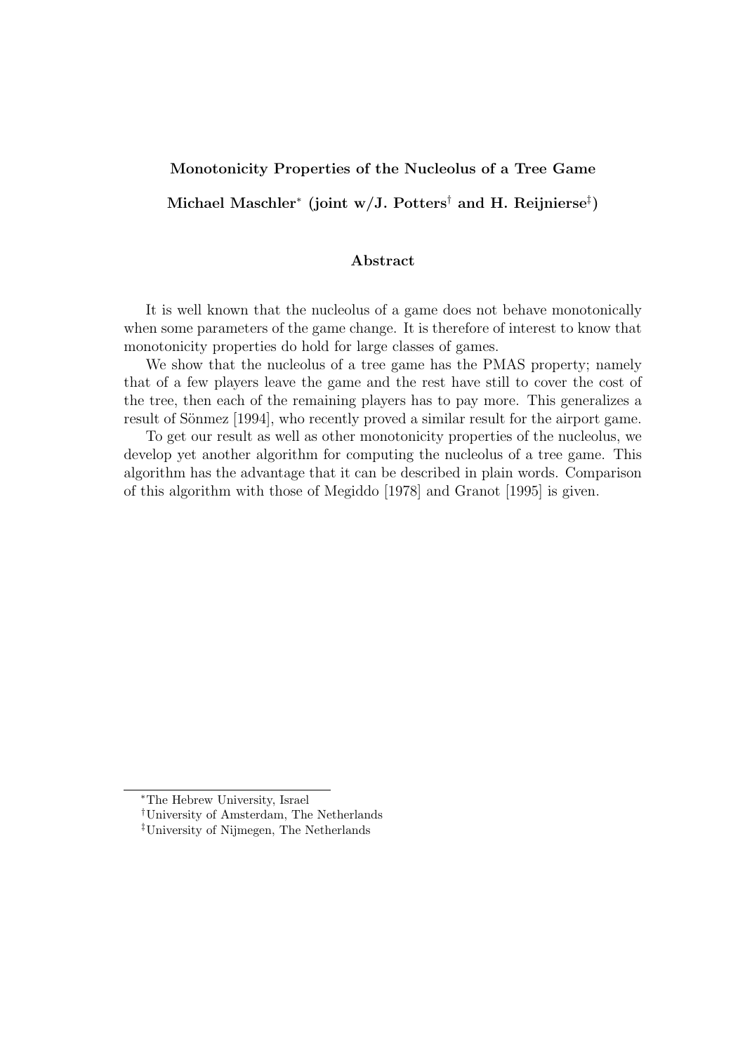## Monotonicity Properties of the Nucleolus of a Tree Game

**Michael Maschler[*] (joint w/J. Potters[†] and H. Reijnierse[‡])**

### Abstract

It is well known that the nucleolus of a game does not behave monotonically when some parameters of the game change. It is therefore of interest to know that monotonicity properties do hold for large classes of games.

We show that the nucleolus of a tree game has the PMAS property; namely that of a few players leave the game and the rest have still to cover the cost of the tree, then each of the remaining players has to pay more. This generalizes a result of Sönmez [1994], who recently proved a similar result for the airport game.

To get our result as well as other monotonicity properties of the nucleolus, we develop yet another algorithm for computing the nucleolus of a tree game. This algorithm has the advantage that it can be described in plain words. Comparison of this algorithm with those of Megiddo [1978] and Granot [1995] is given.

---

[*] The Hebrew University, Israel

[†] University of Amsterdam, The Netherlands

[‡] University of Nijmegen, The Netherlands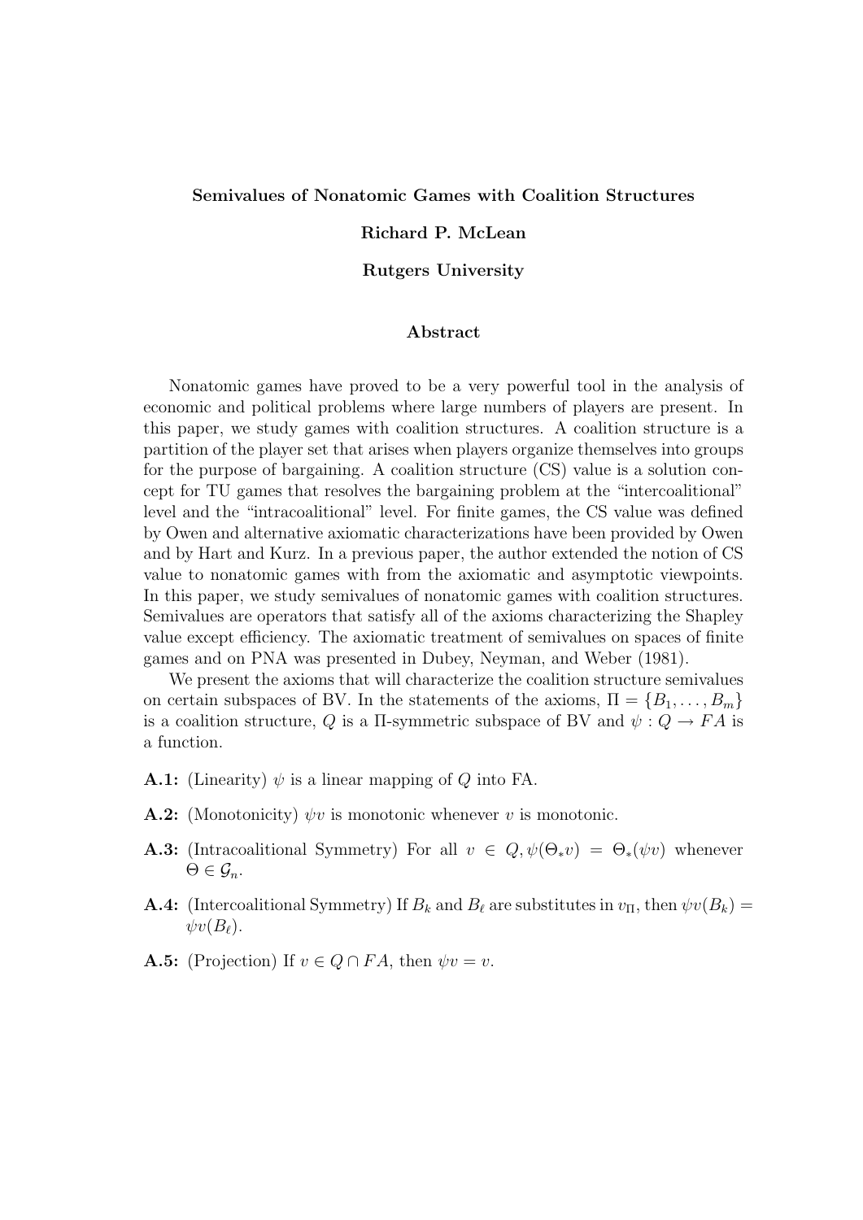**Semivalues of Nonatomic Games with Coalition Structures**

**Richard P. McLean**

**Rutgers University**

**Abstract**

Nonatomic games have proved to be a very powerful tool in the analysis of economic and political problems where large numbers of players are present. In this paper, we study games with coalition structures. A coalition structure is a partition of the player set that arises when players organize themselves into groups for the purpose of bargaining. A coalition structure (CS) value is a solution concept for TU games that resolves the bargaining problem at the "intercoalitional" level and the "intracoalitional" level. For finite games, the CS value was defined by Owen and alternative axiomatic characterizations have been provided by Owen and by Hart and Kurz. In a previous paper, the author extended the notion of CS value to nonatomic games with from the axiomatic and asymptotic viewpoints. In this paper, we study semivalues of nonatomic games with coalition structures. Semivalues are operators that satisfy all of the axioms characterizing the Shapley value except efficiency. The axiomatic treatment of semivalues on spaces of finite games and on PNA was presented in Dubey, Neyman, and Weber (1981).

We present the axioms that will characterize the coalition structure semivalues on certain subspaces of BV. In the statements of the axioms, $\Pi = \{B_1, \ldots, B_m\}$ is a coalition structure, $Q$ is a $\Pi$-symmetric subspace of BV and $\psi : Q \to FA$ is a function.

**A.1:** (Linearity) $\psi$ is a linear mapping of $Q$ into FA.

**A.2:** (Monotonicity) $\psi v$ is monotonic whenever $v$ is monotonic.

**A.3:** (Intracoalitional Symmetry) For all $v \in Q, \psi(\Theta_* v) = \Theta_*(\psi v)$ whenever $\Theta \in \mathcal{G}_n$.

**A.4:** (Intercoalitional Symmetry) If $B_k$ and $B_\ell$ are substitutes in $v_\Pi$, then $\psi v(B_k) = \psi v(B_\ell)$.

**A.5:** (Projection) If $v \in Q \cap FA$, then $\psi v = v$.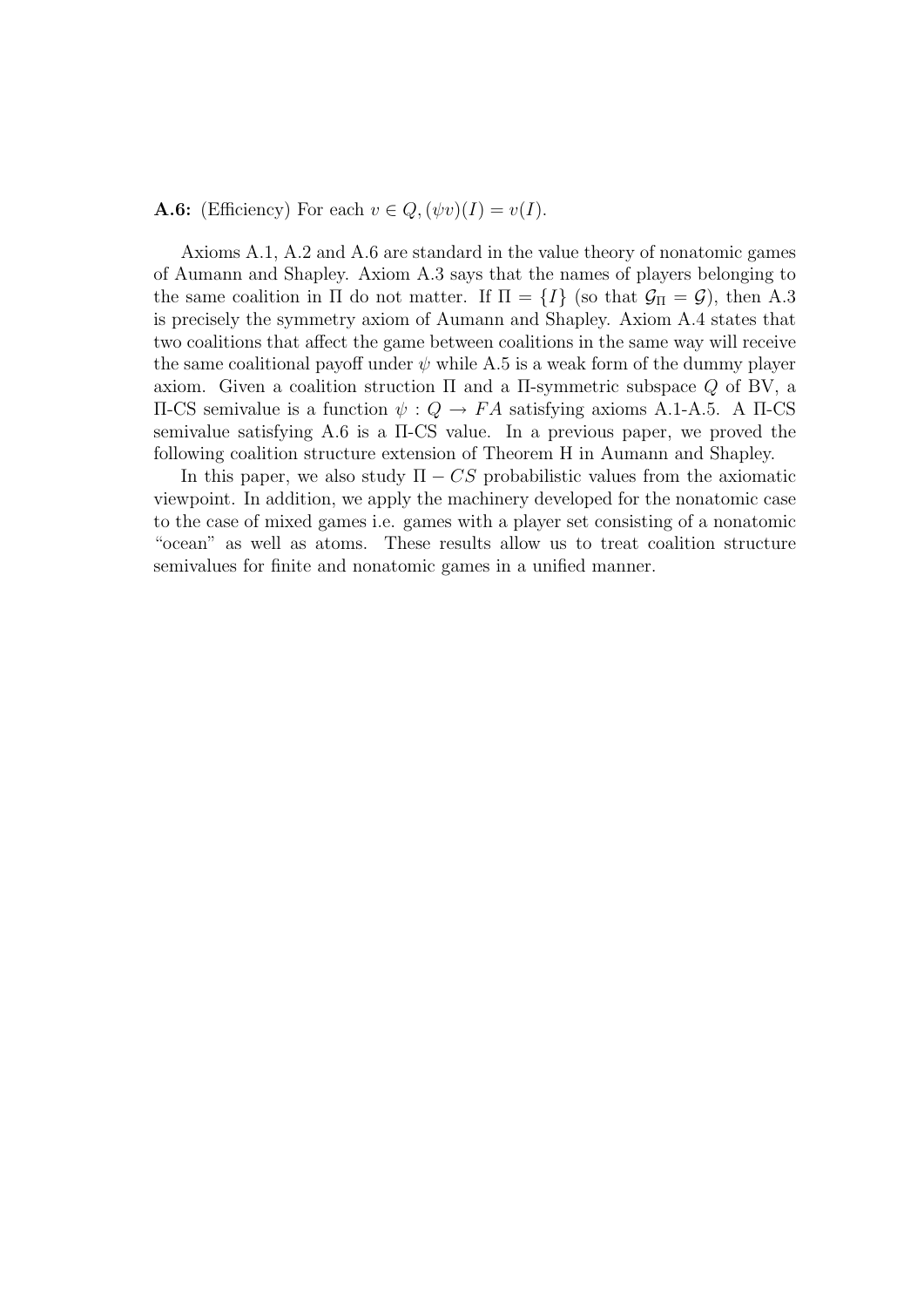**A.6:** (Efficiency) For each $v \in Q, (\psi v)(I) = v(I)$.

Axioms A.1, A.2 and A.6 are standard in the value theory of nonatomic games of Aumann and Shapley. Axiom A.3 says that the names of players belonging to the same coalition in $\Pi$ do not matter. If $\Pi = \{I\}$ (so that $\mathcal{G}_\Pi = \mathcal{G}$), then A.3 is precisely the symmetry axiom of Aumann and Shapley. Axiom A.4 states that two coalitions that affect the game between coalitions in the same way will receive the same coalitional payoff under $\psi$ while A.5 is a weak form of the dummy player axiom. Given a coalition struction $\Pi$ and a $\Pi$-symmetric subspace $Q$ of BV, a $\Pi$-CS semivalue is a function $\psi : Q \to FA$ satisfying axioms A.1-A.5. A $\Pi$-CS semivalue satisfying A.6 is a $\Pi$-CS value. In a previous paper, we proved the following coalition structure extension of Theorem H in Aumann and Shapley.

In this paper, we also study $\Pi - CS$ probabilistic values from the axiomatic viewpoint. In addition, we apply the machinery developed for the nonatomic case to the case of mixed games i.e. games with a player set consisting of a nonatomic "ocean" as well as atoms. These results allow us to treat coalition structure semivalues for finite and nonatomic games in a unified manner.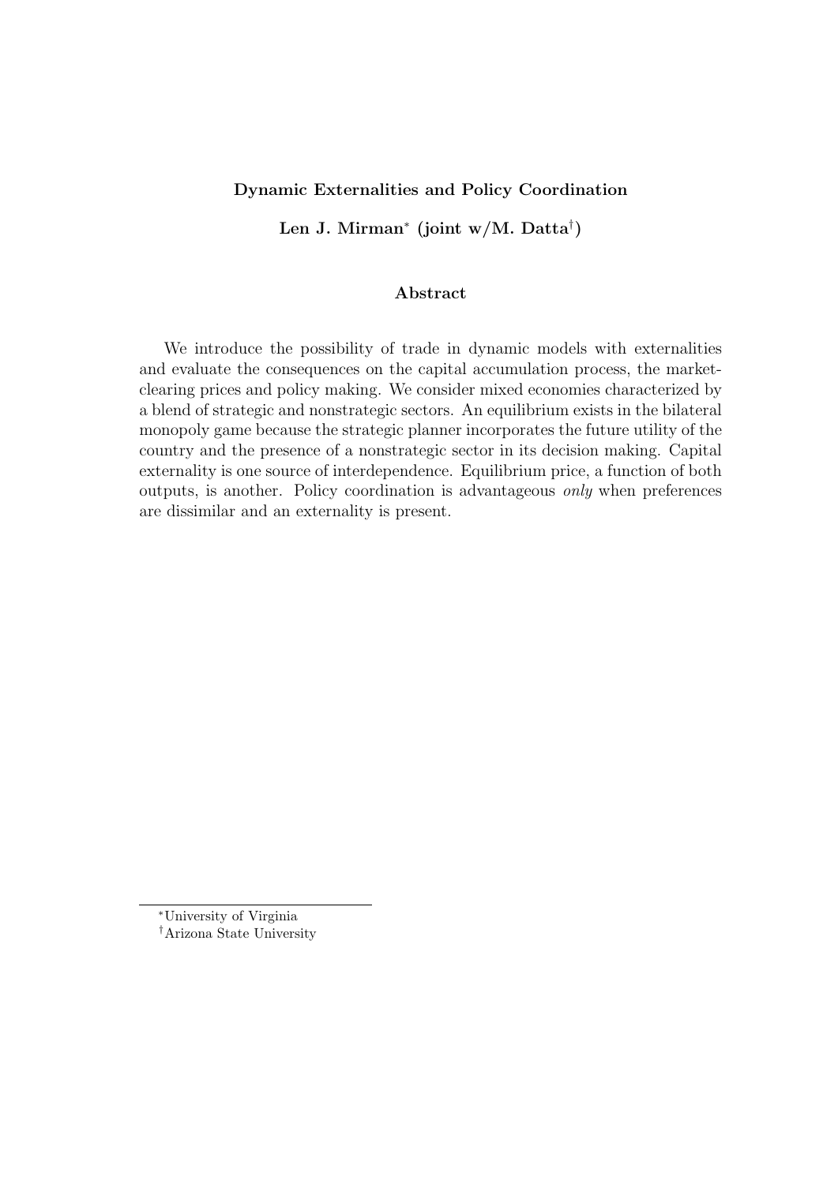**Dynamic Externalities and Policy Coordination**

**Len J. Mirman[\*] (joint w/M. Datta[†])**

### Abstract

We introduce the possibility of trade in dynamic models with externalities and evaluate the consequences on the capital accumulation process, the market-clearing prices and policy making. We consider mixed economies characterized by a blend of strategic and nonstrategic sectors. An equilibrium exists in the bilateral monopoly game because the strategic planner incorporates the future utility of the country and the presence of a nonstrategic sector in its decision making. Capital externality is one source of interdependence. Equilibrium price, a function of both outputs, is another. Policy coordination is advantageous *only* when preferences are dissimilar and an externality is present.

---

[\*] University of Virginia

[†] Arizona State University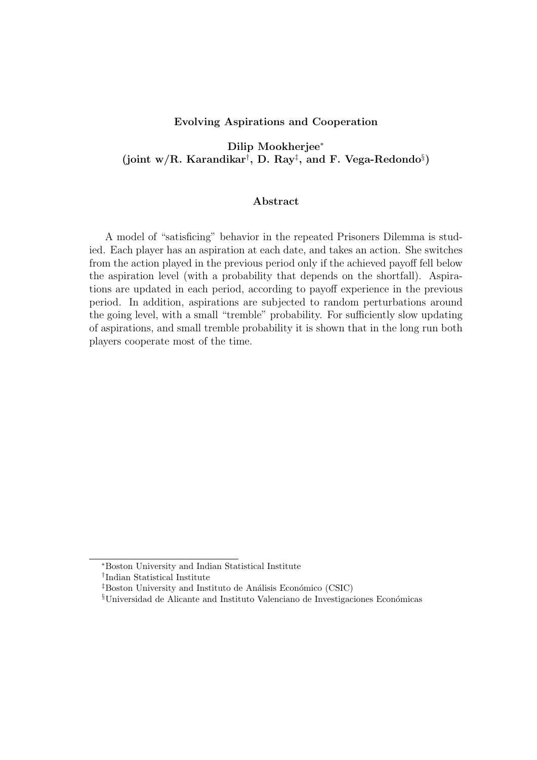**Evolving Aspirations and Cooperation**

**Dilip Mookherjee[\*]**
**(joint w/R. Karandikar[†], D. Ray[‡], and F. Vega-Redondo[§])**

**Abstract**

A model of "satisficing" behavior in the repeated Prisoners Dilemma is studied. Each player has an aspiration at each date, and takes an action. She switches from the action played in the previous period only if the achieved payoff fell below the aspiration level (with a probability that depends on the shortfall). Aspirations are updated in each period, according to payoff experience in the previous period. In addition, aspirations are subjected to random perturbations around the going level, with a small "tremble" probability. For sufficiently slow updating of aspirations, and small tremble probability it is shown that in the long run both players cooperate most of the time.

---

[\*] Boston University and Indian Statistical Institute

[†] Indian Statistical Institute

[‡] Boston University and Instituto de Análisis Económico (CSIC)

[§] Universidad de Alicante and Instituto Valenciano de Investigaciones Económicas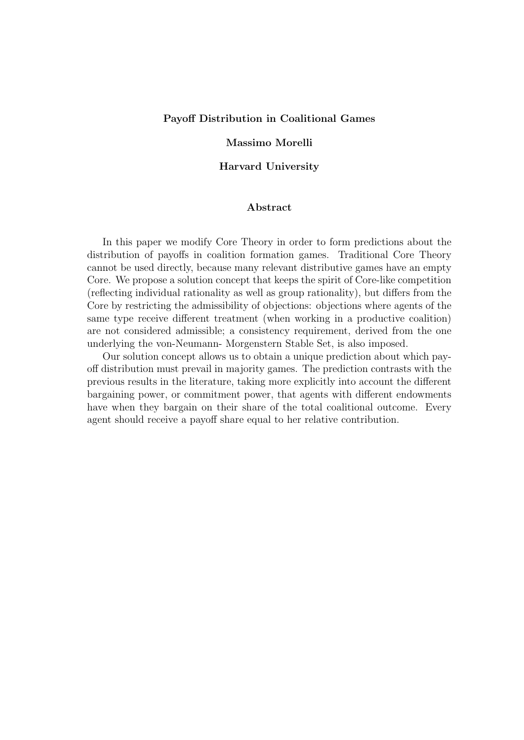**Payoff Distribution in Coalitional Games**

**Massimo Morelli**

**Harvard University**

**Abstract**

In this paper we modify Core Theory in order to form predictions about the distribution of payoffs in coalition formation games. Traditional Core Theory cannot be used directly, because many relevant distributive games have an empty Core. We propose a solution concept that keeps the spirit of Core-like competition (reflecting individual rationality as well as group rationality), but differs from the Core by restricting the admissibility of objections: objections where agents of the same type receive different treatment (when working in a productive coalition) are not considered admissible; a consistency requirement, derived from the one underlying the von-Neumann- Morgenstern Stable Set, is also imposed.

Our solution concept allows us to obtain a unique prediction about which payoff distribution must prevail in majority games. The prediction contrasts with the previous results in the literature, taking more explicitly into account the different bargaining power, or commitment power, that agents with different endowments have when they bargain on their share of the total coalitional outcome. Every agent should receive a payoff share equal to her relative contribution.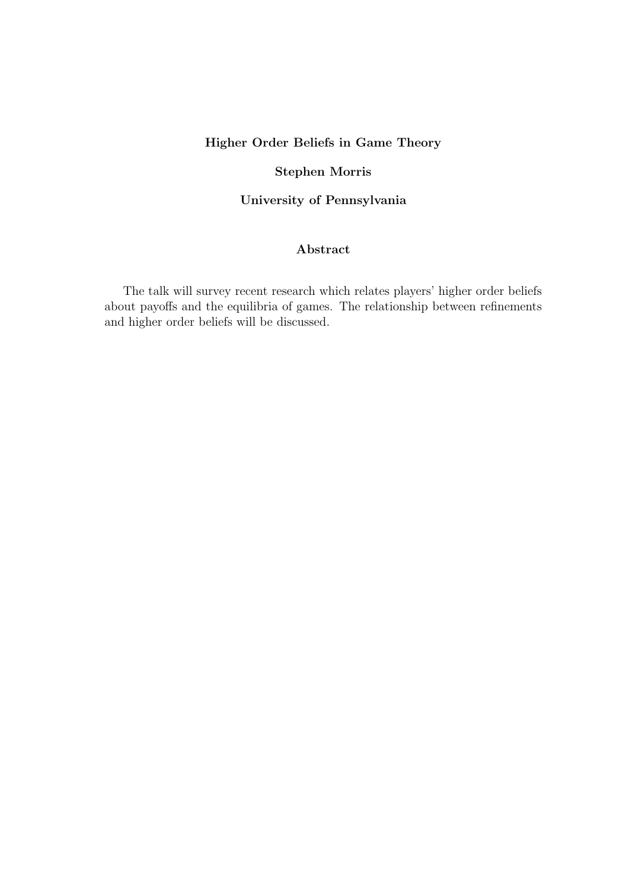**Higher Order Beliefs in Game Theory**

**Stephen Morris**

**University of Pennsylvania**

**Abstract**

The talk will survey recent research which relates players' higher order beliefs about payoffs and the equilibria of games. The relationship between refinements and higher order beliefs will be discussed.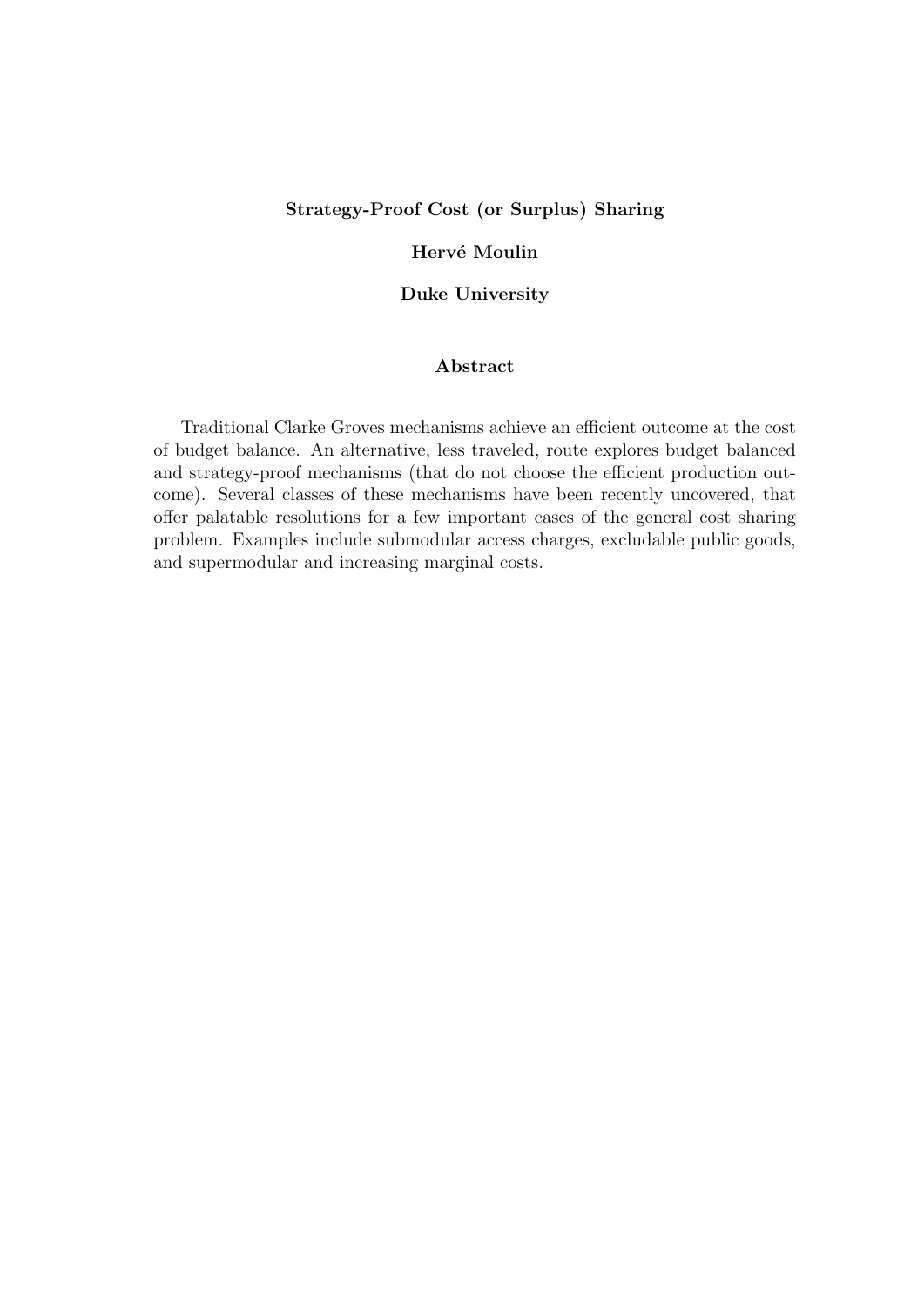**Strategy-Proof Cost (or Surplus) Sharing**

**Hervé Moulin**

**Duke University**

**Abstract**

Traditional Clarke Groves mechanisms achieve an efficient outcome at the cost of budget balance. An alternative, less traveled, route explores budget balanced and strategy-proof mechanisms (that do not choose the efficient production outcome). Several classes of these mechanisms have been recently uncovered, that offer palatable resolutions for a few important cases of the general cost sharing problem. Examples include submodular access charges, excludable public goods, and supermodular and increasing marginal costs.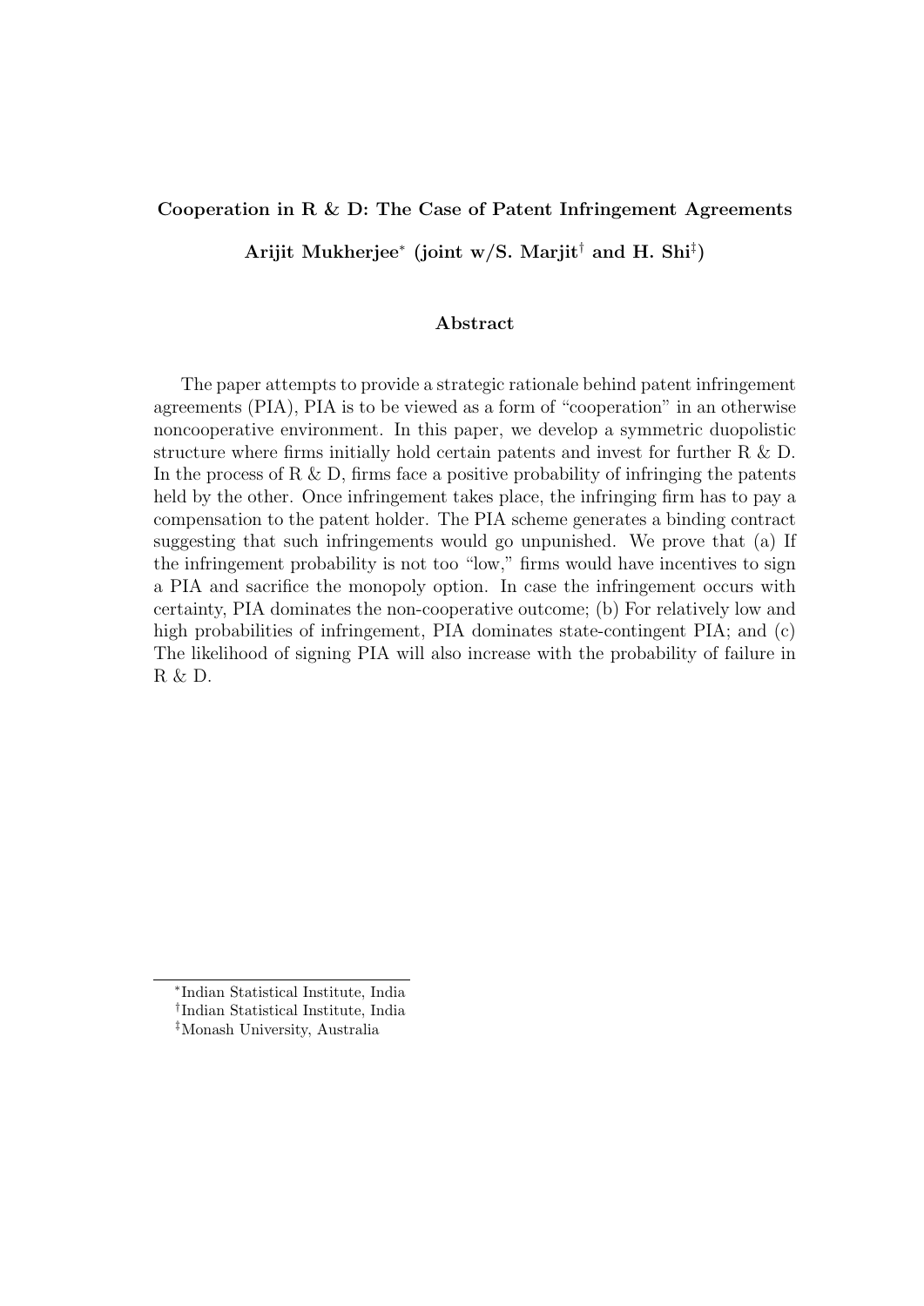**Cooperation in R & D: The Case of Patent Infringement Agreements**

**Arijit Mukherjee[*] (joint w/S. Marjit[†] and H. Shi[‡])**

### Abstract

The paper attempts to provide a strategic rationale behind patent infringement agreements (PIA), PIA is to be viewed as a form of "cooperation" in an otherwise noncooperative environment. In this paper, we develop a symmetric duopolistic structure where firms initially hold certain patents and invest for further R & D. In the process of R & D, firms face a positive probability of infringing the patents held by the other. Once infringement takes place, the infringing firm has to pay a compensation to the patent holder. The PIA scheme generates a binding contract suggesting that such infringements would go unpunished. We prove that (a) If the infringement probability is not too "low," firms would have incentives to sign a PIA and sacrifice the monopoly option. In case the infringement occurs with certainty, PIA dominates the non-cooperative outcome; (b) For relatively low and high probabilities of infringement, PIA dominates state-contingent PIA; and (c) The likelihood of signing PIA will also increase with the probability of failure in R & D.

---

[*] Indian Statistical Institute, India

[†] Indian Statistical Institute, India

[‡] Monash University, Australia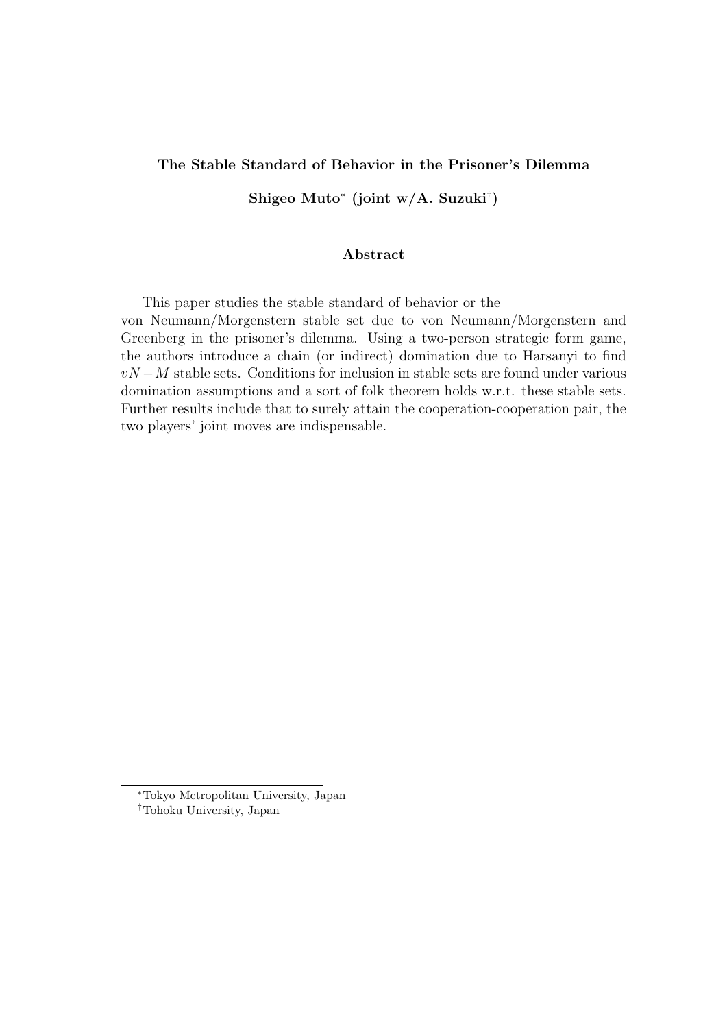**The Stable Standard of Behavior in the Prisoner's Dilemma**

**Shigeo Muto* (joint w/A. Suzuki†)**

**Abstract**

This paper studies the stable standard of behavior or the von Neumann/Morgenstern stable set due to von Neumann/Morgenstern and Greenberg in the prisoner's dilemma. Using a two-person strategic form game, the authors introduce a chain (or indirect) domination due to Harsanyi to find $vN-M$ stable sets. Conditions for inclusion in stable sets are found under various domination assumptions and a sort of folk theorem holds w.r.t. these stable sets. Further results include that to surely attain the cooperation-cooperation pair, the two players' joint moves are indispensable.

---

*Tokyo Metropolitan University, Japan

†Tohoku University, Japan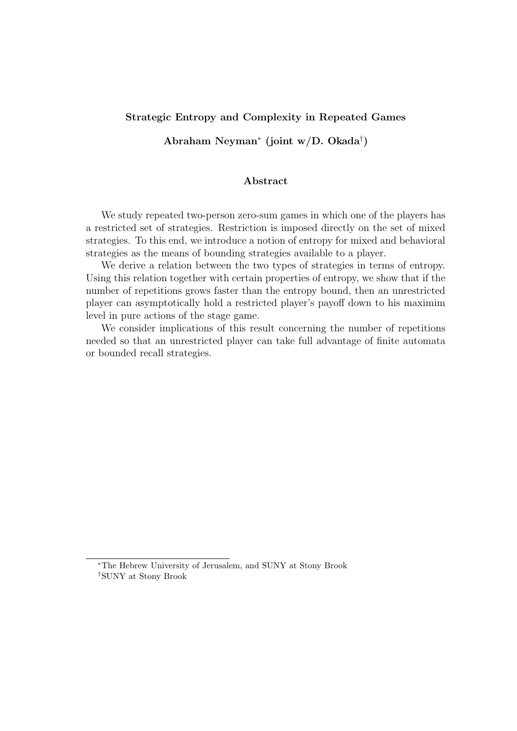## Strategic Entropy and Complexity in Repeated Games

**Abraham Neyman[*] (joint w/D. Okada[†])**

### Abstract

We study repeated two-person zero-sum games in which one of the players has a restricted set of strategies. Restriction is imposed directly on the set of mixed strategies. To this end, we introduce a notion of entropy for mixed and behavioral strategies as the means of bounding strategies available to a player.

We derive a relation between the two types of strategies in terms of entropy. Using this relation together with certain properties of entropy, we show that if the number of repetitions grows faster than the entropy bound, then an unrestricted player can asymptotically hold a restricted player's payoff down to his maximim level in pure actions of the stage game.

We consider implications of this result concerning the number of repetitions needed so that an unrestricted player can take full advantage of finite automata or bounded recall strategies.

---

[*] The Hebrew University of Jerusalem, and SUNY at Stony Brook

[†] SUNY at Stony Brook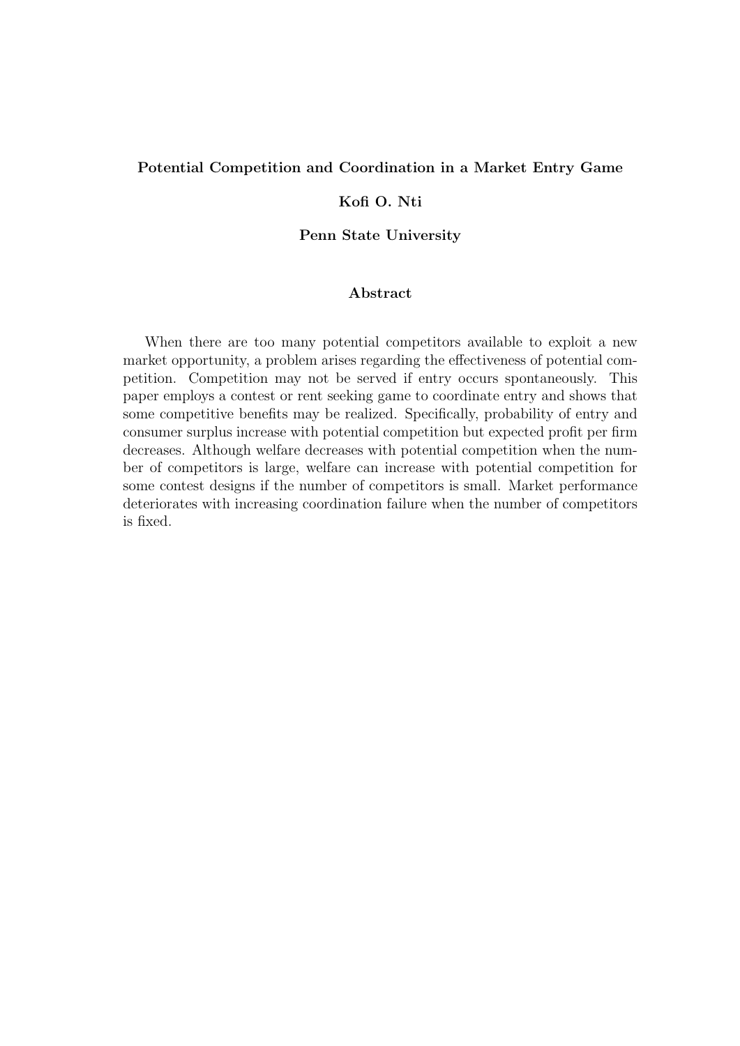**Potential Competition and Coordination in a Market Entry Game**

**Kofi O. Nti**

**Penn State University**

## Abstract

When there are too many potential competitors available to exploit a new market opportunity, a problem arises regarding the effectiveness of potential competition. Competition may not be served if entry occurs spontaneously. This paper employs a contest or rent seeking game to coordinate entry and shows that some competitive benefits may be realized. Specifically, probability of entry and consumer surplus increase with potential competition but expected profit per firm decreases. Although welfare decreases with potential competition when the number of competitors is large, welfare can increase with potential competition for some contest designs if the number of competitors is small. Market performance deteriorates with increasing coordination failure when the number of competitors is fixed.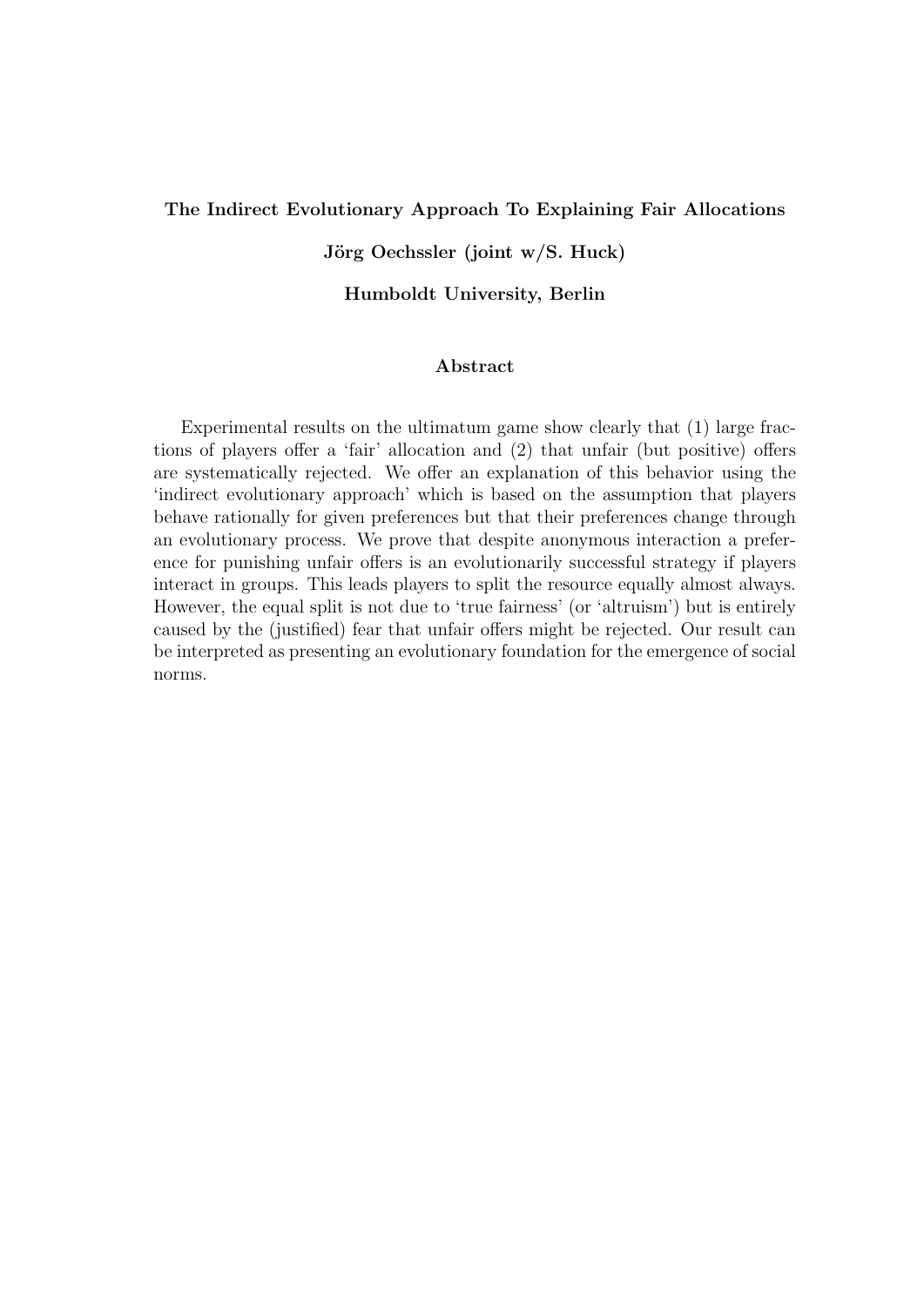**The Indirect Evolutionary Approach To Explaining Fair Allocations**

**Jörg Oechssler (joint w/S. Huck)**

**Humboldt University, Berlin**

**Abstract**

Experimental results on the ultimatum game show clearly that (1) large fractions of players offer a 'fair' allocation and (2) that unfair (but positive) offers are systematically rejected. We offer an explanation of this behavior using the 'indirect evolutionary approach' which is based on the assumption that players behave rationally for given preferences but that their preferences change through an evolutionary process. We prove that despite anonymous interaction a preference for punishing unfair offers is an evolutionarily successful strategy if players interact in groups. This leads players to split the resource equally almost always. However, the equal split is not due to 'true fairness' (or 'altruism') but is entirely caused by the (justified) fear that unfair offers might be rejected. Our result can be interpreted as presenting an evolutionary foundation for the emergence of social norms.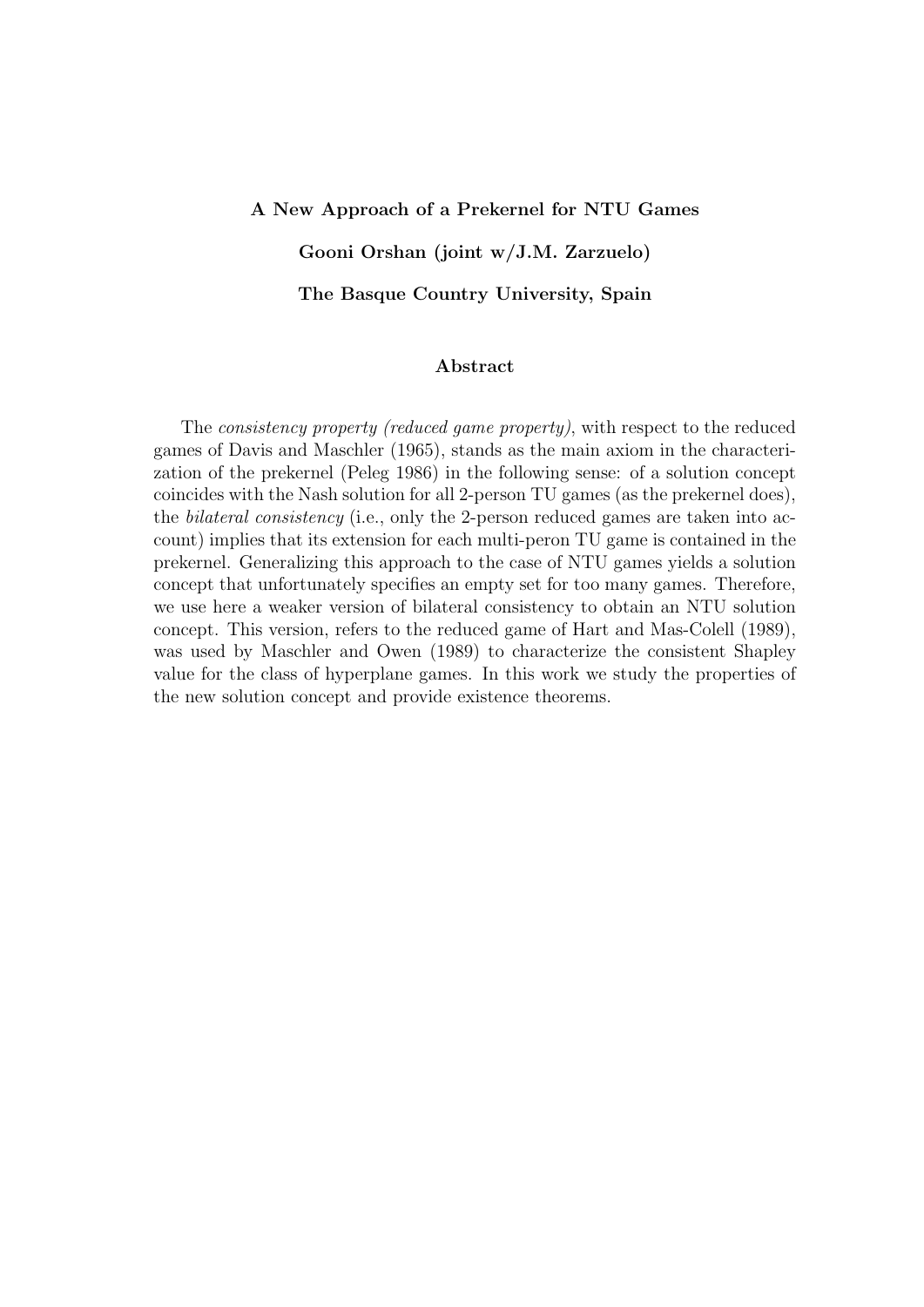**A New Approach of a Prekernel for NTU Games**

**Gooni Orshan (joint w/J.M. Zarzuelo)**

**The Basque Country University, Spain**

**Abstract**

The *consistency property (reduced game property)*, with respect to the reduced games of Davis and Maschler (1965), stands as the main axiom in the characterization of the prekernel (Peleg 1986) in the following sense: of a solution concept coincides with the Nash solution for all 2-person TU games (as the prekernel does), the *bilateral consistency* (i.e., only the 2-person reduced games are taken into account) implies that its extension for each multi-peron TU game is contained in the prekernel. Generalizing this approach to the case of NTU games yields a solution concept that unfortunately specifies an empty set for too many games. Therefore, we use here a weaker version of bilateral consistency to obtain an NTU solution concept. This version, refers to the reduced game of Hart and Mas-Colell (1989), was used by Maschler and Owen (1989) to characterize the consistent Shapley value for the class of hyperplane games. In this work we study the properties of the new solution concept and provide existence theorems.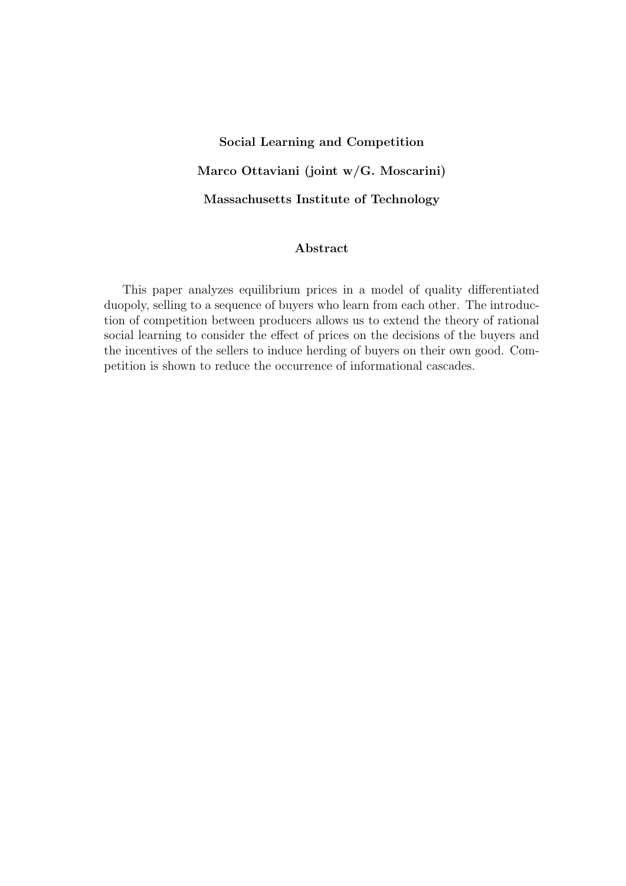**Social Learning and Competition**

**Marco Ottaviani (joint w/G. Moscarini)**

**Massachusetts Institute of Technology**

**Abstract**

This paper analyzes equilibrium prices in a model of quality differentiated duopoly, selling to a sequence of buyers who learn from each other. The introduction of competition between producers allows us to extend the theory of rational social learning to consider the effect of prices on the decisions of the buyers and the incentives of the sellers to induce herding of buyers on their own good. Competition is shown to reduce the occurrence of informational cascades.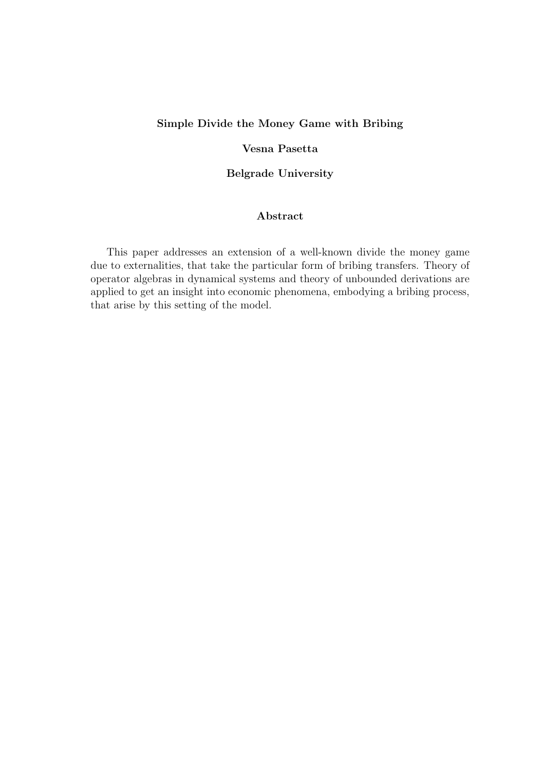# Simple Divide the Money Game with Bribing

**Vesna Pasetta**

**Belgrade University**

## Abstract

This paper addresses an extension of a well-known divide the money game due to externalities, that take the particular form of bribing transfers. Theory of operator algebras in dynamical systems and theory of unbounded derivations are applied to get an insight into economic phenomena, embodying a bribing process, that arise by this setting of the model.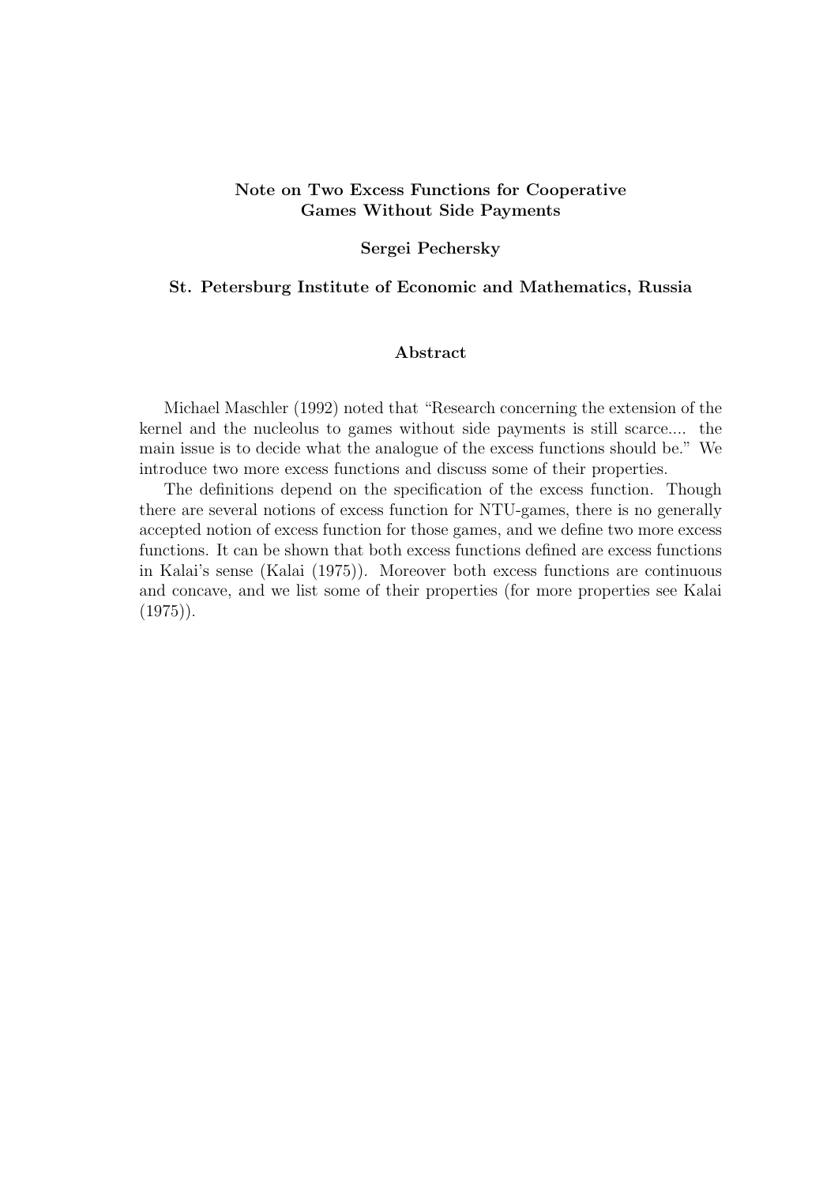**Note on Two Excess Functions for Cooperative Games Without Side Payments**

**Sergei Pechersky**

**St. Petersburg Institute of Economic and Mathematics, Russia**

**Abstract**

Michael Maschler (1992) noted that "Research concerning the extension of the kernel and the nucleolus to games without side payments is still scarce.... the main issue is to decide what the analogue of the excess functions should be." We introduce two more excess functions and discuss some of their properties.

The definitions depend on the specification of the excess function. Though there are several notions of excess function for NTU-games, there is no generally accepted notion of excess function for those games, and we define two more excess functions. It can be shown that both excess functions defined are excess functions in Kalai's sense (Kalai (1975)). Moreover both excess functions are continuous and concave, and we list some of their properties (for more properties see Kalai (1975)).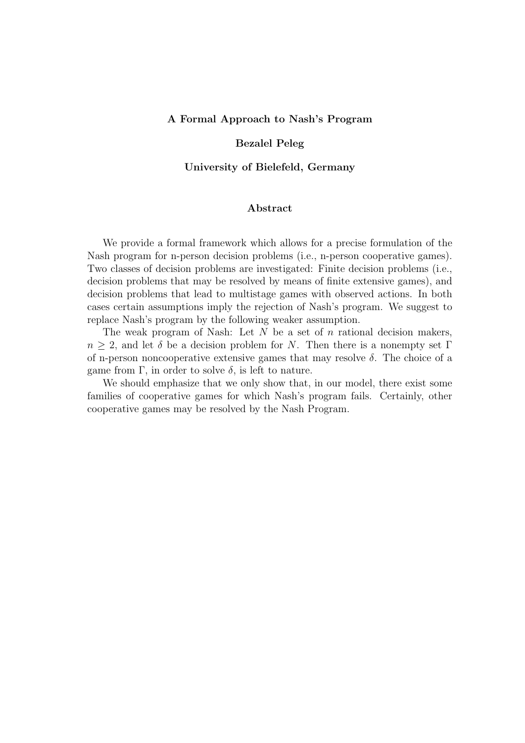**A Formal Approach to Nash's Program**

**Bezalel Peleg**

**University of Bielefeld, Germany**

**Abstract**

We provide a formal framework which allows for a precise formulation of the Nash program for n-person decision problems (i.e., n-person cooperative games). Two classes of decision problems are investigated: Finite decision problems (i.e., decision problems that may be resolved by means of finite extensive games), and decision problems that lead to multistage games with observed actions. In both cases certain assumptions imply the rejection of Nash's program. We suggest to replace Nash's program by the following weaker assumption.

The weak program of Nash: Let $N$ be a set of $n$ rational decision makers, $n \geq 2$, and let $\delta$ be a decision problem for $N$. Then there is a nonempty set $\Gamma$ of n-person noncooperative extensive games that may resolve $\delta$. The choice of a game from $\Gamma$, in order to solve $\delta$, is left to nature.

We should emphasize that we only show that, in our model, there exist some families of cooperative games for which Nash's program fails. Certainly, other cooperative games may be resolved by the Nash Program.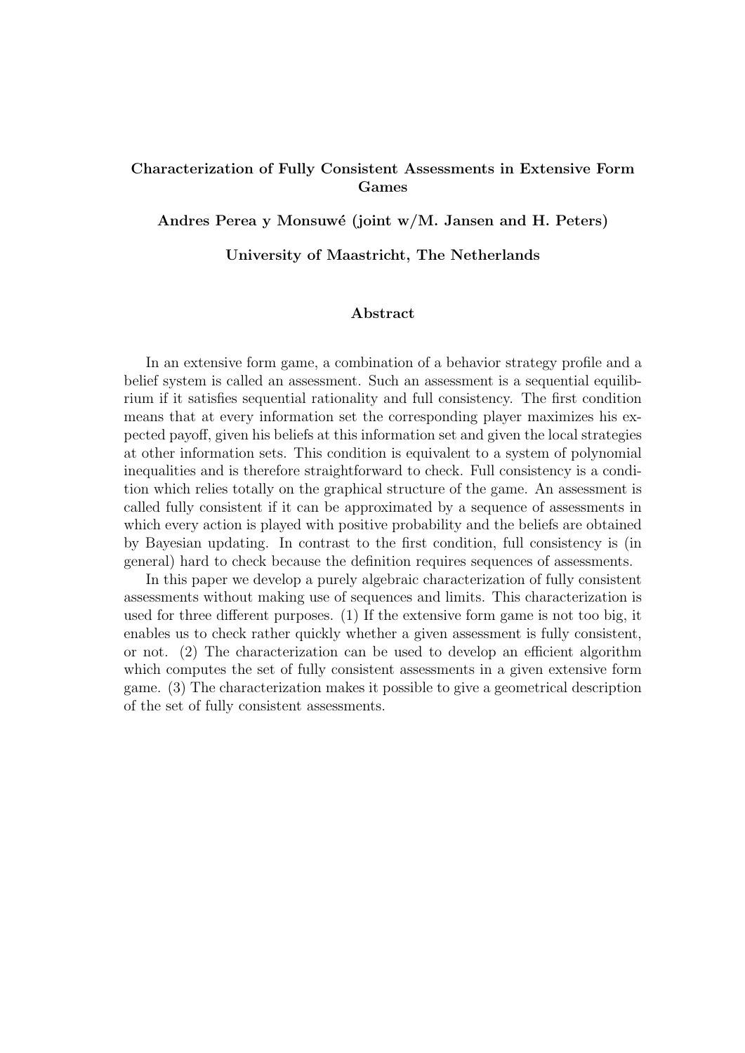**Characterization of Fully Consistent Assessments in Extensive Form Games**

**Andres Perea y Monsuwé (joint w/M. Jansen and H. Peters)**

**University of Maastricht, The Netherlands**

**Abstract**

In an extensive form game, a combination of a behavior strategy profile and a belief system is called an assessment. Such an assessment is a sequential equilibrium if it satisfies sequential rationality and full consistency. The first condition means that at every information set the corresponding player maximizes his expected payoff, given his beliefs at this information set and given the local strategies at other information sets. This condition is equivalent to a system of polynomial inequalities and is therefore straightforward to check. Full consistency is a condition which relies totally on the graphical structure of the game. An assessment is called fully consistent if it can be approximated by a sequence of assessments in which every action is played with positive probability and the beliefs are obtained by Bayesian updating. In contrast to the first condition, full consistency is (in general) hard to check because the definition requires sequences of assessments.

In this paper we develop a purely algebraic characterization of fully consistent assessments without making use of sequences and limits. This characterization is used for three different purposes. (1) If the extensive form game is not too big, it enables us to check rather quickly whether a given assessment is fully consistent, or not. (2) The characterization can be used to develop an efficient algorithm which computes the set of fully consistent assessments in a given extensive form game. (3) The characterization makes it possible to give a geometrical description of the set of fully consistent assessments.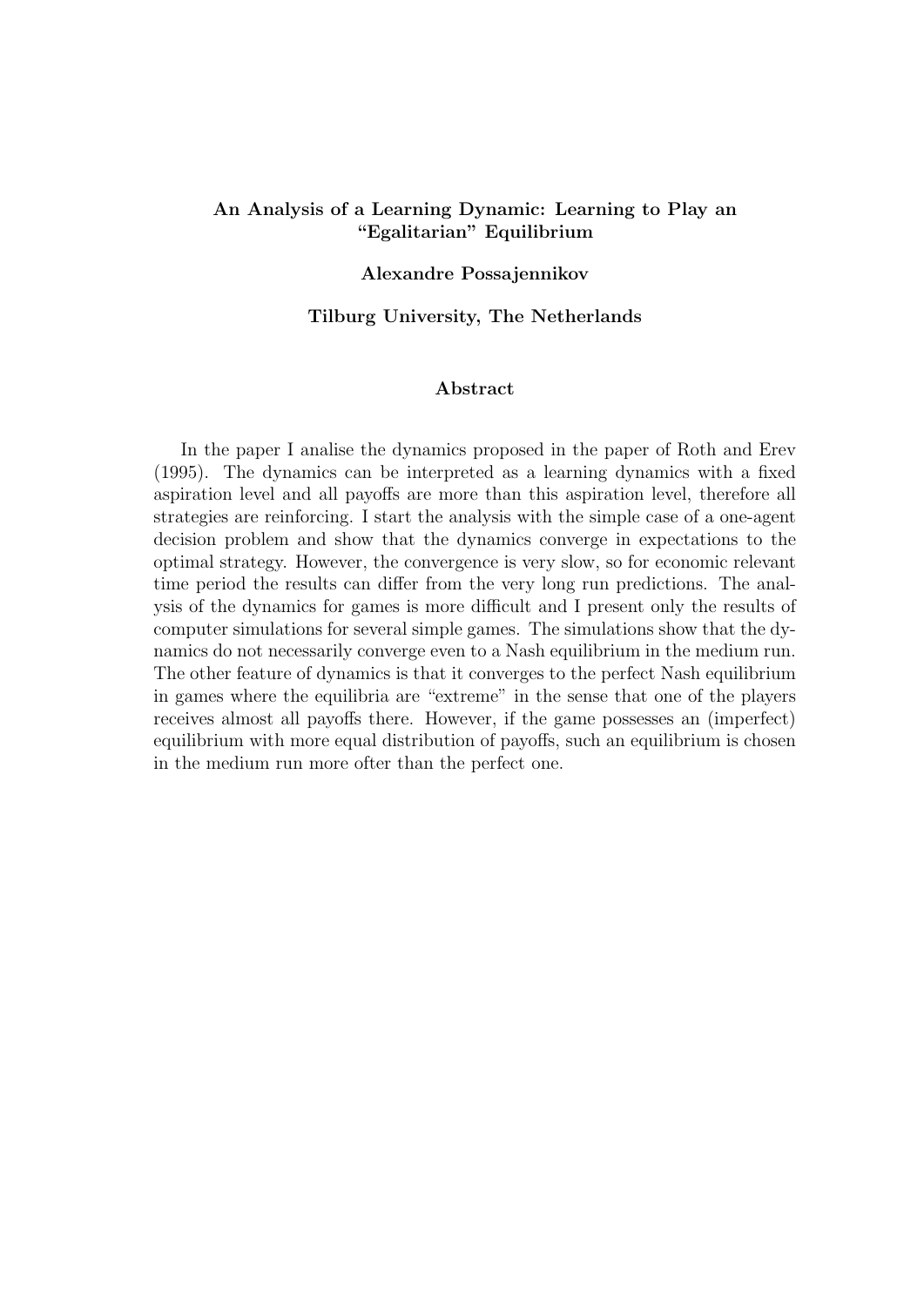# An Analysis of a Learning Dynamic: Learning to Play an "Egalitarian" Equilibrium

**Alexandre Possajennikov**

**Tilburg University, The Netherlands**

## Abstract

In the paper I analise the dynamics proposed in the paper of Roth and Erev (1995). The dynamics can be interpreted as a learning dynamics with a fixed aspiration level and all payoffs are more than this aspiration level, therefore all strategies are reinforcing. I start the analysis with the simple case of a one-agent decision problem and show that the dynamics converge in expectations to the optimal strategy. However, the convergence is very slow, so for economic relevant time period the results can differ from the very long run predictions. The analysis of the dynamics for games is more difficult and I present only the results of computer simulations for several simple games. The simulations show that the dynamics do not necessarily converge even to a Nash equilibrium in the medium run. The other feature of dynamics is that it converges to the perfect Nash equilibrium in games where the equilibria are "extreme" in the sense that one of the players receives almost all payoffs there. However, if the game possesses an (imperfect) equilibrium with more equal distribution of payoffs, such an equilibrium is chosen in the medium run more ofter than the perfect one.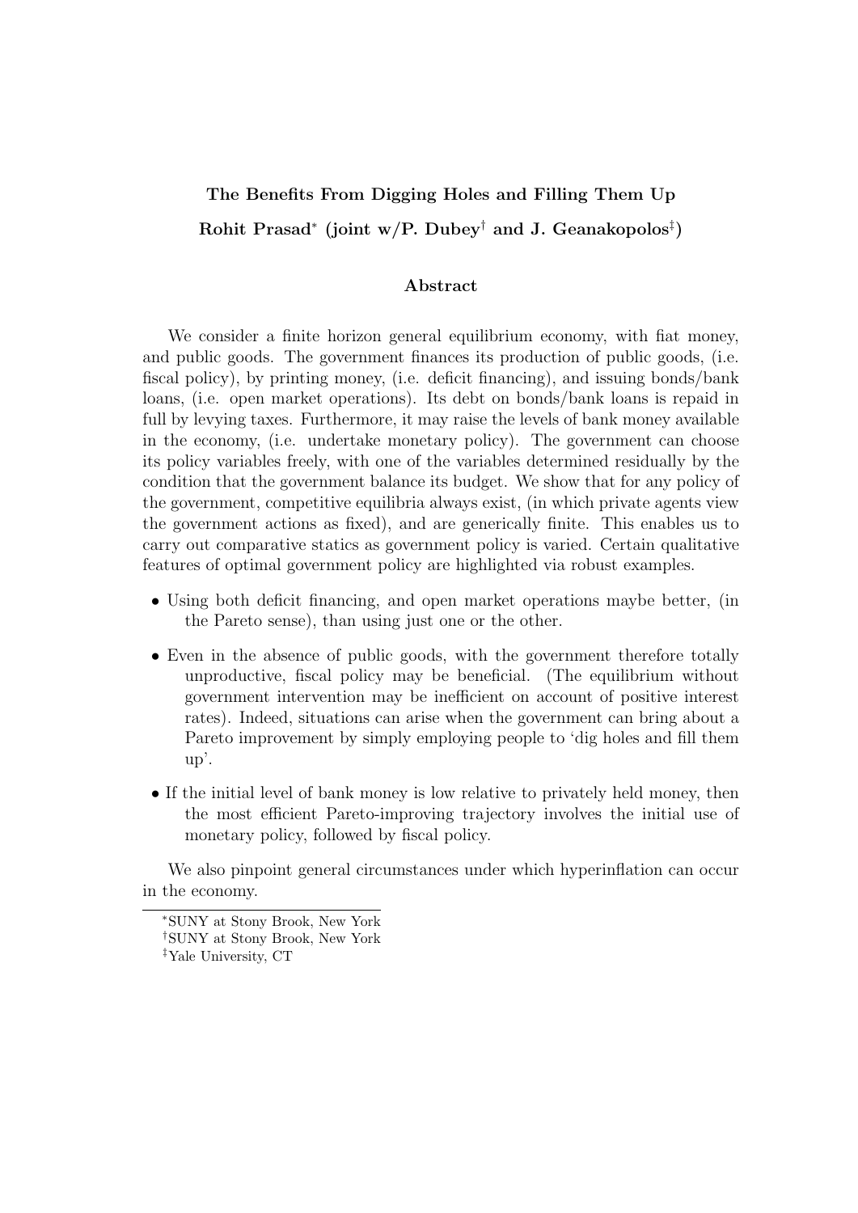**The Benefits From Digging Holes and Filling Them Up**

**Rohit Prasad[*] (joint w/P. Dubey[†] and J. Geanakopolos[‡])**

**Abstract**

We consider a finite horizon general equilibrium economy, with fiat money, and public goods. The government finances its production of public goods, (i.e. fiscal policy), by printing money, (i.e. deficit financing), and issuing bonds/bank loans, (i.e. open market operations). Its debt on bonds/bank loans is repaid in full by levying taxes. Furthermore, it may raise the levels of bank money available in the economy, (i.e. undertake monetary policy). The government can choose its policy variables freely, with one of the variables determined residually by the condition that the government balance its budget. We show that for any policy of the government, competitive equilibria always exist, (in which private agents view the government actions as fixed), and are generically finite. This enables us to carry out comparative statics as government policy is varied. Certain qualitative features of optimal government policy are highlighted via robust examples.

- Using both deficit financing, and open market operations maybe better, (in the Pareto sense), than using just one or the other.
- Even in the absence of public goods, with the government therefore totally unproductive, fiscal policy may be beneficial. (The equilibrium without government intervention may be inefficient on account of positive interest rates). Indeed, situations can arise when the government can bring about a Pareto improvement by simply employing people to 'dig holes and fill them up'.
- If the initial level of bank money is low relative to privately held money, then the most efficient Pareto-improving trajectory involves the initial use of monetary policy, followed by fiscal policy.

We also pinpoint general circumstances under which hyperinflation can occur in the economy.

[*]SUNY at Stony Brook, New York

[†]SUNY at Stony Brook, New York

[‡]Yale University, CT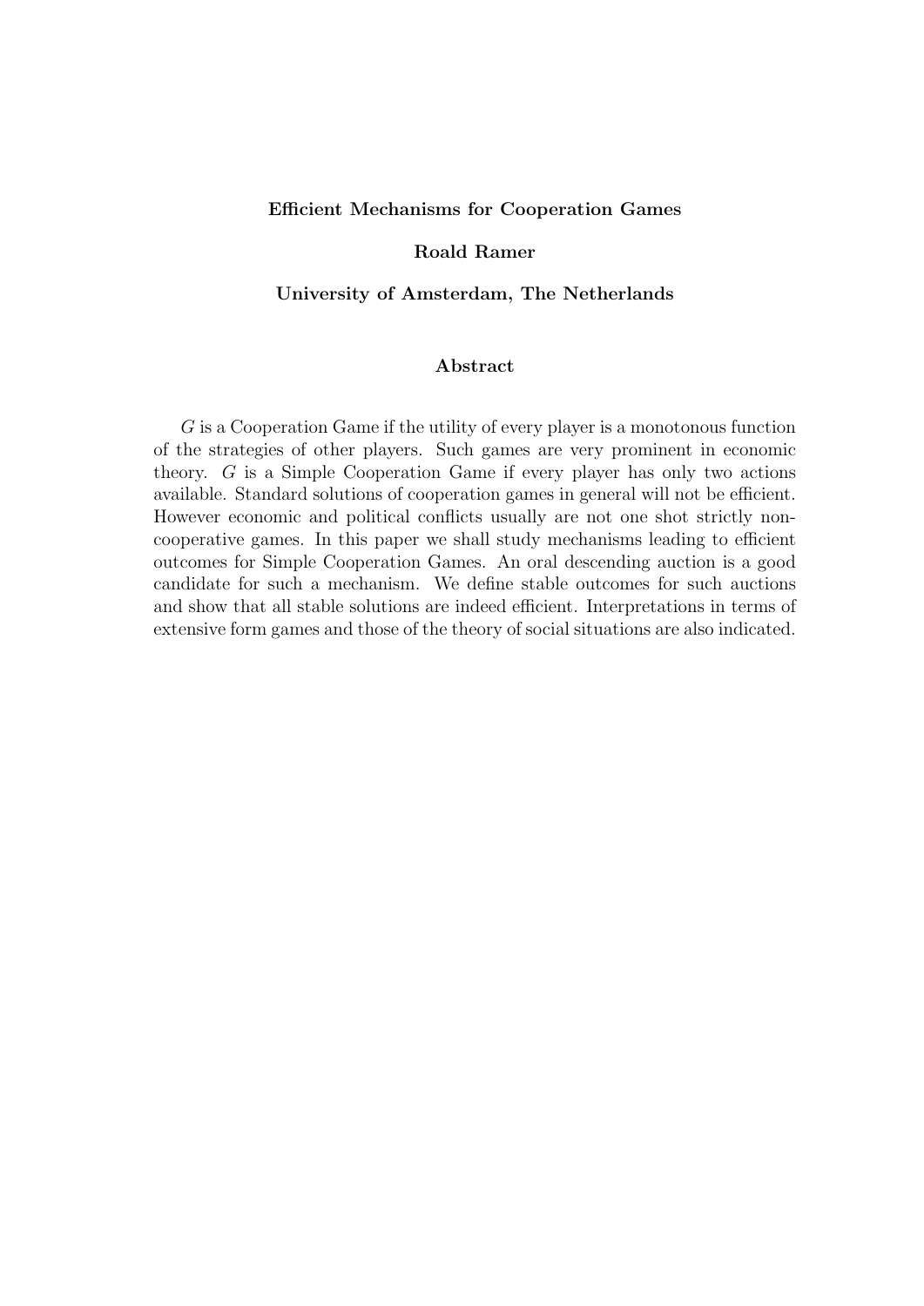**Efficient Mechanisms for Cooperation Games**

**Roald Ramer**

**University of Amsterdam, The Netherlands**

**Abstract**

$G$ is a Cooperation Game if the utility of every player is a monotonous function of the strategies of other players. Such games are very prominent in economic theory. $G$ is a Simple Cooperation Game if every player has only two actions available. Standard solutions of cooperation games in general will not be efficient. However economic and political conflicts usually are not one shot strictly non-cooperative games. In this paper we shall study mechanisms leading to efficient outcomes for Simple Cooperation Games. An oral descending auction is a good candidate for such a mechanism. We define stable outcomes for such auctions and show that all stable solutions are indeed efficient. Interpretations in terms of extensive form games and those of the theory of social situations are also indicated.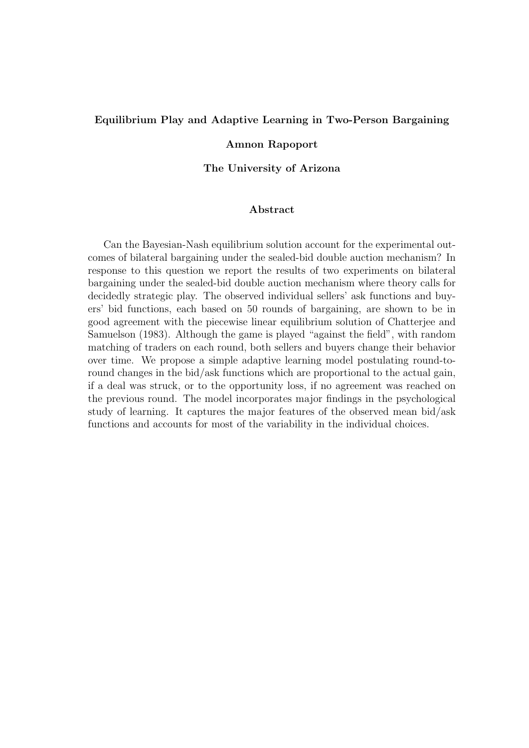**Equilibrium Play and Adaptive Learning in Two-Person Bargaining**

**Amnon Rapoport**

**The University of Arizona**

## Abstract

Can the Bayesian-Nash equilibrium solution account for the experimental outcomes of bilateral bargaining under the sealed-bid double auction mechanism? In response to this question we report the results of two experiments on bilateral bargaining under the sealed-bid double auction mechanism where theory calls for decidedly strategic play. The observed individual sellers' ask functions and buyers' bid functions, each based on 50 rounds of bargaining, are shown to be in good agreement with the piecewise linear equilibrium solution of Chatterjee and Samuelson (1983). Although the game is played "against the field", with random matching of traders on each round, both sellers and buyers change their behavior over time. We propose a simple adaptive learning model postulating round-to-round changes in the bid/ask functions which are proportional to the actual gain, if a deal was struck, or to the opportunity loss, if no agreement was reached on the previous round. The model incorporates major findings in the psychological study of learning. It captures the major features of the observed mean bid/ask functions and accounts for most of the variability in the individual choices.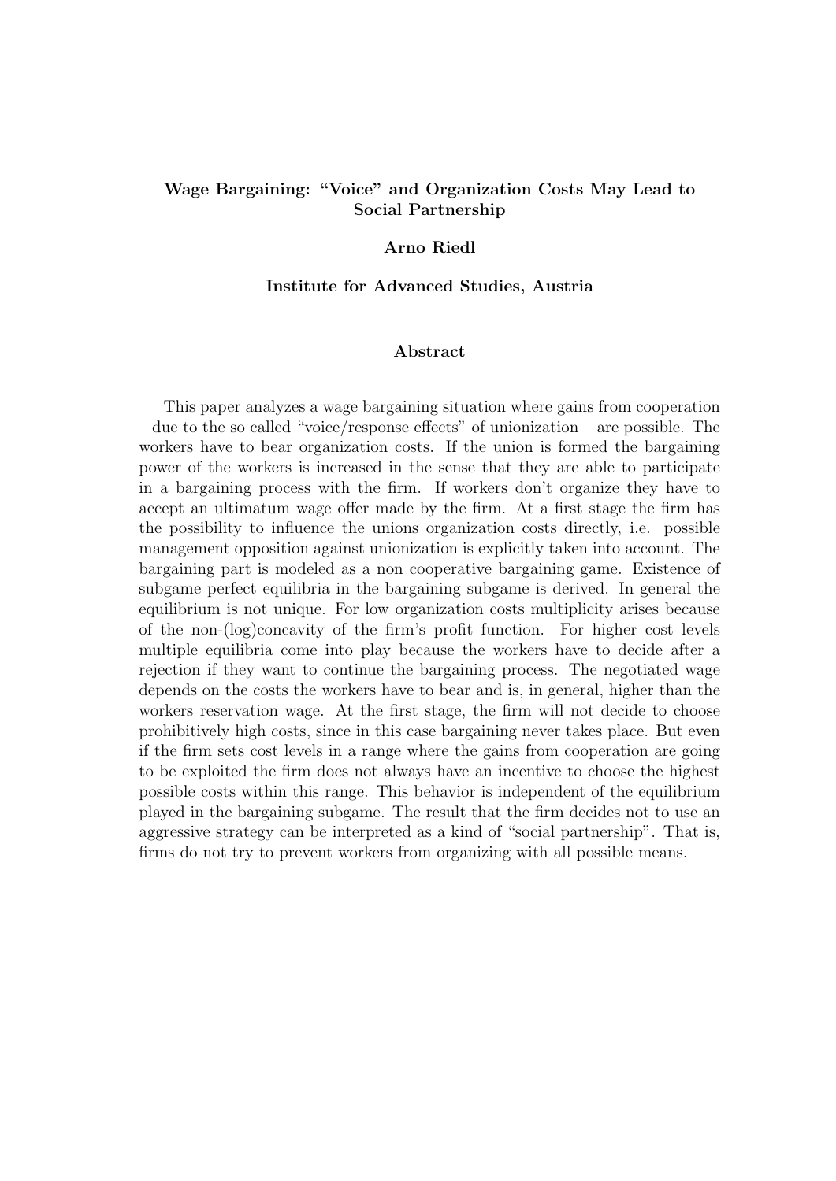**Wage Bargaining: "Voice" and Organization Costs May Lead to Social Partnership**

**Arno Riedl**

**Institute for Advanced Studies, Austria**

**Abstract**

This paper analyzes a wage bargaining situation where gains from cooperation – due to the so called "voice/response effects" of unionization – are possible. The workers have to bear organization costs. If the union is formed the bargaining power of the workers is increased in the sense that they are able to participate in a bargaining process with the firm. If workers don't organize they have to accept an ultimatum wage offer made by the firm. At a first stage the firm has the possibility to influence the unions organization costs directly, i.e. possible management opposition against unionization is explicitly taken into account. The bargaining part is modeled as a non cooperative bargaining game. Existence of subgame perfect equilibria in the bargaining subgame is derived. In general the equilibrium is not unique. For low organization costs multiplicity arises because of the non-(log)concavity of the firm's profit function. For higher cost levels multiple equilibria come into play because the workers have to decide after a rejection if they want to continue the bargaining process. The negotiated wage depends on the costs the workers have to bear and is, in general, higher than the workers reservation wage. At the first stage, the firm will not decide to choose prohibitively high costs, since in this case bargaining never takes place. But even if the firm sets cost levels in a range where the gains from cooperation are going to be exploited the firm does not always have an incentive to choose the highest possible costs within this range. This behavior is independent of the equilibrium played in the bargaining subgame. The result that the firm decides not to use an aggressive strategy can be interpreted as a kind of "social partnership". That is, firms do not try to prevent workers from organizing with all possible means.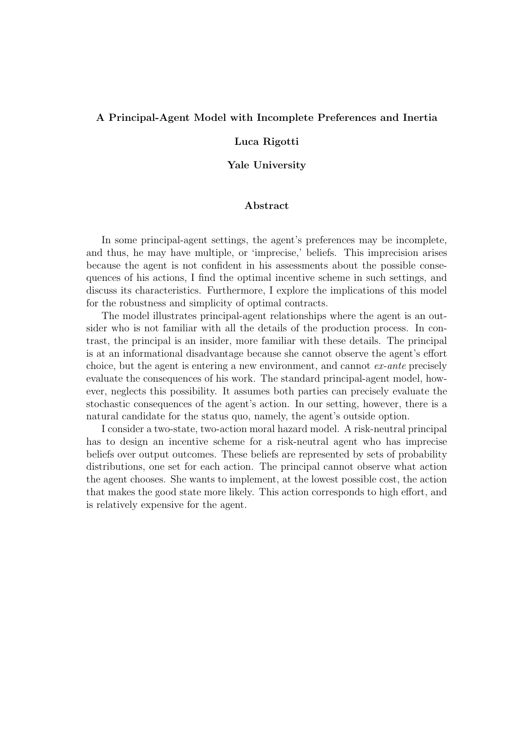**A Principal-Agent Model with Incomplete Preferences and Inertia**

**Luca Rigotti**

**Yale University**

**Abstract**

In some principal-agent settings, the agent's preferences may be incomplete, and thus, he may have multiple, or 'imprecise,' beliefs. This imprecision arises because the agent is not confident in his assessments about the possible consequences of his actions, I find the optimal incentive scheme in such settings, and discuss its characteristics. Furthermore, I explore the implications of this model for the robustness and simplicity of optimal contracts.

The model illustrates principal-agent relationships where the agent is an outsider who is not familiar with all the details of the production process. In contrast, the principal is an insider, more familiar with these details. The principal is at an informational disadvantage because she cannot observe the agent's effort choice, but the agent is entering a new environment, and cannot *ex-ante* precisely evaluate the consequences of his work. The standard principal-agent model, however, neglects this possibility. It assumes both parties can precisely evaluate the stochastic consequences of the agent's action. In our setting, however, there is a natural candidate for the status quo, namely, the agent's outside option.

I consider a two-state, two-action moral hazard model. A risk-neutral principal has to design an incentive scheme for a risk-neutral agent who has imprecise beliefs over output outcomes. These beliefs are represented by sets of probability distributions, one set for each action. The principal cannot observe what action the agent chooses. She wants to implement, at the lowest possible cost, the action that makes the good state more likely. This action corresponds to high effort, and is relatively expensive for the agent.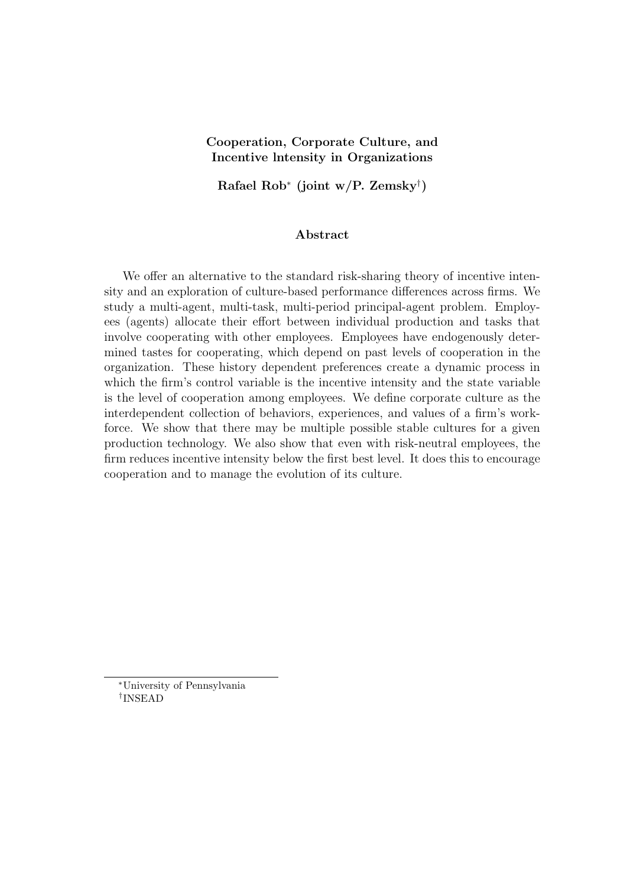**Cooperation, Corporate Culture, and Incentive lntensity in Organizations**

**Rafael Rob\* (joint w/P. Zemsky†)**

**Abstract**

We offer an alternative to the standard risk-sharing theory of incentive intensity and an exploration of culture-based performance differences across firms. We study a multi-agent, multi-task, multi-period principal-agent problem. Employees (agents) allocate their effort between individual production and tasks that involve cooperating with other employees. Employees have endogenously determined tastes for cooperating, which depend on past levels of cooperation in the organization. These history dependent preferences create a dynamic process in which the firm's control variable is the incentive intensity and the state variable is the level of cooperation among employees. We define corporate culture as the interdependent collection of behaviors, experiences, and values of a firm's workforce. We show that there may be multiple possible stable cultures for a given production technology. We also show that even with risk-neutral employees, the firm reduces incentive intensity below the first best level. It does this to encourage cooperation and to manage the evolution of its culture.

---

\*University of Pennsylvania

†INSEAD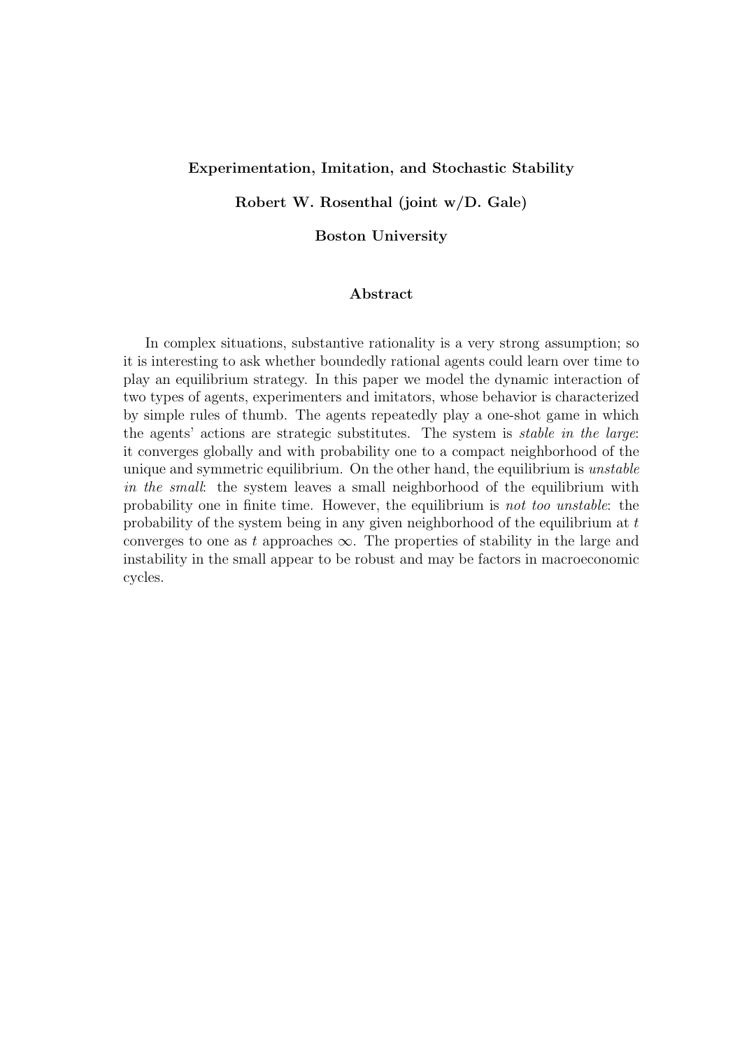**Experimentation, Imitation, and Stochastic Stability**

**Robert W. Rosenthal (joint w/D. Gale)**

**Boston University**

## Abstract

In complex situations, substantive rationality is a very strong assumption; so it is interesting to ask whether boundedly rational agents could learn over time to play an equilibrium strategy. In this paper we model the dynamic interaction of two types of agents, experimenters and imitators, whose behavior is characterized by simple rules of thumb. The agents repeatedly play a one-shot game in which the agents' actions are strategic substitutes. The system is *stable in the large*: it converges globally and with probability one to a compact neighborhood of the unique and symmetric equilibrium. On the other hand, the equilibrium is *unstable in the small*: the system leaves a small neighborhood of the equilibrium with probability one in finite time. However, the equilibrium is *not too unstable*: the probability of the system being in any given neighborhood of the equilibrium at $t$ converges to one as $t$ approaches $\infty$. The properties of stability in the large and instability in the small appear to be robust and may be factors in macroeconomic cycles.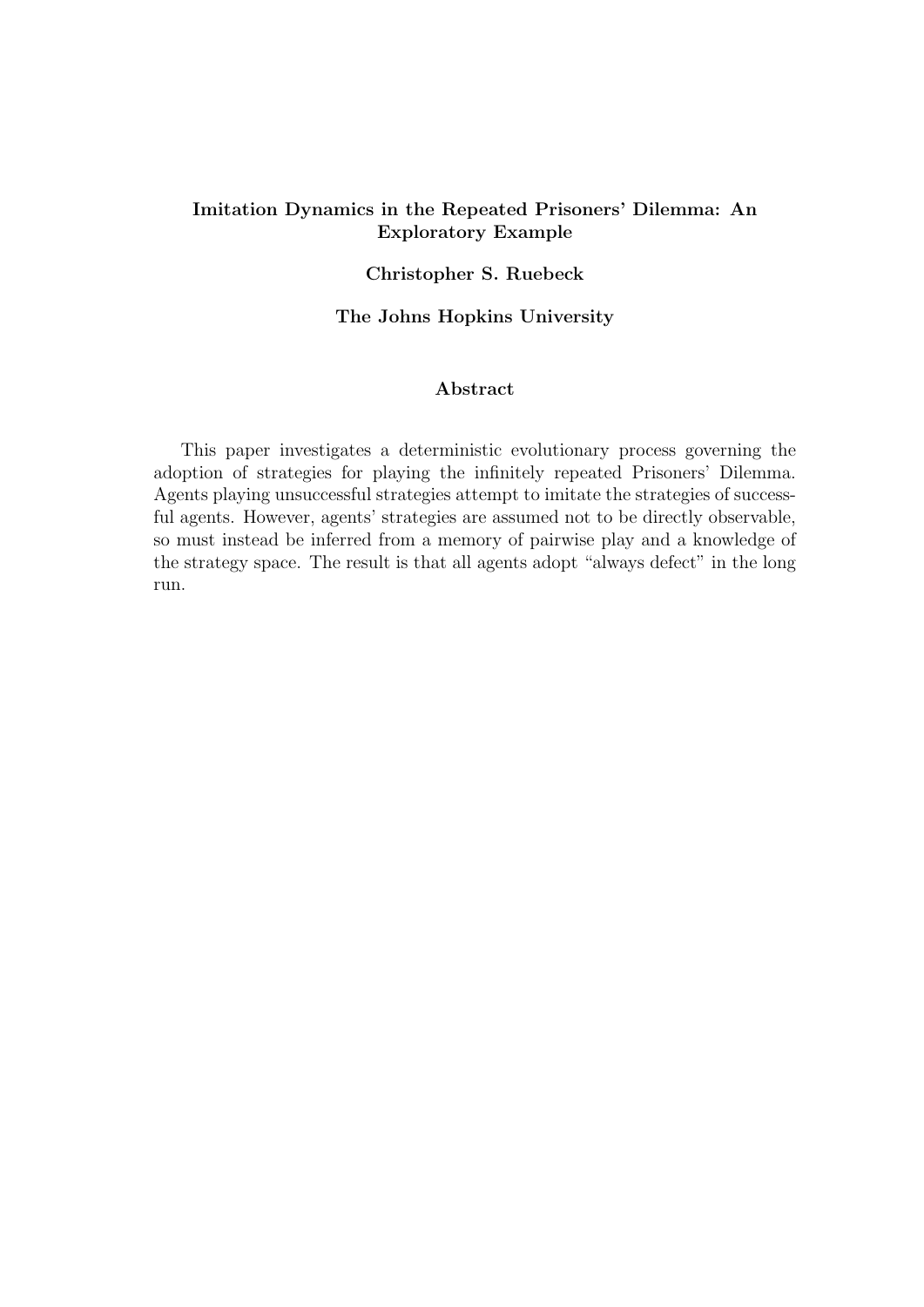# Imitation Dynamics in the Repeated Prisoners' Dilemma: An Exploratory Example

**Christopher S. Ruebeck**

**The Johns Hopkins University**

## Abstract

This paper investigates a deterministic evolutionary process governing the adoption of strategies for playing the infinitely repeated Prisoners' Dilemma. Agents playing unsuccessful strategies attempt to imitate the strategies of successful agents. However, agents' strategies are assumed not to be directly observable, so must instead be inferred from a memory of pairwise play and a knowledge of the strategy space. The result is that all agents adopt "always defect" in the long run.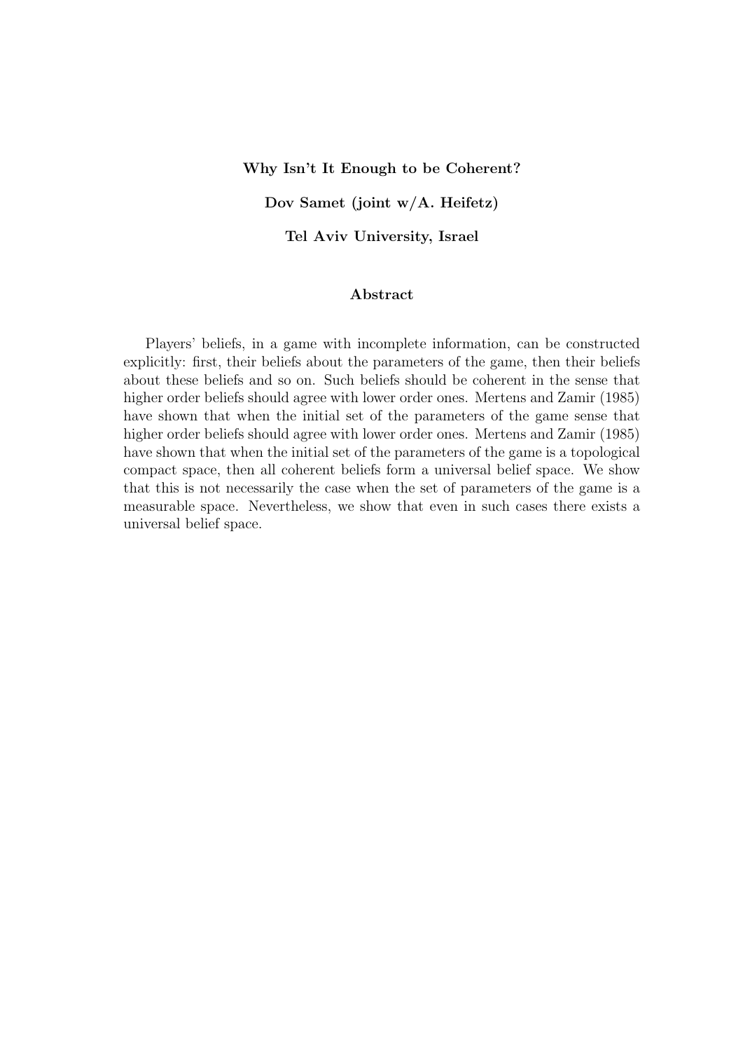**Why Isn't It Enough to be Coherent?**

**Dov Samet (joint w/A. Heifetz)**

**Tel Aviv University, Israel**

**Abstract**

Players' beliefs, in a game with incomplete information, can be constructed explicitly: first, their beliefs about the parameters of the game, then their beliefs about these beliefs and so on. Such beliefs should be coherent in the sense that higher order beliefs should agree with lower order ones. Mertens and Zamir (1985) have shown that when the initial set of the parameters of the game sense that higher order beliefs should agree with lower order ones. Mertens and Zamir (1985) have shown that when the initial set of the parameters of the game is a topological compact space, then all coherent beliefs form a universal belief space. We show that this is not necessarily the case when the set of parameters of the game is a measurable space. Nevertheless, we show that even in such cases there exists a universal belief space.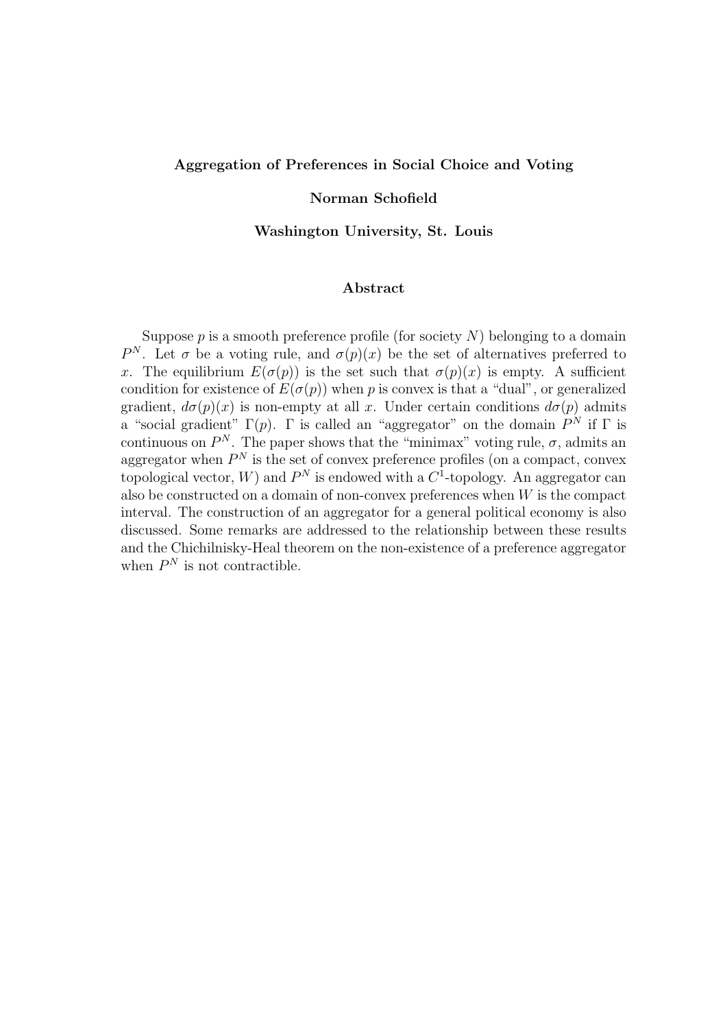**Aggregation of Preferences in Social Choice and Voting**

**Norman Schofield**

**Washington University, St. Louis**

**Abstract**

Suppose $p$ is a smooth preference profile (for society $N$) belonging to a domain $P^N$. Let $\sigma$ be a voting rule, and $\sigma(p)(x)$ be the set of alternatives preferred to $x$. The equilibrium $E(\sigma(p))$ is the set such that $\sigma(p)(x)$ is empty. A sufficient condition for existence of $E(\sigma(p))$ when $p$ is convex is that a "dual", or generalized gradient, $d\sigma(p)(x)$ is non-empty at all $x$. Under certain conditions $d\sigma(p)$ admits a "social gradient" $\Gamma(p)$. $\Gamma$ is called an "aggregator" on the domain $P^N$ if $\Gamma$ is continuous on $P^N$. The paper shows that the "minimax" voting rule, $\sigma$, admits an aggregator when $P^N$ is the set of convex preference profiles (on a compact, convex topological vector, $W$) and $P^N$ is endowed with a $C^1$-topology. An aggregator can also be constructed on a domain of non-convex preferences when $W$ is the compact interval. The construction of an aggregator for a general political economy is also discussed. Some remarks are addressed to the relationship between these results and the Chichilnisky-Heal theorem on the non-existence of a preference aggregator when $P^N$ is not contractible.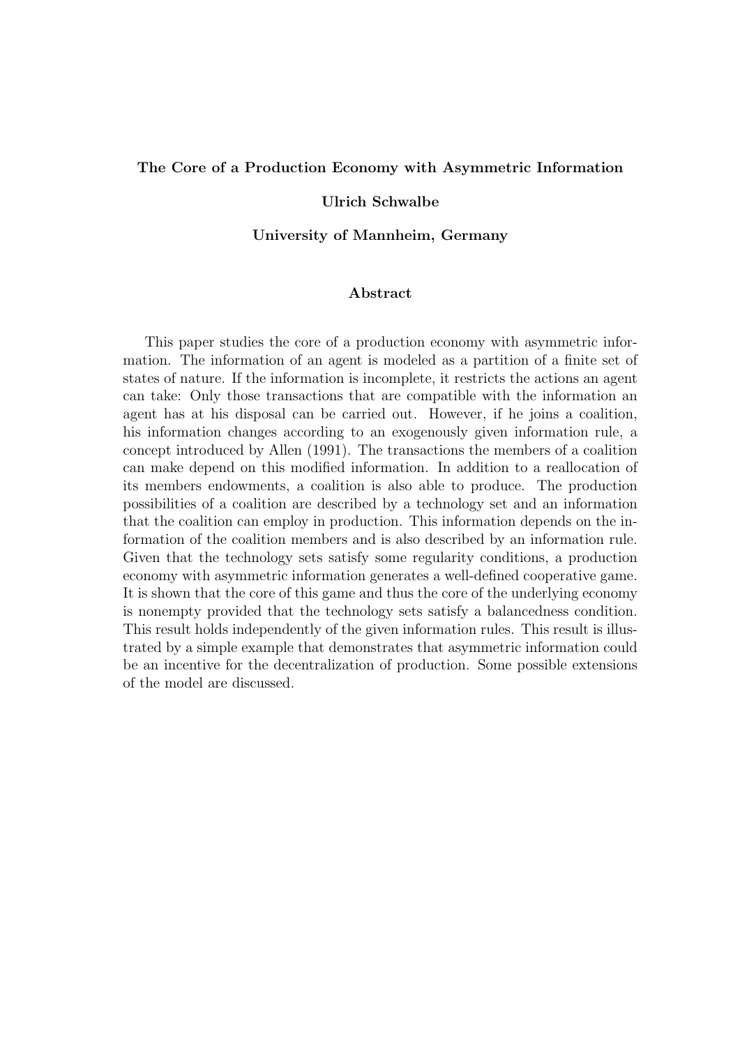**The Core of a Production Economy with Asymmetric Information**

**Ulrich Schwalbe**

**University of Mannheim, Germany**

**Abstract**

This paper studies the core of a production economy with asymmetric information. The information of an agent is modeled as a partition of a finite set of states of nature. If the information is incomplete, it restricts the actions an agent can take: Only those transactions that are compatible with the information an agent has at his disposal can be carried out. However, if he joins a coalition, his information changes according to an exogenously given information rule, a concept introduced by Allen (1991). The transactions the members of a coalition can make depend on this modified information. In addition to a reallocation of its members endowments, a coalition is also able to produce. The production possibilities of a coalition are described by a technology set and an information that the coalition can employ in production. This information depends on the information of the coalition members and is also described by an information rule. Given that the technology sets satisfy some regularity conditions, a production economy with asymmetric information generates a well-defined cooperative game. It is shown that the core of this game and thus the core of the underlying economy is nonempty provided that the technology sets satisfy a balancedness condition. This result holds independently of the given information rules. This result is illustrated by a simple example that demonstrates that asymmetric information could be an incentive for the decentralization of production. Some possible extensions of the model are discussed.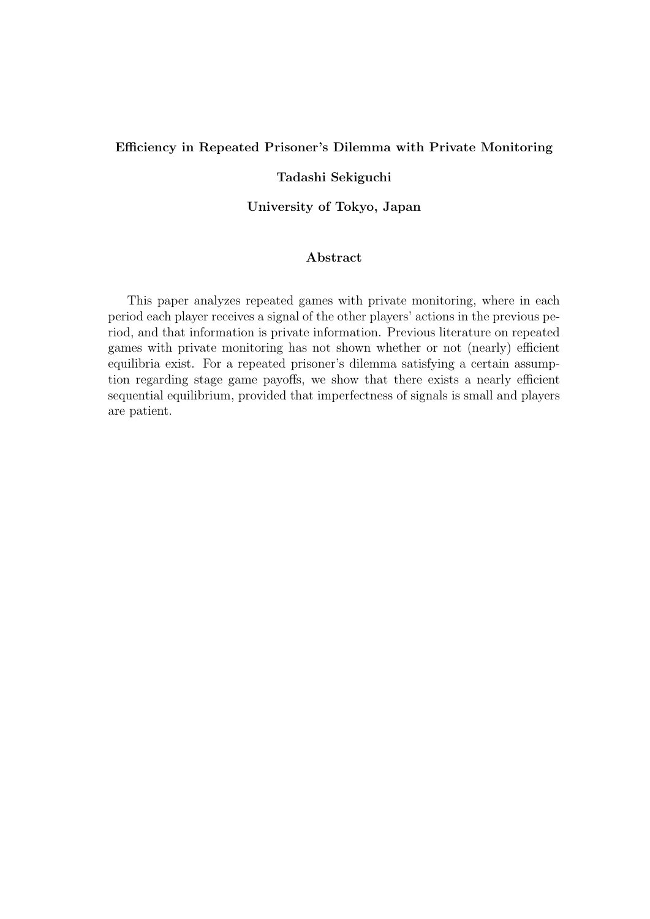**Efficiency in Repeated Prisoner's Dilemma with Private Monitoring**

**Tadashi Sekiguchi**

**University of Tokyo, Japan**

**Abstract**

This paper analyzes repeated games with private monitoring, where in each period each player receives a signal of the other players' actions in the previous period, and that information is private information. Previous literature on repeated games with private monitoring has not shown whether or not (nearly) efficient equilibria exist. For a repeated prisoner's dilemma satisfying a certain assumption regarding stage game payoffs, we show that there exists a nearly efficient sequential equilibrium, provided that imperfectness of signals is small and players are patient.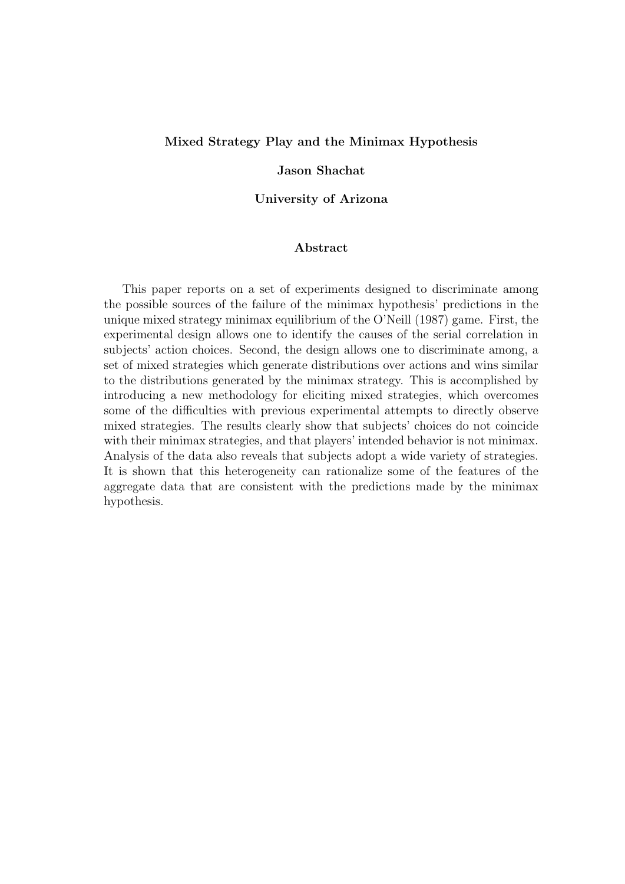**Mixed Strategy Play and the Minimax Hypothesis**

**Jason Shachat**

**University of Arizona**

**Abstract**

This paper reports on a set of experiments designed to discriminate among the possible sources of the failure of the minimax hypothesis' predictions in the unique mixed strategy minimax equilibrium of the O'Neill (1987) game. First, the experimental design allows one to identify the causes of the serial correlation in subjects' action choices. Second, the design allows one to discriminate among, a set of mixed strategies which generate distributions over actions and wins similar to the distributions generated by the minimax strategy. This is accomplished by introducing a new methodology for eliciting mixed strategies, which overcomes some of the difficulties with previous experimental attempts to directly observe mixed strategies. The results clearly show that subjects' choices do not coincide with their minimax strategies, and that players' intended behavior is not minimax. Analysis of the data also reveals that subjects adopt a wide variety of strategies. It is shown that this heterogeneity can rationalize some of the features of the aggregate data that are consistent with the predictions made by the minimax hypothesis.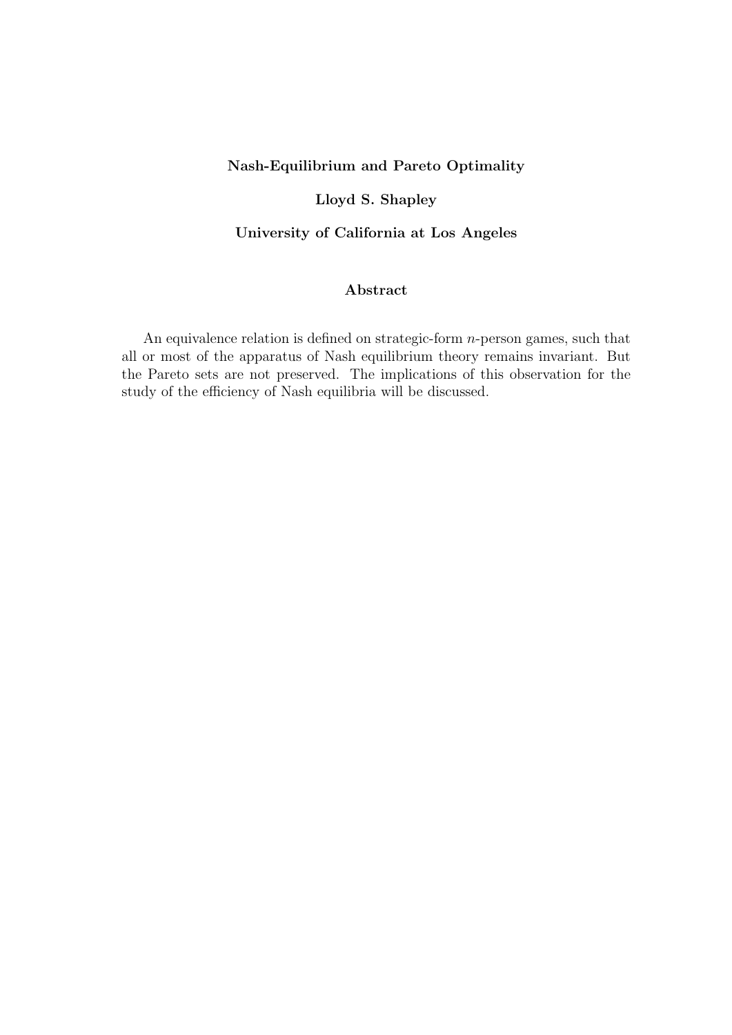**Nash-Equilibrium and Pareto Optimality**

**Lloyd S. Shapley**

**University of California at Los Angeles**

**Abstract**

An equivalence relation is defined on strategic-form $n$-person games, such that all or most of the apparatus of Nash equilibrium theory remains invariant. But the Pareto sets are not preserved. The implications of this observation for the study of the efficiency of Nash equilibria will be discussed.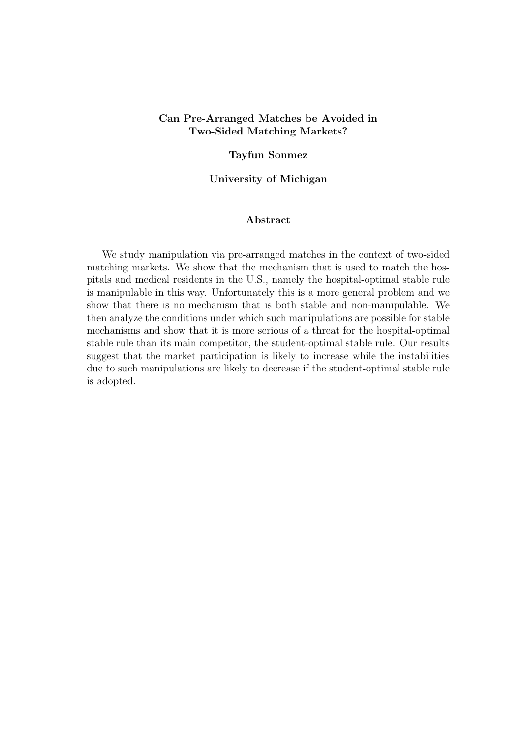**Can Pre-Arranged Matches be Avoided in Two-Sided Matching Markets?**

**Tayfun Sonmez**

**University of Michigan**

**Abstract**

We study manipulation via pre-arranged matches in the context of two-sided matching markets. We show that the mechanism that is used to match the hospitals and medical residents in the U.S., namely the hospital-optimal stable rule is manipulable in this way. Unfortunately this is a more general problem and we show that there is no mechanism that is both stable and non-manipulable. We then analyze the conditions under which such manipulations are possible for stable mechanisms and show that it is more serious of a threat for the hospital-optimal stable rule than its main competitor, the student-optimal stable rule. Our results suggest that the market participation is likely to increase while the instabilities due to such manipulations are likely to decrease if the student-optimal stable rule is adopted.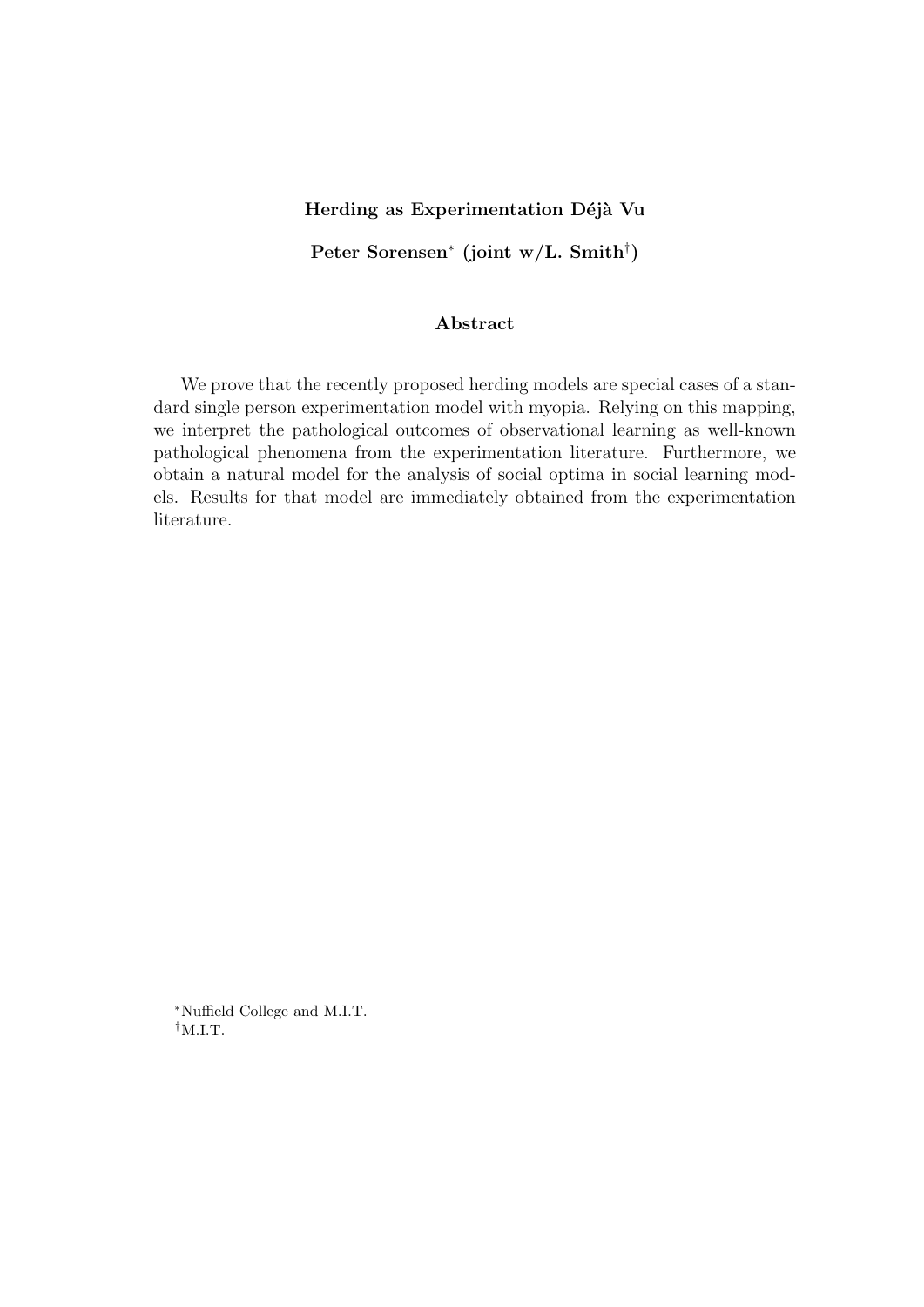# Herding as Experimentation Déjà Vu

**Peter Sorensen[*] (joint w/L. Smith[†])**

## Abstract

We prove that the recently proposed herding models are special cases of a standard single person experimentation model with myopia. Relying on this mapping, we interpret the pathological outcomes of observational learning as well-known pathological phenomena from the experimentation literature. Furthermore, we obtain a natural model for the analysis of social optima in social learning models. Results for that model are immediately obtained from the experimentation literature.

---

[*] Nuffield College and M.I.T.

[†] M.I.T.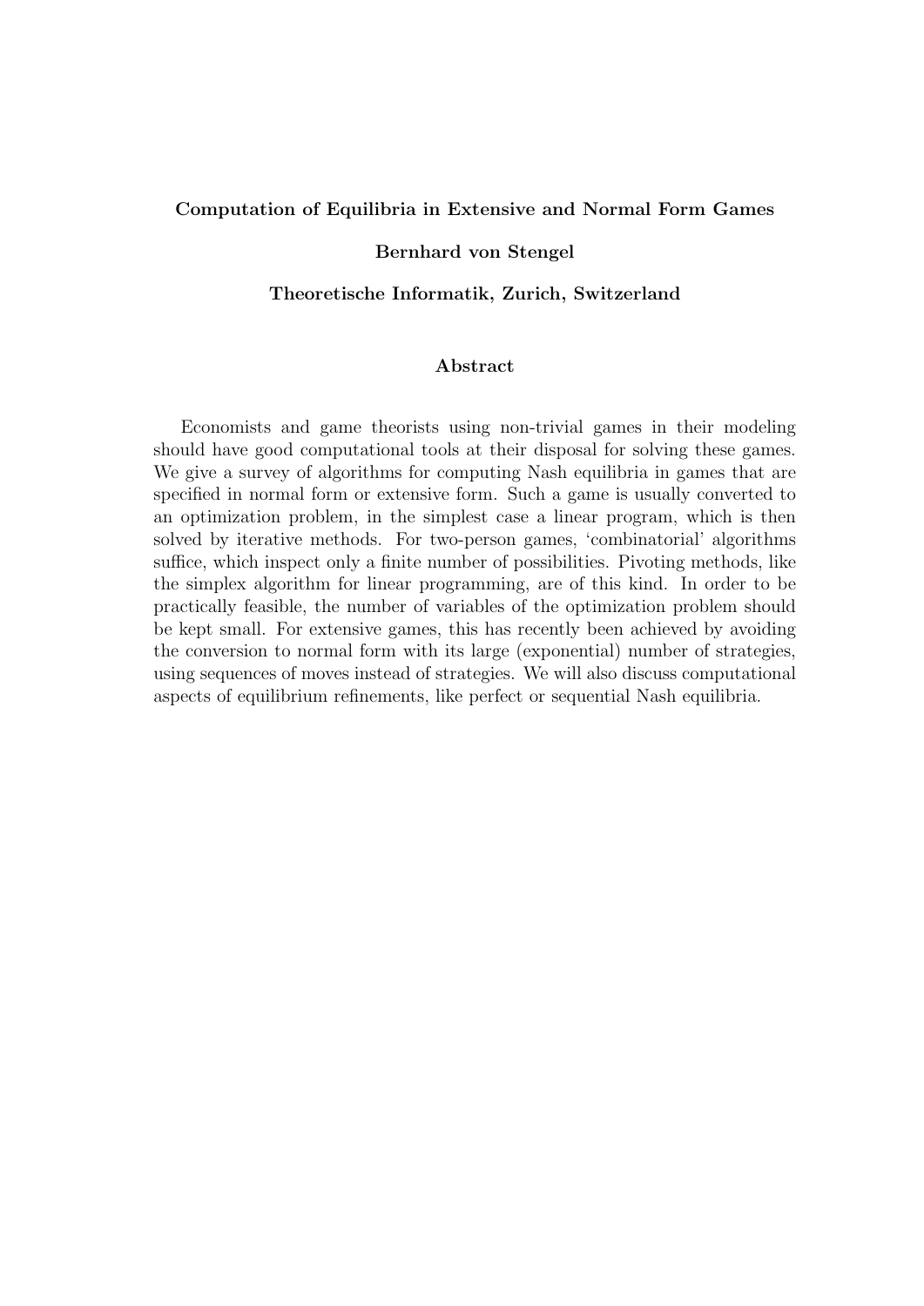**Computation of Equilibria in Extensive and Normal Form Games**

**Bernhard von Stengel**

**Theoretische Informatik, Zurich, Switzerland**

### Abstract

Economists and game theorists using non-trivial games in their modeling should have good computational tools at their disposal for solving these games. We give a survey of algorithms for computing Nash equilibria in games that are specified in normal form or extensive form. Such a game is usually converted to an optimization problem, in the simplest case a linear program, which is then solved by iterative methods. For two-person games, 'combinatorial' algorithms suffice, which inspect only a finite number of possibilities. Pivoting methods, like the simplex algorithm for linear programming, are of this kind. In order to be practically feasible, the number of variables of the optimization problem should be kept small. For extensive games, this has recently been achieved by avoiding the conversion to normal form with its large (exponential) number of strategies, using sequences of moves instead of strategies. We will also discuss computational aspects of equilibrium refinements, like perfect or sequential Nash equilibria.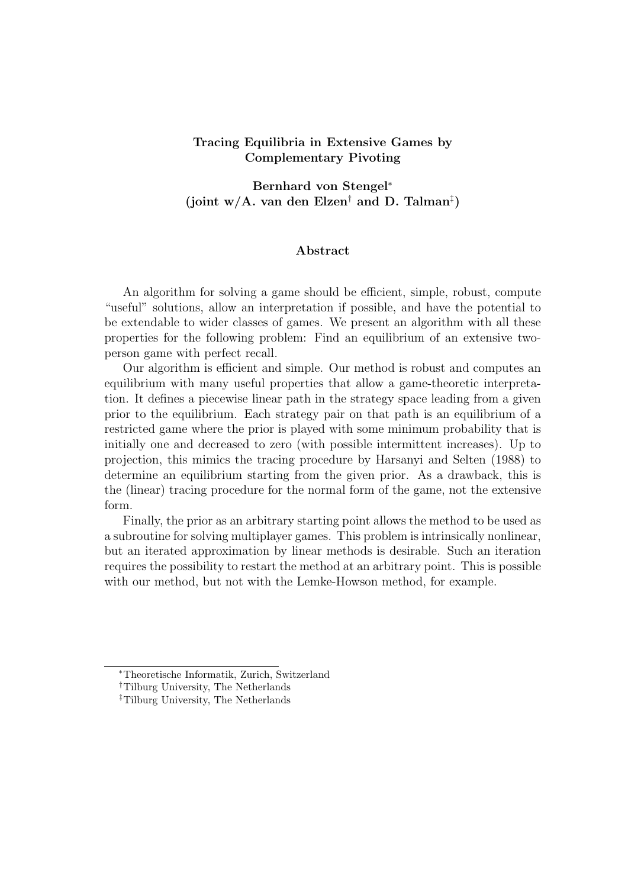**Tracing Equilibria in Extensive Games by Complementary Pivoting**

**Bernhard von Stengel[*]**
**(joint w/A. van den Elzen[†] and D. Talman[‡])**

**Abstract**

An algorithm for solving a game should be efficient, simple, robust, compute "useful" solutions, allow an interpretation if possible, and have the potential to be extendable to wider classes of games. We present an algorithm with all these properties for the following problem: Find an equilibrium of an extensive two-person game with perfect recall.

Our algorithm is efficient and simple. Our method is robust and computes an equilibrium with many useful properties that allow a game-theoretic interpretation. It defines a piecewise linear path in the strategy space leading from a given prior to the equilibrium. Each strategy pair on that path is an equilibrium of a restricted game where the prior is played with some minimum probability that is initially one and decreased to zero (with possible intermittent increases). Up to projection, this mimics the tracing procedure by Harsanyi and Selten (1988) to determine an equilibrium starting from the given prior. As a drawback, this is the (linear) tracing procedure for the normal form of the game, not the extensive form.

Finally, the prior as an arbitrary starting point allows the method to be used as a subroutine for solving multiplayer games. This problem is intrinsically nonlinear, but an iterated approximation by linear methods is desirable. Such an iteration requires the possibility to restart the method at an arbitrary point. This is possible with our method, but not with the Lemke-Howson method, for example.

[*] Theoretische Informatik, Zurich, Switzerland
[†] Tilburg University, The Netherlands
[‡] Tilburg University, The Netherlands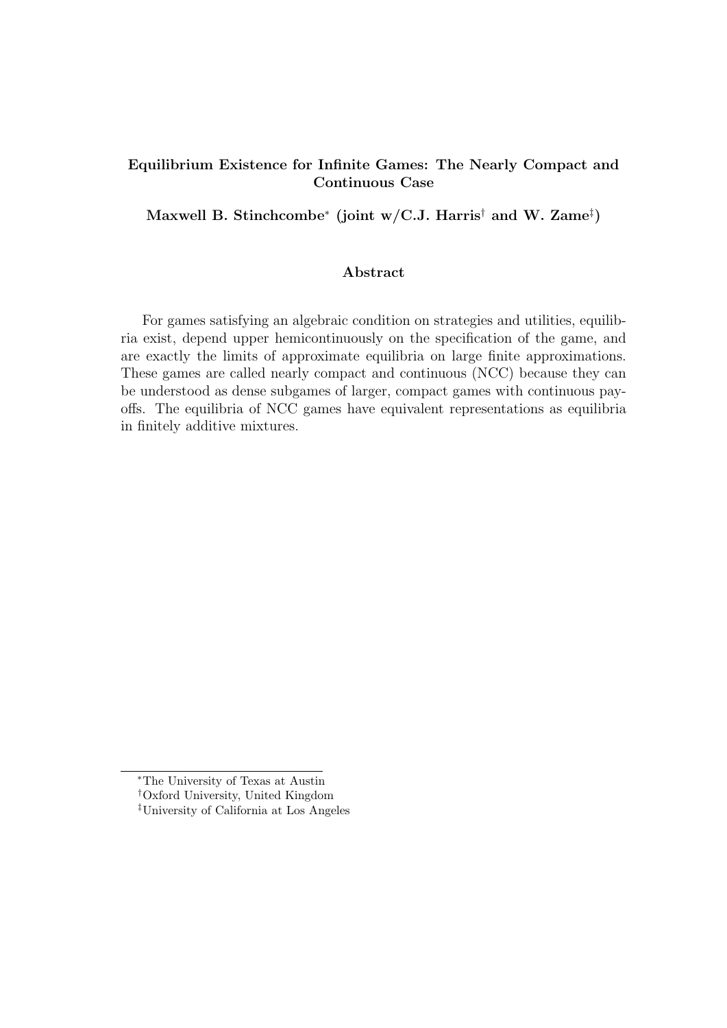**Equilibrium Existence for Infinite Games: The Nearly Compact and Continuous Case**

**Maxwell B. Stinchcombe[*] (joint w/C.J. Harris[†] and W. Zame[‡])**

**Abstract**

For games satisfying an algebraic condition on strategies and utilities, equilibria exist, depend upper hemicontinuously on the specification of the game, and are exactly the limits of approximate equilibria on large finite approximations. These games are called nearly compact and continuous (NCC) because they can be understood as dense subgames of larger, compact games with continuous payoffs. The equilibria of NCC games have equivalent representations as equilibria in finitely additive mixtures.

[*] The University of Texas at Austin

[†] Oxford University, United Kingdom

[‡] University of California at Los Angeles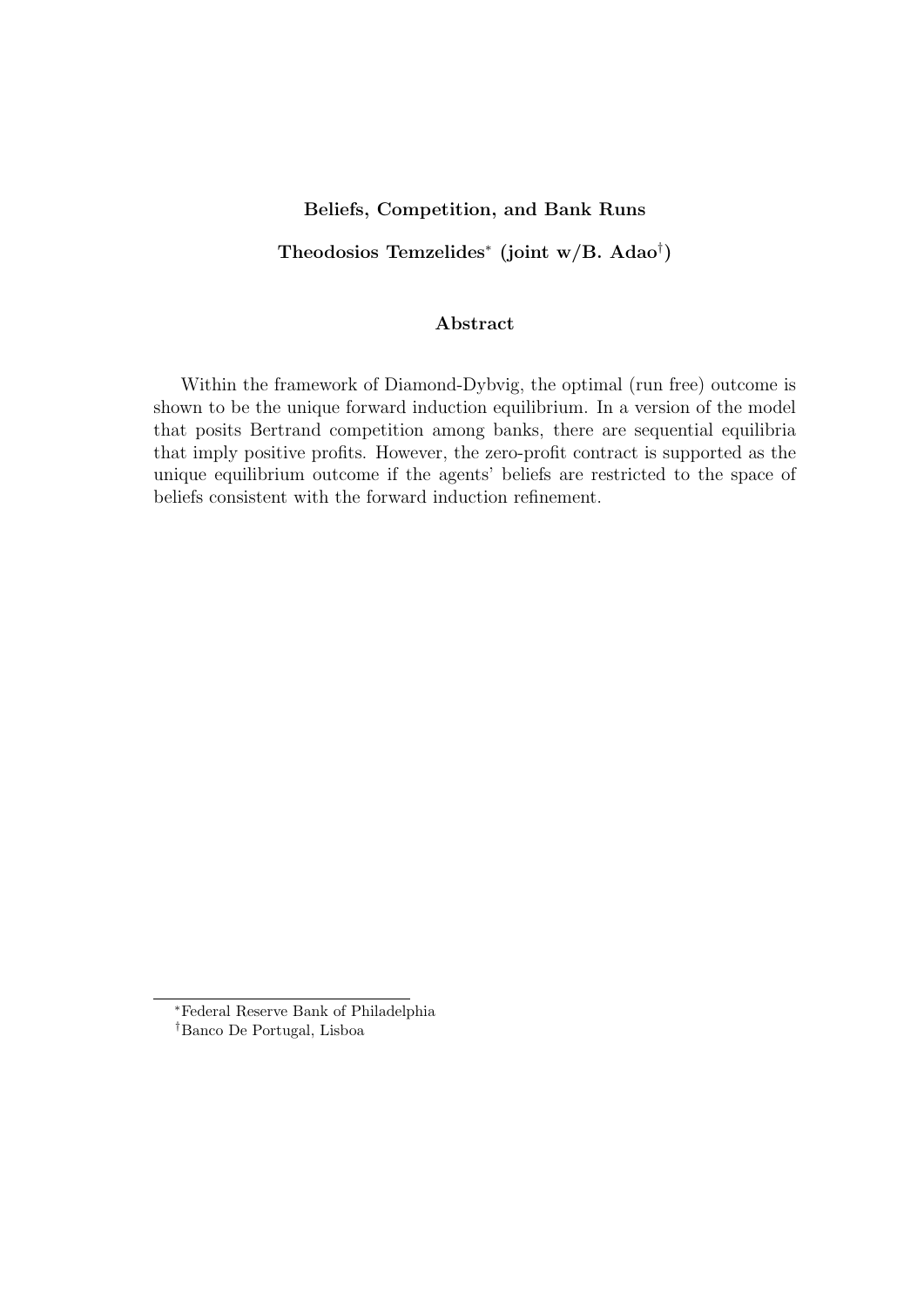**Beliefs, Competition, and Bank Runs**

**Theodosios Temzelides[*] (joint w/B. Adao[†])**

**Abstract**

Within the framework of Diamond-Dybvig, the optimal (run free) outcome is shown to be the unique forward induction equilibrium. In a version of the model that posits Bertrand competition among banks, there are sequential equilibria that imply positive profits. However, the zero-profit contract is supported as the unique equilibrium outcome if the agents' beliefs are restricted to the space of beliefs consistent with the forward induction refinement.

---

[*] Federal Reserve Bank of Philadelphia

[†] Banco De Portugal, Lisboa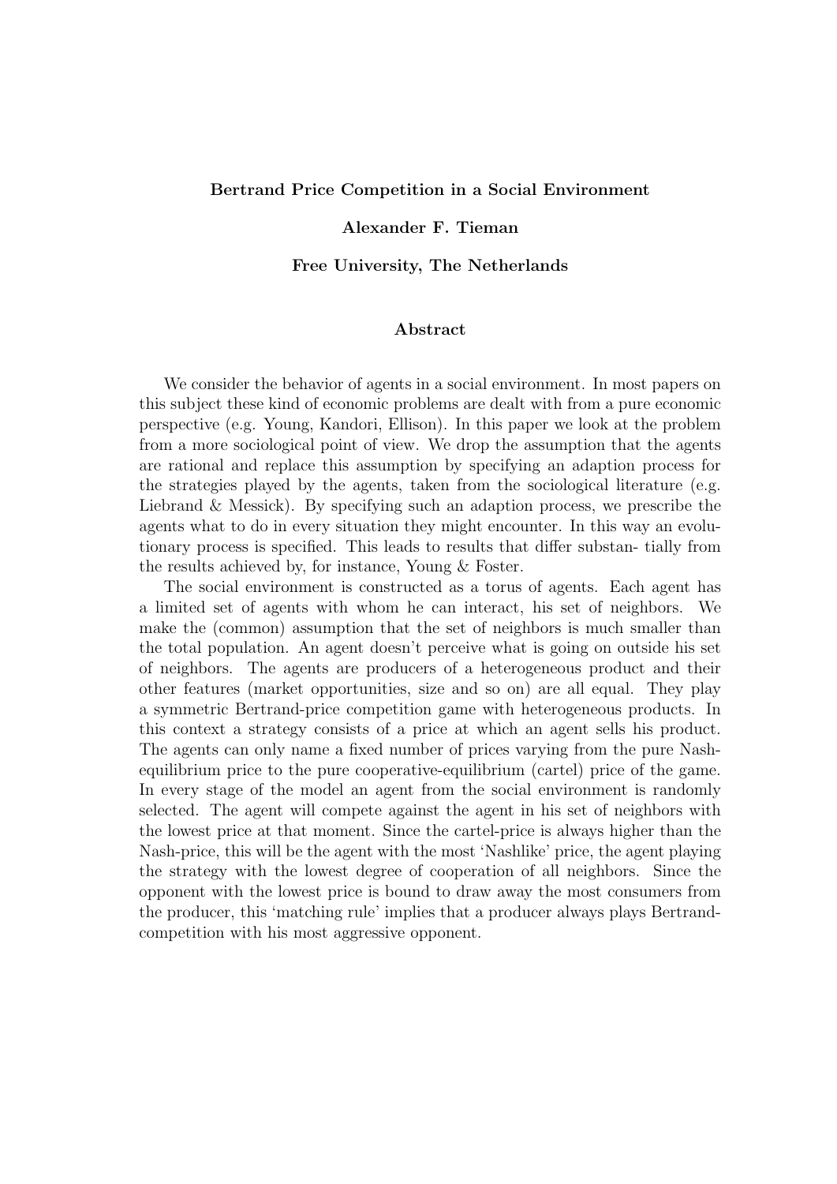**Bertrand Price Competition in a Social Environment**

**Alexander F. Tieman**

**Free University, The Netherlands**

**Abstract**

We consider the behavior of agents in a social environment. In most papers on this subject these kind of economic problems are dealt with from a pure economic perspective (e.g. Young, Kandori, Ellison). In this paper we look at the problem from a more sociological point of view. We drop the assumption that the agents are rational and replace this assumption by specifying an adaption process for the strategies played by the agents, taken from the sociological literature (e.g. Liebrand & Messick). By specifying such an adaption process, we prescribe the agents what to do in every situation they might encounter. In this way an evolutionary process is specified. This leads to results that differ substan- tially from the results achieved by, for instance, Young & Foster.

The social environment is constructed as a torus of agents. Each agent has a limited set of agents with whom he can interact, his set of neighbors. We make the (common) assumption that the set of neighbors is much smaller than the total population. An agent doesn't perceive what is going on outside his set of neighbors. The agents are producers of a heterogeneous product and their other features (market opportunities, size and so on) are all equal. They play a symmetric Bertrand-price competition game with heterogeneous products. In this context a strategy consists of a price at which an agent sells his product. The agents can only name a fixed number of prices varying from the pure Nash-equilibrium price to the pure cooperative-equilibrium (cartel) price of the game. In every stage of the model an agent from the social environment is randomly selected. The agent will compete against the agent in his set of neighbors with the lowest price at that moment. Since the cartel-price is always higher than the Nash-price, this will be the agent with the most 'Nashlike' price, the agent playing the strategy with the lowest degree of cooperation of all neighbors. Since the opponent with the lowest price is bound to draw away the most consumers from the producer, this 'matching rule' implies that a producer always plays Bertrand-competition with his most aggressive opponent.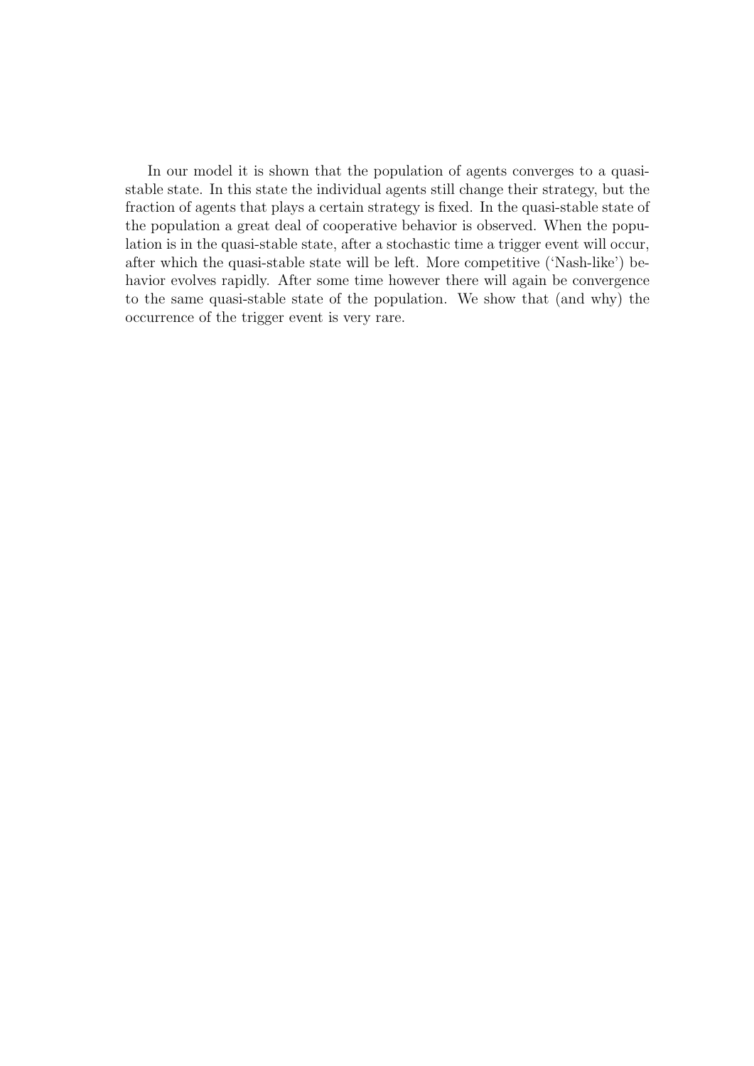In our model it is shown that the population of agents converges to a quasi-stable state. In this state the individual agents still change their strategy, but the fraction of agents that plays a certain strategy is fixed. In the quasi-stable state of the population a great deal of cooperative behavior is observed. When the population is in the quasi-stable state, after a stochastic time a trigger event will occur, after which the quasi-stable state will be left. More competitive ('Nash-like') behavior evolves rapidly. After some time however there will again be convergence to the same quasi-stable state of the population. We show that (and why) the occurrence of the trigger event is very rare.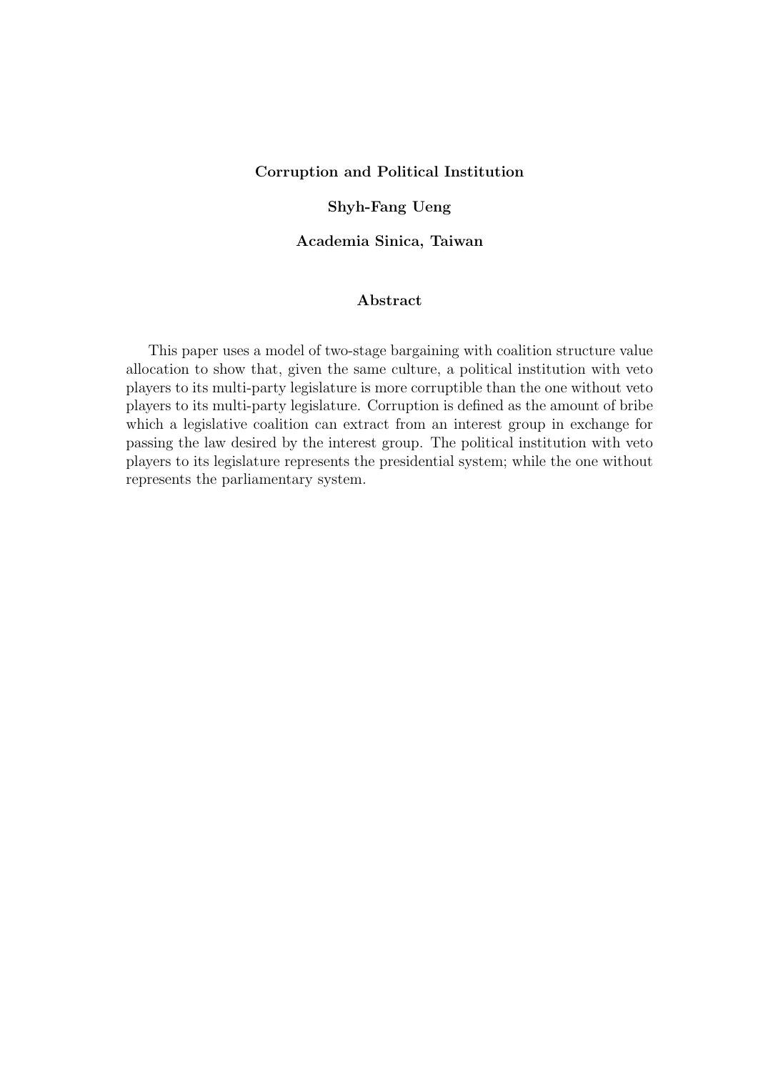**Corruption and Political Institution**

**Shyh-Fang Ueng**

**Academia Sinica, Taiwan**

**Abstract**

This paper uses a model of two-stage bargaining with coalition structure value allocation to show that, given the same culture, a political institution with veto players to its multi-party legislature is more corruptible than the one without veto players to its multi-party legislature. Corruption is defined as the amount of bribe which a legislative coalition can extract from an interest group in exchange for passing the law desired by the interest group. The political institution with veto players to its legislature represents the presidential system; while the one without represents the parliamentary system.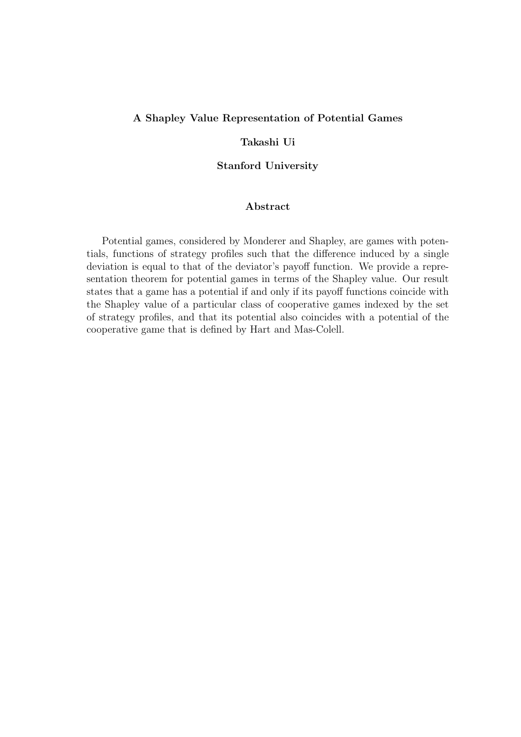**A Shapley Value Representation of Potential Games**

**Takashi Ui**

**Stanford University**

**Abstract**

Potential games, considered by Monderer and Shapley, are games with potentials, functions of strategy profiles such that the difference induced by a single deviation is equal to that of the deviator's payoff function. We provide a representation theorem for potential games in terms of the Shapley value. Our result states that a game has a potential if and only if its payoff functions coincide with the Shapley value of a particular class of cooperative games indexed by the set of strategy profiles, and that its potential also coincides with a potential of the cooperative game that is defined by Hart and Mas-Colell.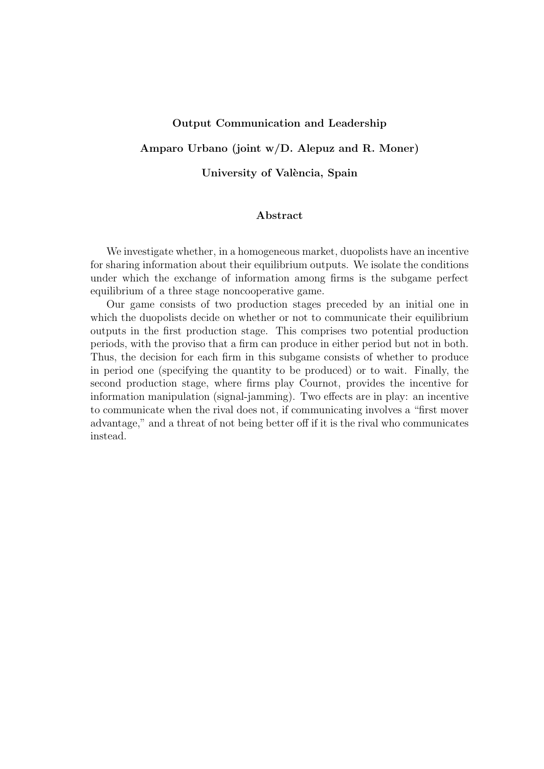**Output Communication and Leadership**

**Amparo Urbano (joint w/D. Alepuz and R. Moner)**

**University of València, Spain**

**Abstract**

We investigate whether, in a homogeneous market, duopolists have an incentive for sharing information about their equilibrium outputs. We isolate the conditions under which the exchange of information among firms is the subgame perfect equilibrium of a three stage noncooperative game.

Our game consists of two production stages preceded by an initial one in which the duopolists decide on whether or not to communicate their equilibrium outputs in the first production stage. This comprises two potential production periods, with the proviso that a firm can produce in either period but not in both. Thus, the decision for each firm in this subgame consists of whether to produce in period one (specifying the quantity to be produced) or to wait. Finally, the second production stage, where firms play Cournot, provides the incentive for information manipulation (signal-jamming). Two effects are in play: an incentive to communicate when the rival does not, if communicating involves a "first mover advantage," and a threat of not being better off if it is the rival who communicates instead.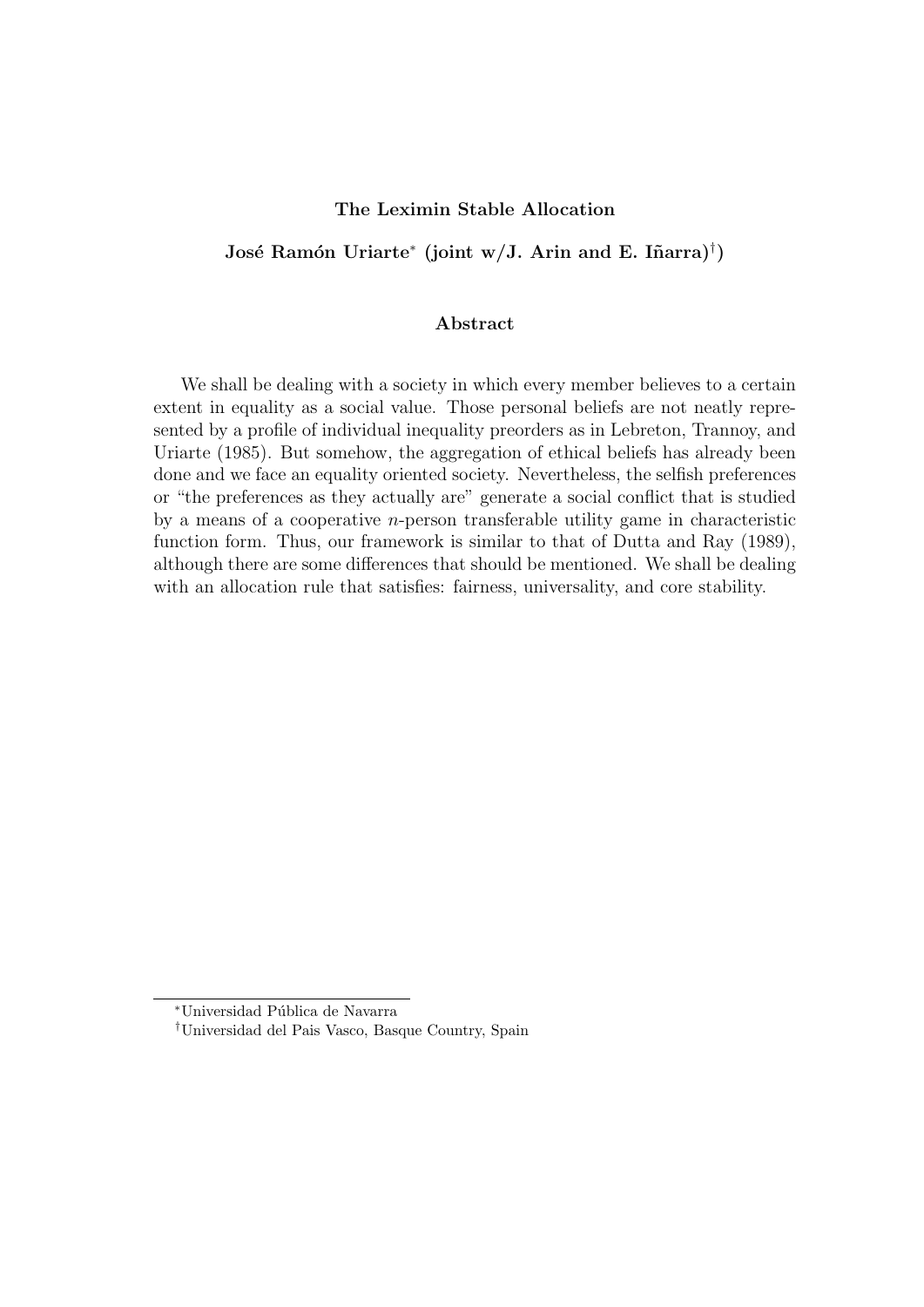# The Leximin Stable Allocation

**José Ramón Uriarte[*] (joint w/J. Arin and E. Iñarra)[†])**

### Abstract

We shall be dealing with a society in which every member believes to a certain extent in equality as a social value. Those personal beliefs are not neatly represented by a profile of individual inequality preorders as in Lebreton, Trannoy, and Uriarte (1985). But somehow, the aggregation of ethical beliefs has already been done and we face an equality oriented society. Nevertheless, the selfish preferences or "the preferences as they actually are" generate a social conflict that is studied by a means of a cooperative $n$-person transferable utility game in characteristic function form. Thus, our framework is similar to that of Dutta and Ray (1989), although there are some differences that should be mentioned. We shall be dealing with an allocation rule that satisfies: fairness, universality, and core stability.

---

[*] Universidad Pública de Navarra

[†] Universidad del Pais Vasco, Basque Country, Spain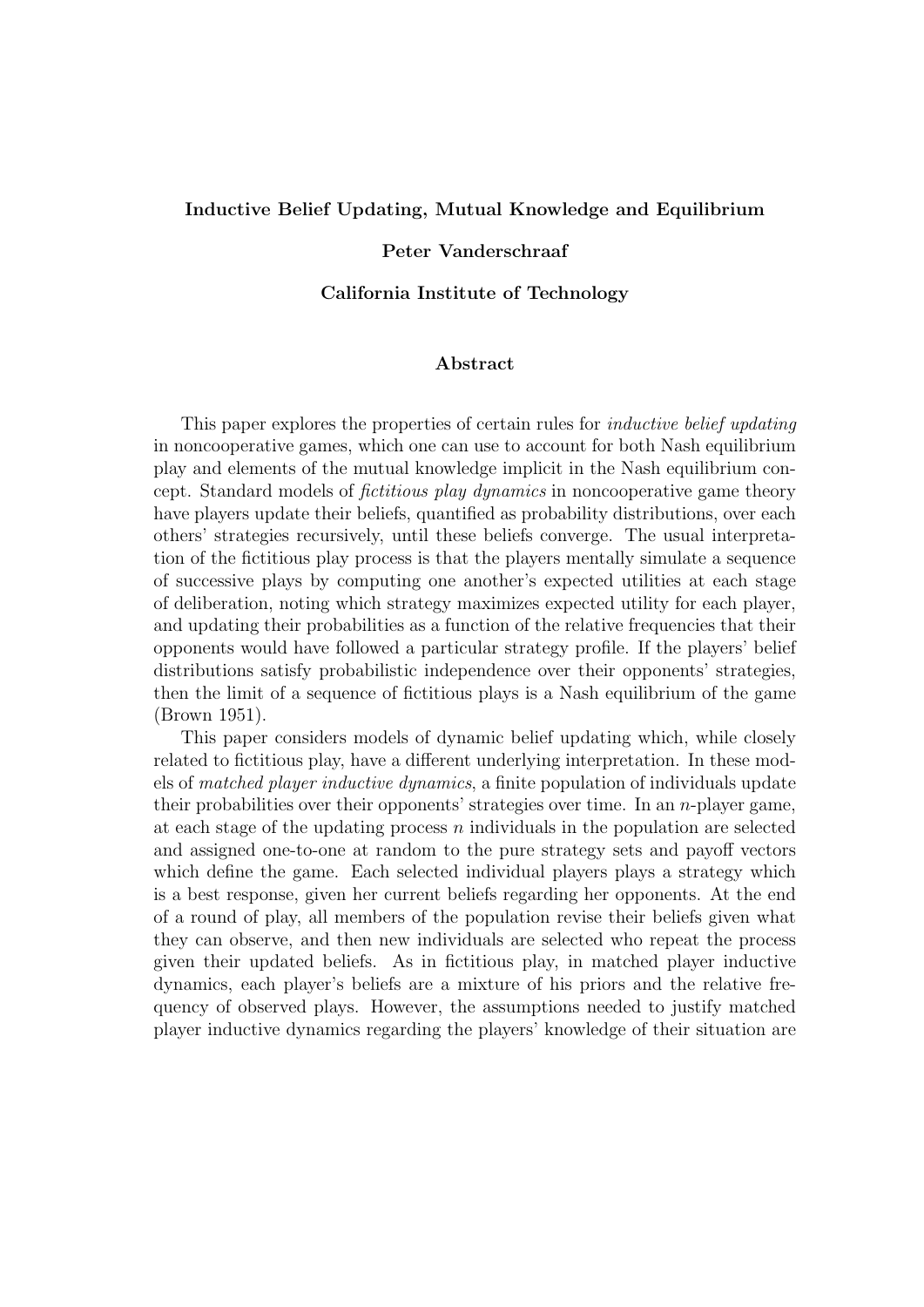**Inductive Belief Updating, Mutual Knowledge and Equilibrium**

**Peter Vanderschraaf**

**California Institute of Technology**

**Abstract**

This paper explores the properties of certain rules for *inductive belief updating* in noncooperative games, which one can use to account for both Nash equilibrium play and elements of the mutual knowledge implicit in the Nash equilibrium concept. Standard models of *fictitious play dynamics* in noncooperative game theory have players update their beliefs, quantified as probability distributions, over each others' strategies recursively, until these beliefs converge. The usual interpretation of the fictitious play process is that the players mentally simulate a sequence of successive plays by computing one another's expected utilities at each stage of deliberation, noting which strategy maximizes expected utility for each player, and updating their probabilities as a function of the relative frequencies that their opponents would have followed a particular strategy profile. If the players' belief distributions satisfy probabilistic independence over their opponents' strategies, then the limit of a sequence of fictitious plays is a Nash equilibrium of the game (Brown 1951).

This paper considers models of dynamic belief updating which, while closely related to fictitious play, have a different underlying interpretation. In these models of *matched player inductive dynamics*, a finite population of individuals update their probabilities over their opponents' strategies over time. In an $n$-player game, at each stage of the updating process $n$ individuals in the population are selected and assigned one-to-one at random to the pure strategy sets and payoff vectors which define the game. Each selected individual players plays a strategy which is a best response, given her current beliefs regarding her opponents. At the end of a round of play, all members of the population revise their beliefs given what they can observe, and then new individuals are selected who repeat the process given their updated beliefs. As in fictitious play, in matched player inductive dynamics, each player's beliefs are a mixture of his priors and the relative frequency of observed plays. However, the assumptions needed to justify matched player inductive dynamics regarding the players' knowledge of their situation are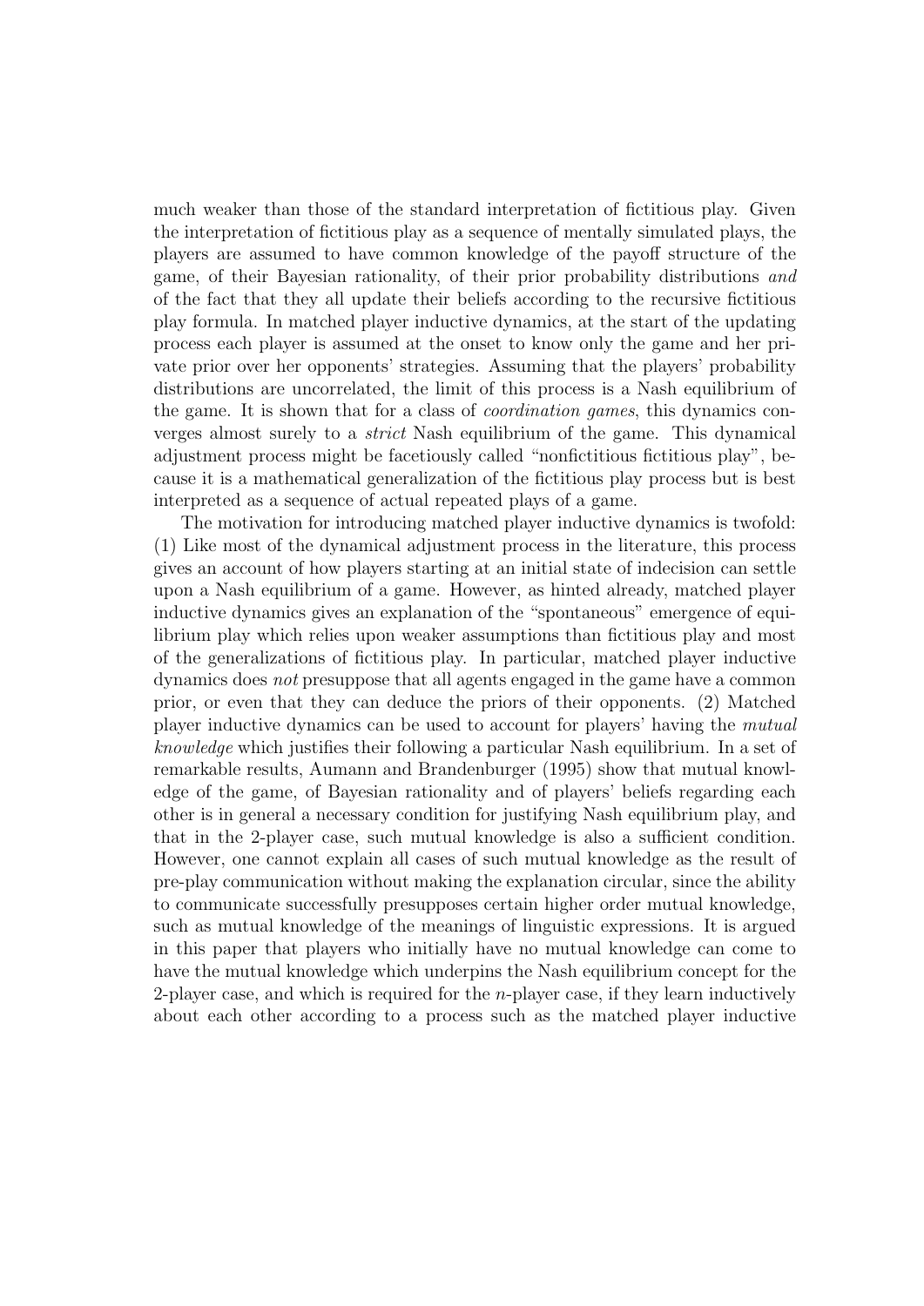much weaker than those of the standard interpretation of fictitious play. Given the interpretation of fictitious play as a sequence of mentally simulated plays, the players are assumed to have common knowledge of the payoff structure of the game, of their Bayesian rationality, of their prior probability distributions *and* of the fact that they all update their beliefs according to the recursive fictitious play formula. In matched player inductive dynamics, at the start of the updating process each player is assumed at the onset to know only the game and her private prior over her opponents' strategies. Assuming that the players' probability distributions are uncorrelated, the limit of this process is a Nash equilibrium of the game. It is shown that for a class of *coordination games*, this dynamics converges almost surely to a *strict* Nash equilibrium of the game. This dynamical adjustment process might be facetiously called "nonfictitious fictitious play", because it is a mathematical generalization of the fictitious play process but is best interpreted as a sequence of actual repeated plays of a game.

The motivation for introducing matched player inductive dynamics is twofold: (1) Like most of the dynamical adjustment process in the literature, this process gives an account of how players starting at an initial state of indecision can settle upon a Nash equilibrium of a game. However, as hinted already, matched player inductive dynamics gives an explanation of the "spontaneous" emergence of equilibrium play which relies upon weaker assumptions than fictitious play and most of the generalizations of fictitious play. In particular, matched player inductive dynamics does *not* presuppose that all agents engaged in the game have a common prior, or even that they can deduce the priors of their opponents. (2) Matched player inductive dynamics can be used to account for players' having the *mutual knowledge* which justifies their following a particular Nash equilibrium. In a set of remarkable results, Aumann and Brandenburger (1995) show that mutual knowledge of the game, of Bayesian rationality and of players' beliefs regarding each other is in general a necessary condition for justifying Nash equilibrium play, and that in the 2-player case, such mutual knowledge is also a sufficient condition. However, one cannot explain all cases of such mutual knowledge as the result of pre-play communication without making the explanation circular, since the ability to communicate successfully presupposes certain higher order mutual knowledge, such as mutual knowledge of the meanings of linguistic expressions. It is argued in this paper that players who initially have no mutual knowledge can come to have the mutual knowledge which underpins the Nash equilibrium concept for the 2-player case, and which is required for the $n$-player case, if they learn inductively about each other according to a process such as the matched player inductive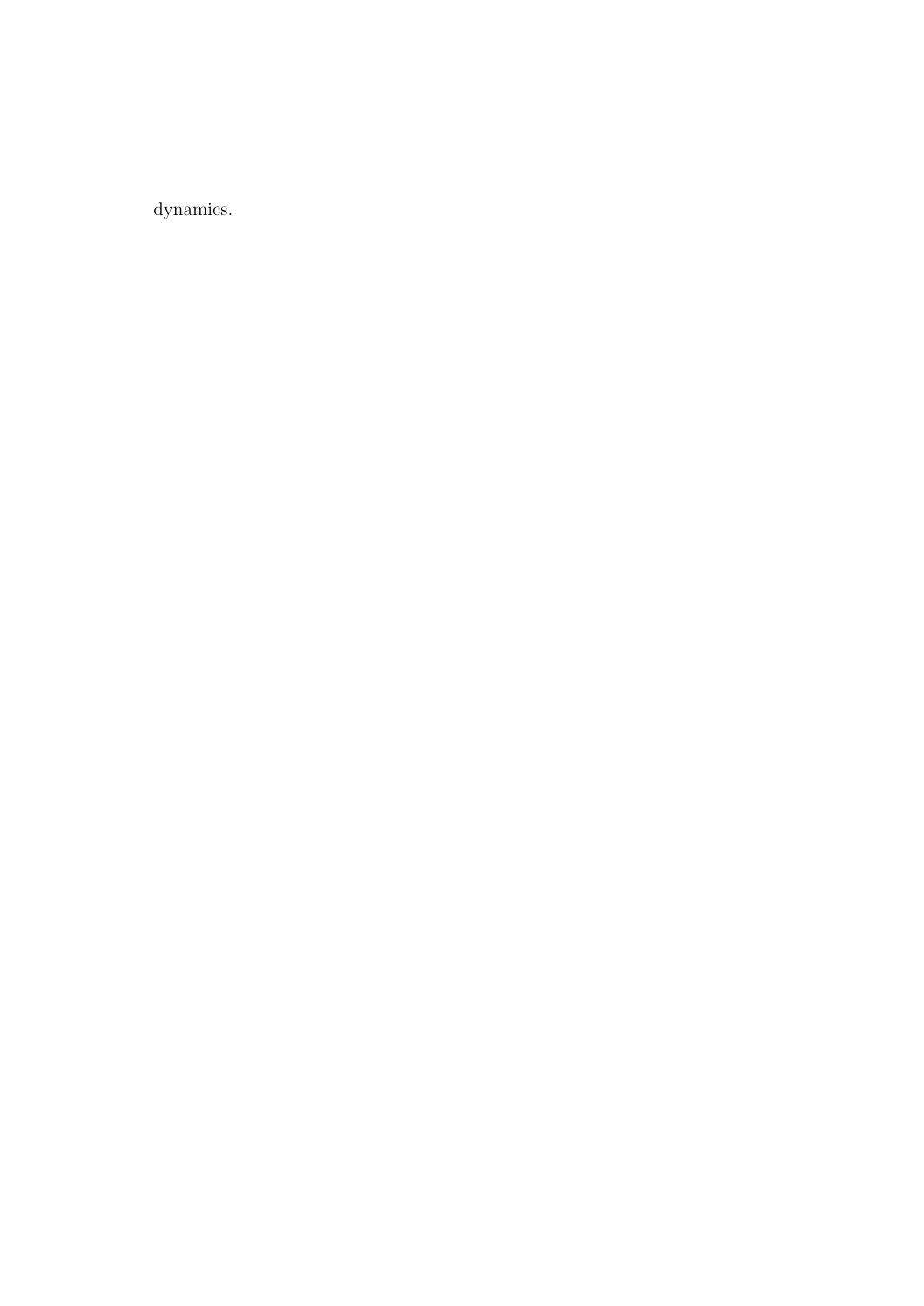dynamics.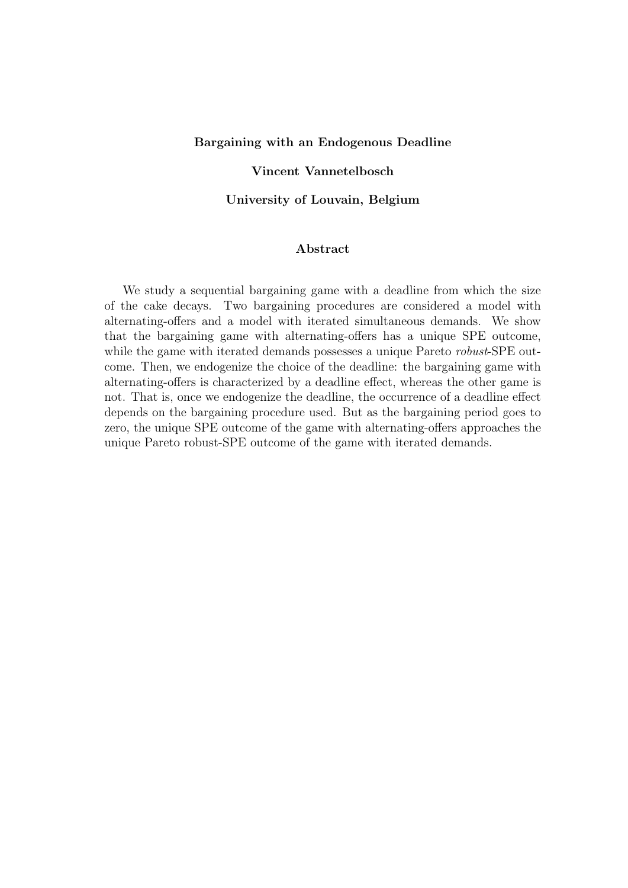**Bargaining with an Endogenous Deadline**

**Vincent Vannetelbosch**

**University of Louvain, Belgium**

**Abstract**

We study a sequential bargaining game with a deadline from which the size of the cake decays. Two bargaining procedures are considered a model with alternating-offers and a model with iterated simultaneous demands. We show that the bargaining game with alternating-offers has a unique SPE outcome, while the game with iterated demands possesses a unique Pareto *robust*-SPE outcome. Then, we endogenize the choice of the deadline: the bargaining game with alternating-offers is characterized by a deadline effect, whereas the other game is not. That is, once we endogenize the deadline, the occurrence of a deadline effect depends on the bargaining procedure used. But as the bargaining period goes to zero, the unique SPE outcome of the game with alternating-offers approaches the unique Pareto robust-SPE outcome of the game with iterated demands.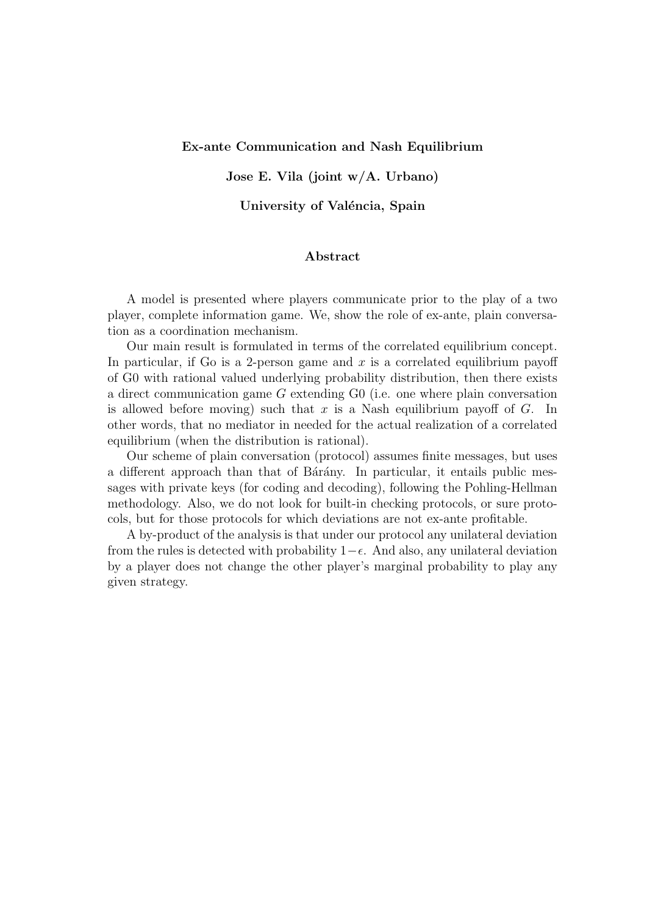**Ex-ante Communication and Nash Equilibrium**

**Jose E. Vila (joint w/A. Urbano)**

**University of Valéncia, Spain**

**Abstract**

A model is presented where players communicate prior to the play of a two player, complete information game. We, show the role of ex-ante, plain conversation as a coordination mechanism.

Our main result is formulated in terms of the correlated equilibrium concept. In particular, if Go is a 2-person game and $x$ is a correlated equilibrium payoff of G0 with rational valued underlying probability distribution, then there exists a direct communication game $G$ extending G0 (i.e. one where plain conversation is allowed before moving) such that $x$ is a Nash equilibrium payoff of $G$. In other words, that no mediator in needed for the actual realization of a correlated equilibrium (when the distribution is rational).

Our scheme of plain conversation (protocol) assumes finite messages, but uses a different approach than that of Bárány. In particular, it entails public messages with private keys (for coding and decoding), following the Pohling-Hellman methodology. Also, we do not look for built-in checking protocols, or sure protocols, but for those protocols for which deviations are not ex-ante profitable.

A by-product of the analysis is that under our protocol any unilateral deviation from the rules is detected with probability $1-\epsilon$. And also, any unilateral deviation by a player does not change the other player's marginal probability to play any given strategy.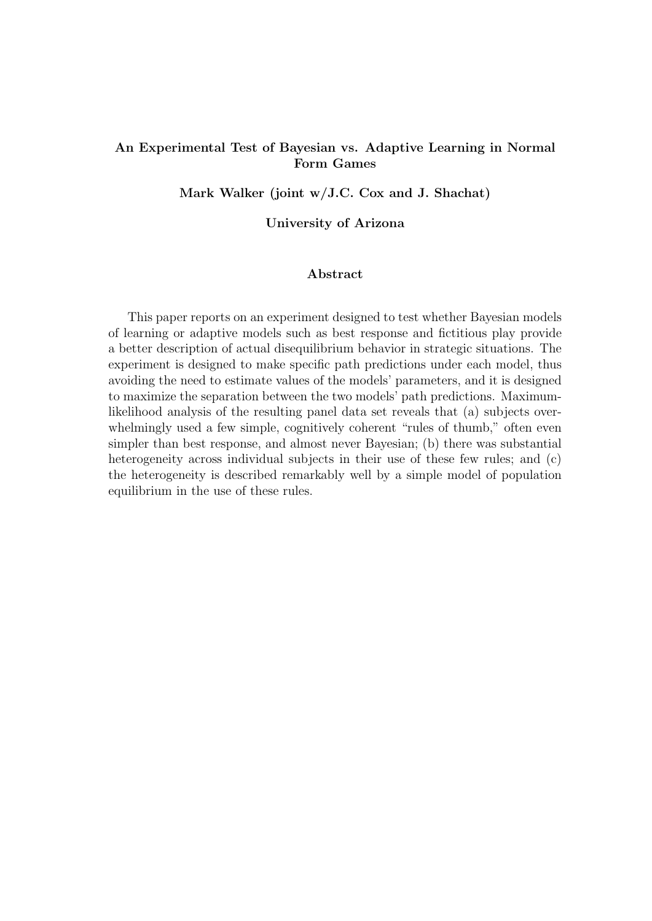**An Experimental Test of Bayesian vs. Adaptive Learning in Normal Form Games**

**Mark Walker (joint w/J.C. Cox and J. Shachat)**

**University of Arizona**

**Abstract**

This paper reports on an experiment designed to test whether Bayesian models of learning or adaptive models such as best response and fictitious play provide a better description of actual disequilibrium behavior in strategic situations. The experiment is designed to make specific path predictions under each model, thus avoiding the need to estimate values of the models' parameters, and it is designed to maximize the separation between the two models' path predictions. Maximum-likelihood analysis of the resulting panel data set reveals that (a) subjects overwhelmingly used a few simple, cognitively coherent "rules of thumb," often even simpler than best response, and almost never Bayesian; (b) there was substantial heterogeneity across individual subjects in their use of these few rules; and (c) the heterogeneity is described remarkably well by a simple model of population equilibrium in the use of these rules.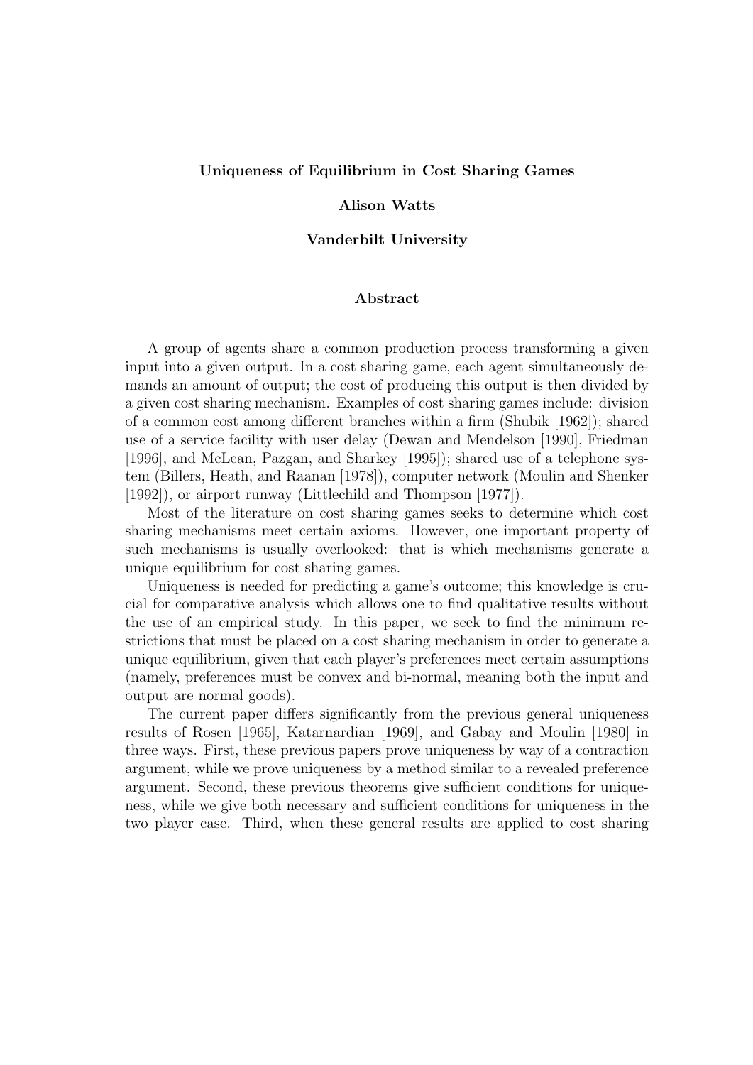**Uniqueness of Equilibrium in Cost Sharing Games**

**Alison Watts**

**Vanderbilt University**

**Abstract**

A group of agents share a common production process transforming a given input into a given output. In a cost sharing game, each agent simultaneously demands an amount of output; the cost of producing this output is then divided by a given cost sharing mechanism. Examples of cost sharing games include: division of a common cost among different branches within a firm (Shubik [1962]); shared use of a service facility with user delay (Dewan and Mendelson [1990], Friedman [1996], and McLean, Pazgan, and Sharkey [1995]); shared use of a telephone system (Billers, Heath, and Raanan [1978]), computer network (Moulin and Shenker [1992]), or airport runway (Littlechild and Thompson [1977]).

Most of the literature on cost sharing games seeks to determine which cost sharing mechanisms meet certain axioms. However, one important property of such mechanisms is usually overlooked: that is which mechanisms generate a unique equilibrium for cost sharing games.

Uniqueness is needed for predicting a game's outcome; this knowledge is crucial for comparative analysis which allows one to find qualitative results without the use of an empirical study. In this paper, we seek to find the minimum restrictions that must be placed on a cost sharing mechanism in order to generate a unique equilibrium, given that each player's preferences meet certain assumptions (namely, preferences must be convex and bi-normal, meaning both the input and output are normal goods).

The current paper differs significantly from the previous general uniqueness results of Rosen [1965], Katarnardian [1969], and Gabay and Moulin [1980] in three ways. First, these previous papers prove uniqueness by way of a contraction argument, while we prove uniqueness by a method similar to a revealed preference argument. Second, these previous theorems give sufficient conditions for uniqueness, while we give both necessary and sufficient conditions for uniqueness in the two player case. Third, when these general results are applied to cost sharing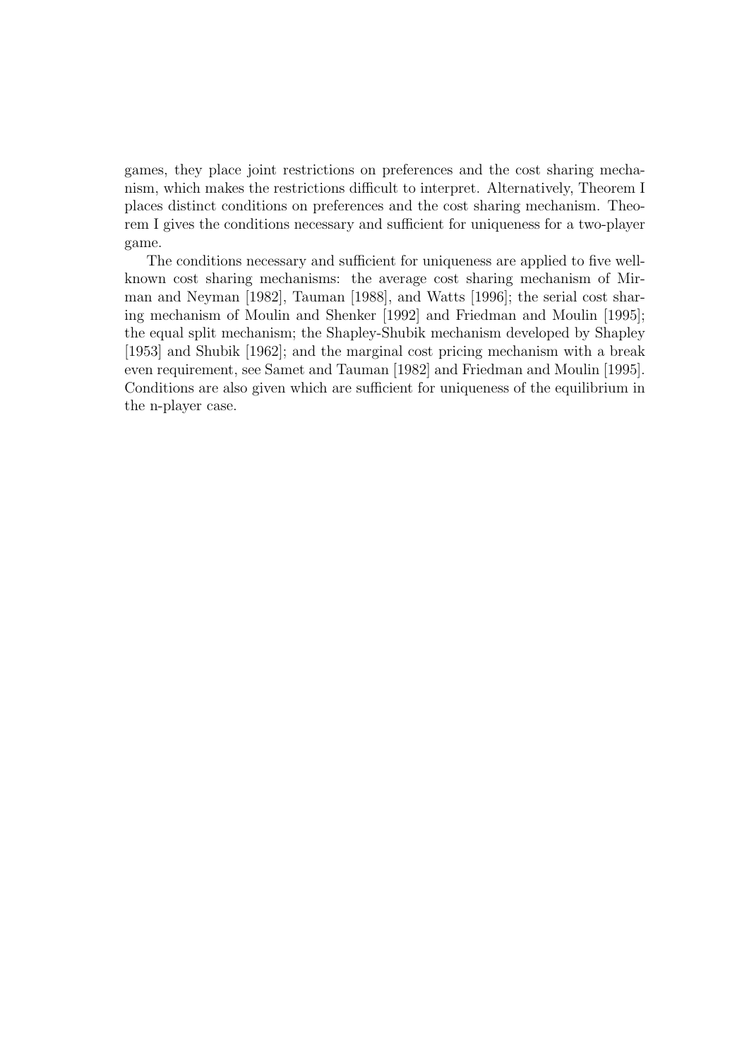games, they place joint restrictions on preferences and the cost sharing mechanism, which makes the restrictions difficult to interpret. Alternatively, Theorem I places distinct conditions on preferences and the cost sharing mechanism. Theorem I gives the conditions necessary and sufficient for uniqueness for a two-player game.

The conditions necessary and sufficient for uniqueness are applied to five well-known cost sharing mechanisms: the average cost sharing mechanism of Mirman and Neyman [1982], Tauman [1988], and Watts [1996]; the serial cost sharing mechanism of Moulin and Shenker [1992] and Friedman and Moulin [1995]; the equal split mechanism; the Shapley-Shubik mechanism developed by Shapley [1953] and Shubik [1962]; and the marginal cost pricing mechanism with a break even requirement, see Samet and Tauman [1982] and Friedman and Moulin [1995]. Conditions are also given which are sufficient for uniqueness of the equilibrium in the n-player case.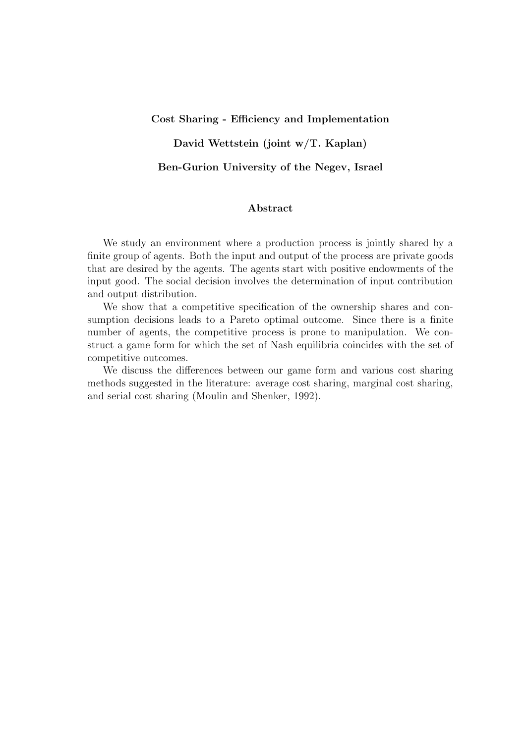**Cost Sharing - Efficiency and Implementation**

**David Wettstein (joint w/T. Kaplan)**

**Ben-Gurion University of the Negev, Israel**

**Abstract**

We study an environment where a production process is jointly shared by a finite group of agents. Both the input and output of the process are private goods that are desired by the agents. The agents start with positive endowments of the input good. The social decision involves the determination of input contribution and output distribution.

We show that a competitive specification of the ownership shares and consumption decisions leads to a Pareto optimal outcome. Since there is a finite number of agents, the competitive process is prone to manipulation. We construct a game form for which the set of Nash equilibria coincides with the set of competitive outcomes.

We discuss the differences between our game form and various cost sharing methods suggested in the literature: average cost sharing, marginal cost sharing, and serial cost sharing (Moulin and Shenker, 1992).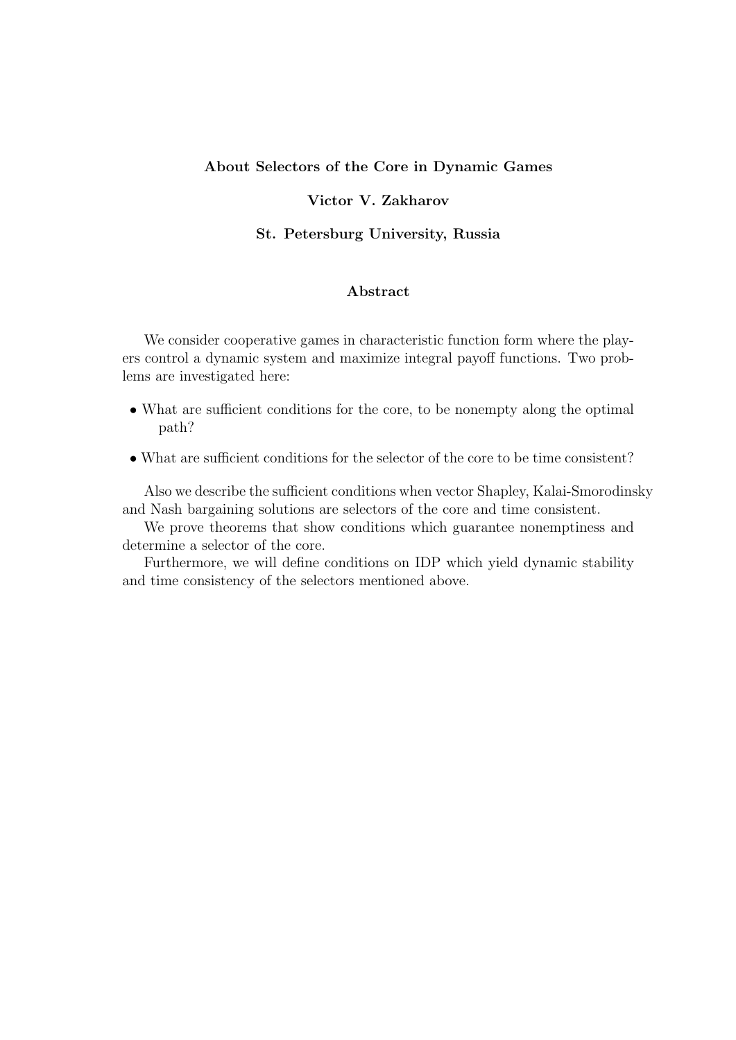**About Selectors of the Core in Dynamic Games**

**Victor V. Zakharov**

**St. Petersburg University, Russia**

**Abstract**

We consider cooperative games in characteristic function form where the players control a dynamic system and maximize integral payoff functions. Two problems are investigated here:

- What are sufficient conditions for the core, to be nonempty along the optimal path?
- What are sufficient conditions for the selector of the core to be time consistent?

Also we describe the sufficient conditions when vector Shapley, Kalai-Smorodinsky and Nash bargaining solutions are selectors of the core and time consistent.

We prove theorems that show conditions which guarantee nonemptiness and determine a selector of the core.

Furthermore, we will define conditions on IDP which yield dynamic stability and time consistency of the selectors mentioned above.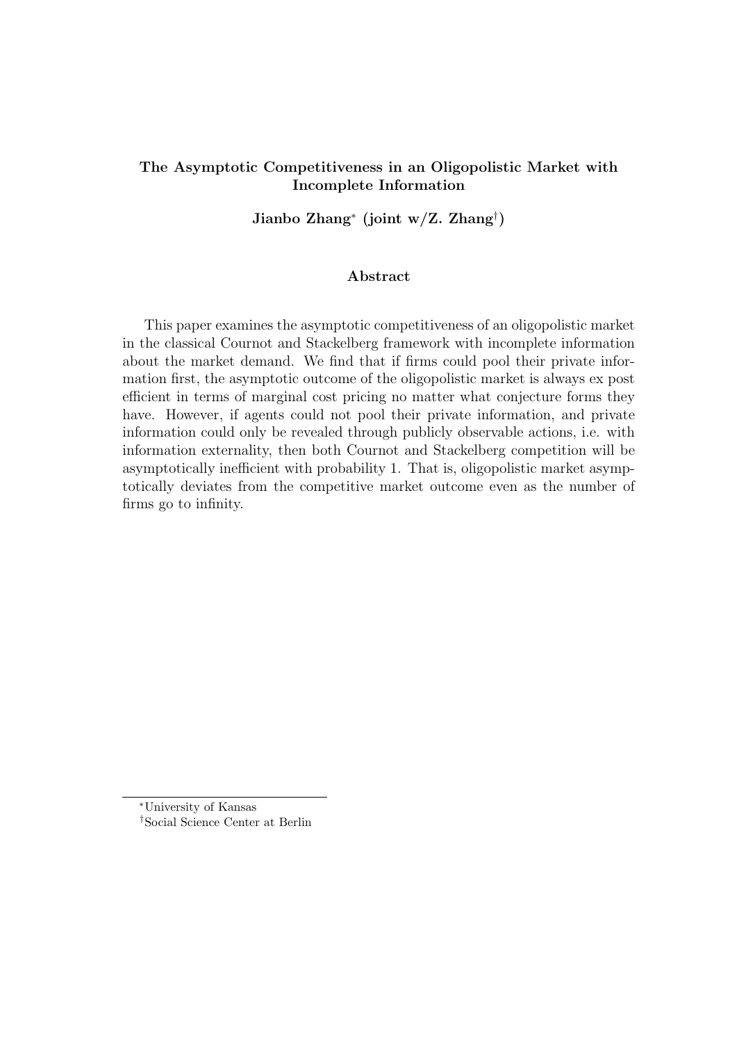**The Asymptotic Competitiveness in an Oligopolistic Market with Incomplete Information**

**Jianbo Zhang[*] (joint w/Z. Zhang[†])**

**Abstract**

This paper examines the asymptotic competitiveness of an oligopolistic market in the classical Cournot and Stackelberg framework with incomplete information about the market demand. We find that if firms could pool their private information first, the asymptotic outcome of the oligopolistic market is always ex post efficient in terms of marginal cost pricing no matter what conjecture forms they have. However, if agents could not pool their private information, and private information could only be revealed through publicly observable actions, i.e. with information externality, then both Cournot and Stackelberg competition will be asymptotically inefficient with probability 1. That is, oligopolistic market asymptotically deviates from the competitive market outcome even as the number of firms go to infinity.

---

[*] University of Kansas

[†] Social Science Center at Berlin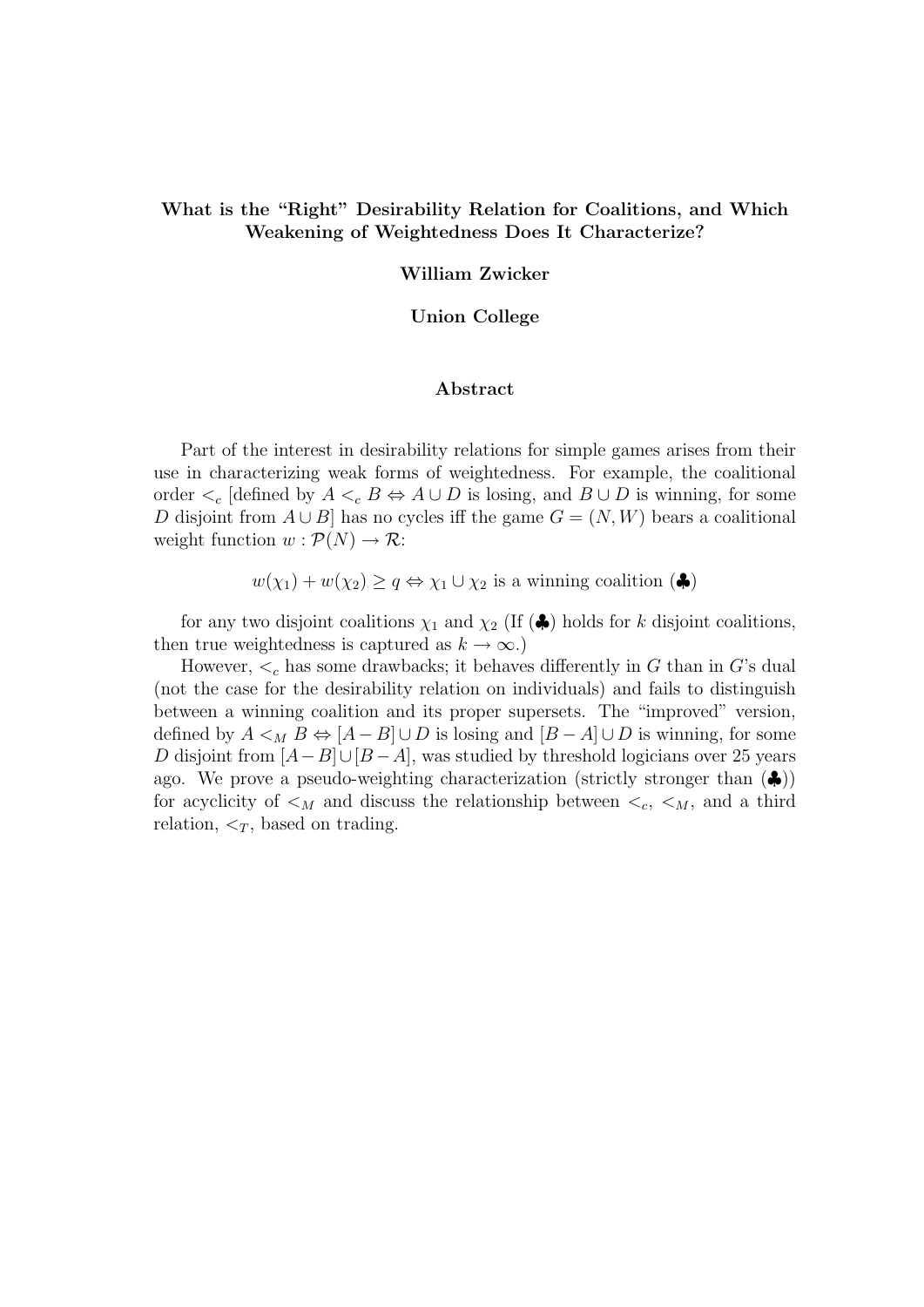**What is the "Right" Desirability Relation for Coalitions, and Which Weakening of Weightedness Does It Characterize?**

**William Zwicker**

**Union College**

**Abstract**

Part of the interest in desirability relations for simple games arises from their use in characterizing weak forms of weightedness. For example, the coalitional order $<_c$ [defined by $A <_c B \Leftrightarrow A \cup D$ is losing, and $B \cup D$ is winning, for some $D$ disjoint from $A \cup B$] has no cycles iff the game $G = (N, W)$ bears a coalitional weight function $w : \mathcal{P}(N) \to \mathcal{R}$:

$$w(\chi_1) + w(\chi_2) \geq q \Leftrightarrow \chi_1 \cup \chi_2 \text{ is a winning coalition } (\clubsuit)$$

for any two disjoint coalitions $\chi_1$ and $\chi_2$ (If ($\clubsuit$) holds for $k$ disjoint coalitions, then true weightedness is captured as $k \to \infty$.)

However, $<_c$ has some drawbacks; it behaves differently in $G$ than in $G$'s dual (not the case for the desirability relation on individuals) and fails to distinguish between a winning coalition and its proper supersets. The "improved" version, defined by $A <_M B \Leftrightarrow [A - B] \cup D$ is losing and $[B - A] \cup D$ is winning, for some $D$ disjoint from $[A - B] \cup [B - A]$, was studied by threshold logicians over 25 years ago. We prove a pseudo-weighting characterization (strictly stronger than ($\clubsuit$)) for acyclicity of $<_M$ and discuss the relationship between $<_c$, $<_M$, and a third relation, $<_T$, based on trading.